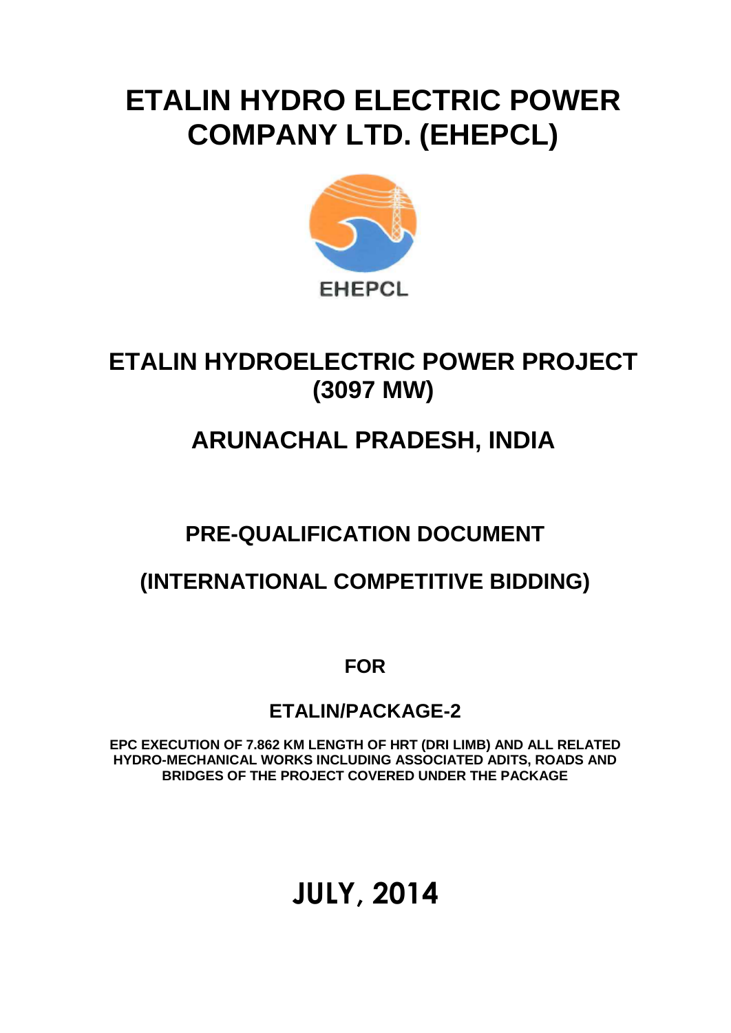# ETALIN HYDRO ELECTRIC POWER COMPANY LTD. (EHEPCL)

EHEPCL

## ETALIN HYDROELECTRIC POWER PROJECT (3097 MW)

## ARUNACHAL PRADESH, INDIA

## PRE-QUALIFICATION DOCUMENT

## (INTERNATIONAL COMPETITIVE BIDDING)

**FOR**

## ETALIN/PACKAGE-2

**EPC EXECUTION OF 7.862 KM LENGTH OF HRT (DRI LIMB) AND ALL RELATED HYDRO-MECHANICAL WORKS INCLUDING ASSOCIATED ADITS, ROADS AND BRIDGES OF THE PROJECT COVERED UNDER THE PACKAGE**

## JULY, 2014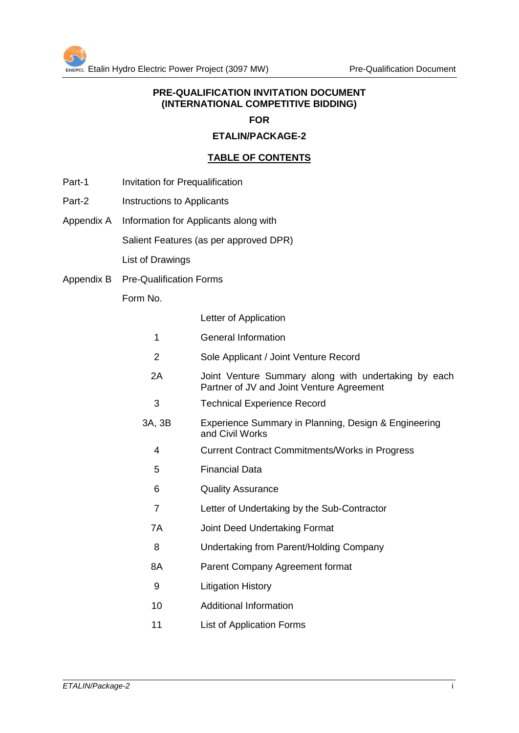**PRE-QUALIFICATION INVITATION DOCUMENT**
**(INTERNATIONAL COMPETITIVE BIDDING)**

**FOR**

**ETALIN/PACKAGE-2**

## TABLE OF CONTENTS

| | |
|---|---|
| Part-1 | Invitation for Prequalification |
| Part-2 | Instructions to Applicants |
| Appendix A | Information for Applicants along with |
| | Salient Features (as per approved DPR) |
| | List of Drawings |
| Appendix B | Pre-Qualification Forms |
| | Form No. |

| Form No. | |
|---|---|
| | Letter of Application |
| 1 | General Information |
| 2 | Sole Applicant / Joint Venture Record |
| 2A | Joint Venture Summary along with undertaking by each Partner of JV and Joint Venture Agreement |
| 3 | Technical Experience Record |
| 3A, 3B | Experience Summary in Planning, Design & Engineering and Civil Works |
| 4 | Current Contract Commitments/Works in Progress |
| 5 | Financial Data |
| 6 | Quality Assurance |
| 7 | Letter of Undertaking by the Sub-Contractor |
| 7A | Joint Deed Undertaking Format |
| 8 | Undertaking from Parent/Holding Company |
| 8A | Parent Company Agreement format |
| 9 | Litigation History |
| 10 | Additional Information |
| 11 | List of Application Forms |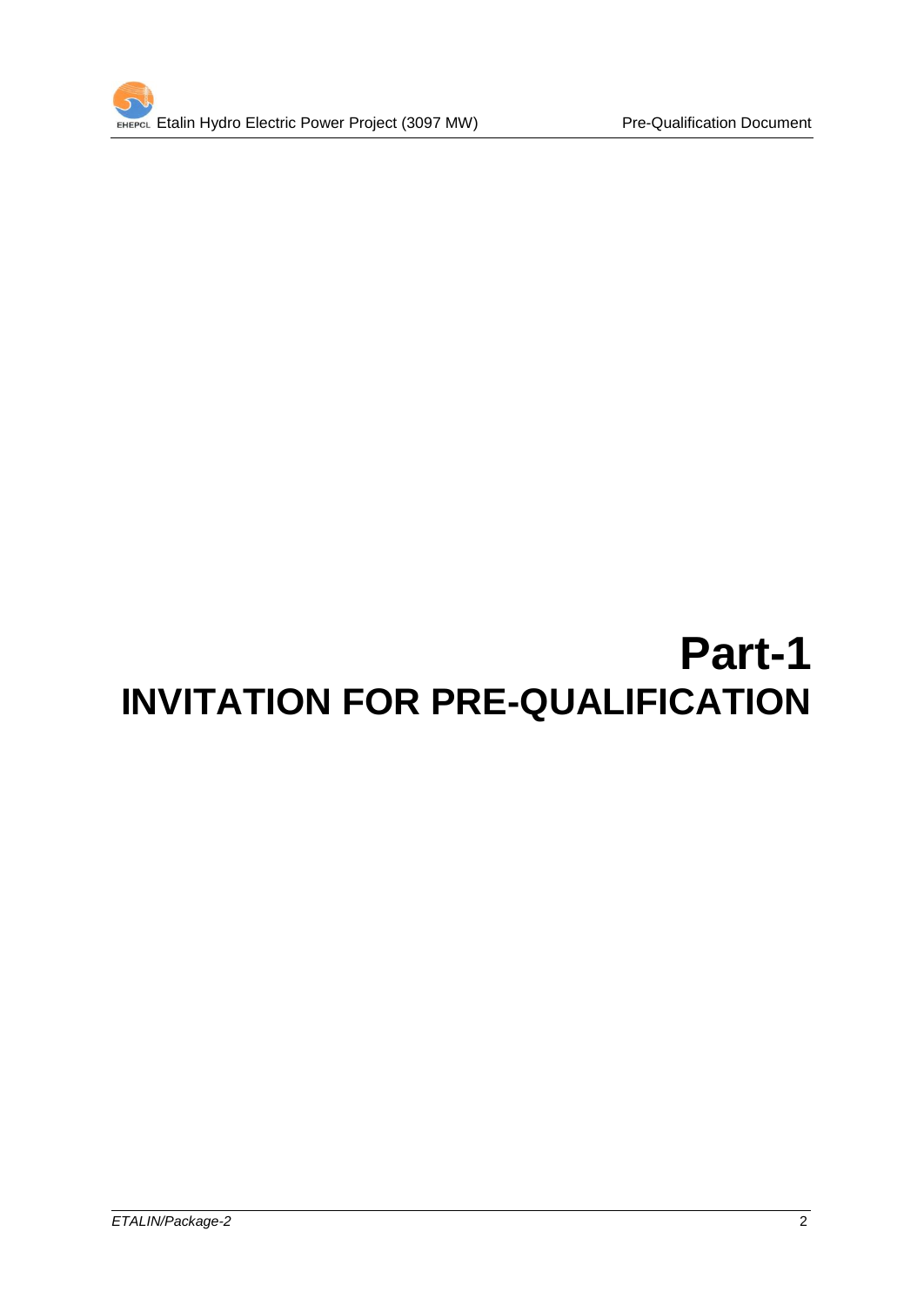# Part-1
# INVITATION FOR PRE-QUALIFICATION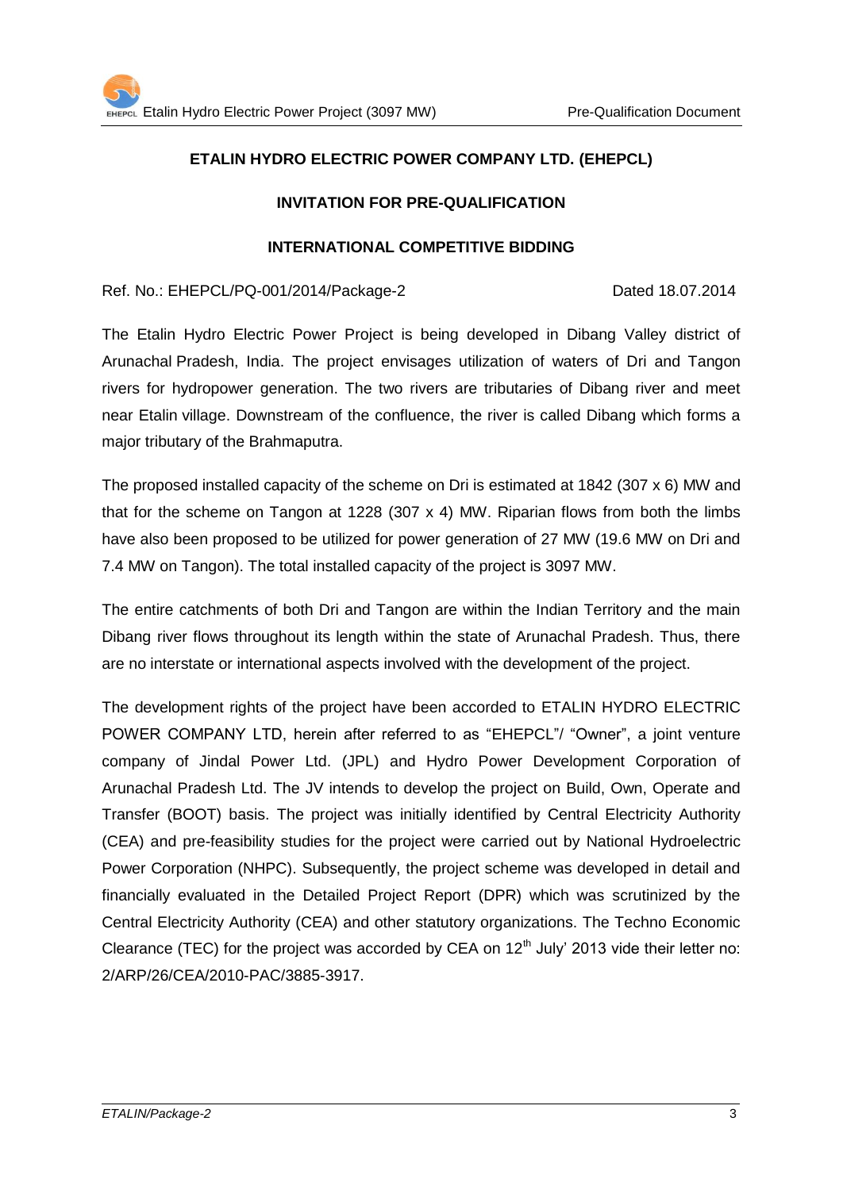**ETALIN HYDRO ELECTRIC POWER COMPANY LTD. (EHEPCL)**

**INVITATION FOR PRE-QUALIFICATION**

**INTERNATIONAL COMPETITIVE BIDDING**

Ref. No.: EHEPCL/PQ-001/2014/Package-2 Dated 18.07.2014

The Etalin Hydro Electric Power Project is being developed in Dibang Valley district of Arunachal Pradesh, India. The project envisages utilization of waters of Dri and Tangon rivers for hydropower generation. The two rivers are tributaries of Dibang river and meet near Etalin village. Downstream of the confluence, the river is called Dibang which forms a major tributary of the Brahmaputra.

The proposed installed capacity of the scheme on Dri is estimated at 1842 (307 x 6) MW and that for the scheme on Tangon at 1228 (307 x 4) MW. Riparian flows from both the limbs have also been proposed to be utilized for power generation of 27 MW (19.6 MW on Dri and 7.4 MW on Tangon). The total installed capacity of the project is 3097 MW.

The entire catchments of both Dri and Tangon are within the Indian Territory and the main Dibang river flows throughout its length within the state of Arunachal Pradesh. Thus, there are no interstate or international aspects involved with the development of the project.

The development rights of the project have been accorded to ETALIN HYDRO ELECTRIC POWER COMPANY LTD, herein after referred to as "EHEPCL"/ "Owner", a joint venture company of Jindal Power Ltd. (JPL) and Hydro Power Development Corporation of Arunachal Pradesh Ltd. The JV intends to develop the project on Build, Own, Operate and Transfer (BOOT) basis. The project was initially identified by Central Electricity Authority (CEA) and pre-feasibility studies for the project were carried out by National Hydroelectric Power Corporation (NHPC). Subsequently, the project scheme was developed in detail and financially evaluated in the Detailed Project Report (DPR) which was scrutinized by the Central Electricity Authority (CEA) and other statutory organizations. The Techno Economic Clearance (TEC) for the project was accorded by CEA on 12th July' 2013 vide their letter no: 2/ARP/26/CEA/2010-PAC/3885-3917.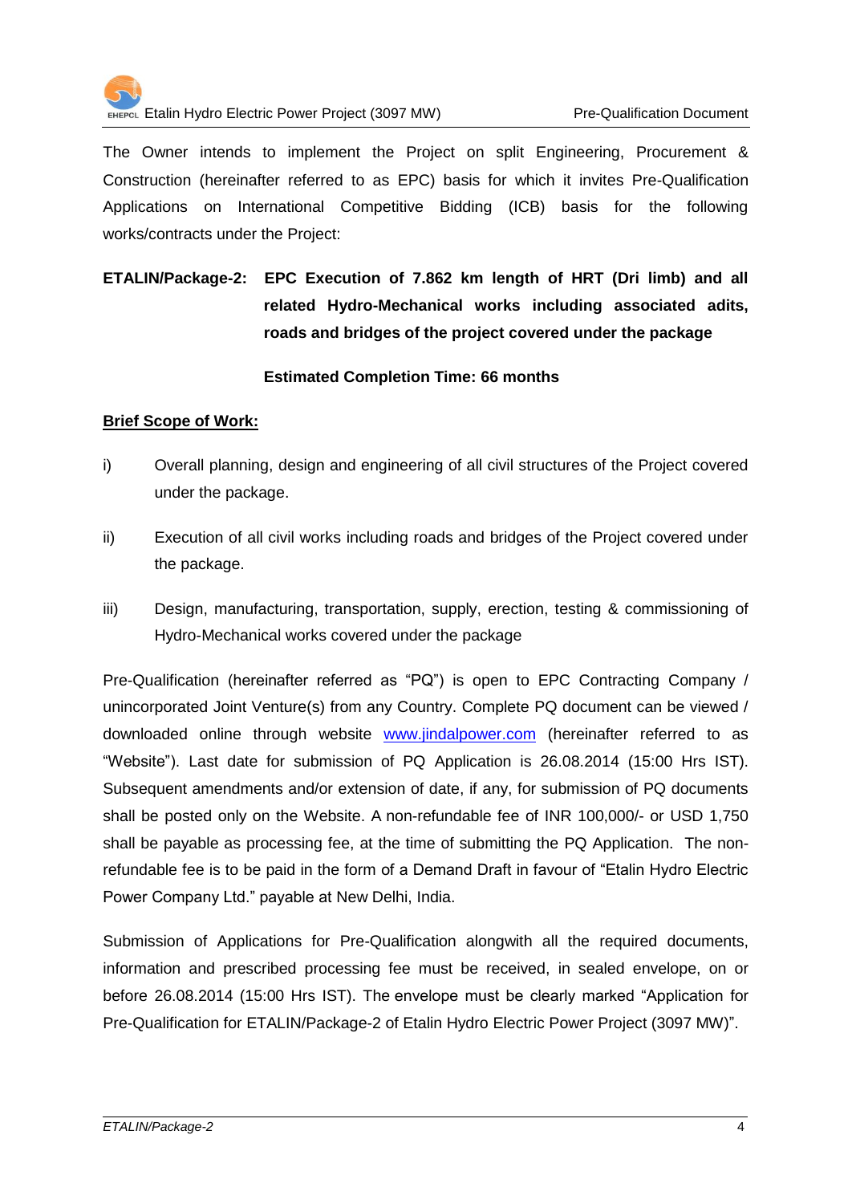The Owner intends to implement the Project on split Engineering, Procurement & Construction (hereinafter referred to as EPC) basis for which it invites Pre-Qualification Applications on International Competitive Bidding (ICB) basis for the following works/contracts under the Project:

**ETALIN/Package-2: EPC Execution of 7.862 km length of HRT (Dri limb) and all related Hydro-Mechanical works including associated adits, roads and bridges of the project covered under the package**

**Estimated Completion Time: 66 months**

**Brief Scope of Work:**

i) Overall planning, design and engineering of all civil structures of the Project covered under the package.

ii) Execution of all civil works including roads and bridges of the Project covered under the package.

iii) Design, manufacturing, transportation, supply, erection, testing & commissioning of Hydro-Mechanical works covered under the package

Pre-Qualification (hereinafter referred as "PQ") is open to EPC Contracting Company / unincorporated Joint Venture(s) from any Country. Complete PQ document can be viewed / downloaded online through website www.jindalpower.com (hereinafter referred to as "Website"). Last date for submission of PQ Application is 26.08.2014 (15:00 Hrs IST). Subsequent amendments and/or extension of date, if any, for submission of PQ documents shall be posted only on the Website. A non-refundable fee of INR 100,000/- or USD 1,750 shall be payable as processing fee, at the time of submitting the PQ Application. The non-refundable fee is to be paid in the form of a Demand Draft in favour of "Etalin Hydro Electric Power Company Ltd." payable at New Delhi, India.

Submission of Applications for Pre-Qualification alongwith all the required documents, information and prescribed processing fee must be received, in sealed envelope, on or before 26.08.2014 (15:00 Hrs IST). The envelope must be clearly marked "Application for Pre-Qualification for ETALIN/Package-2 of Etalin Hydro Electric Power Project (3097 MW)".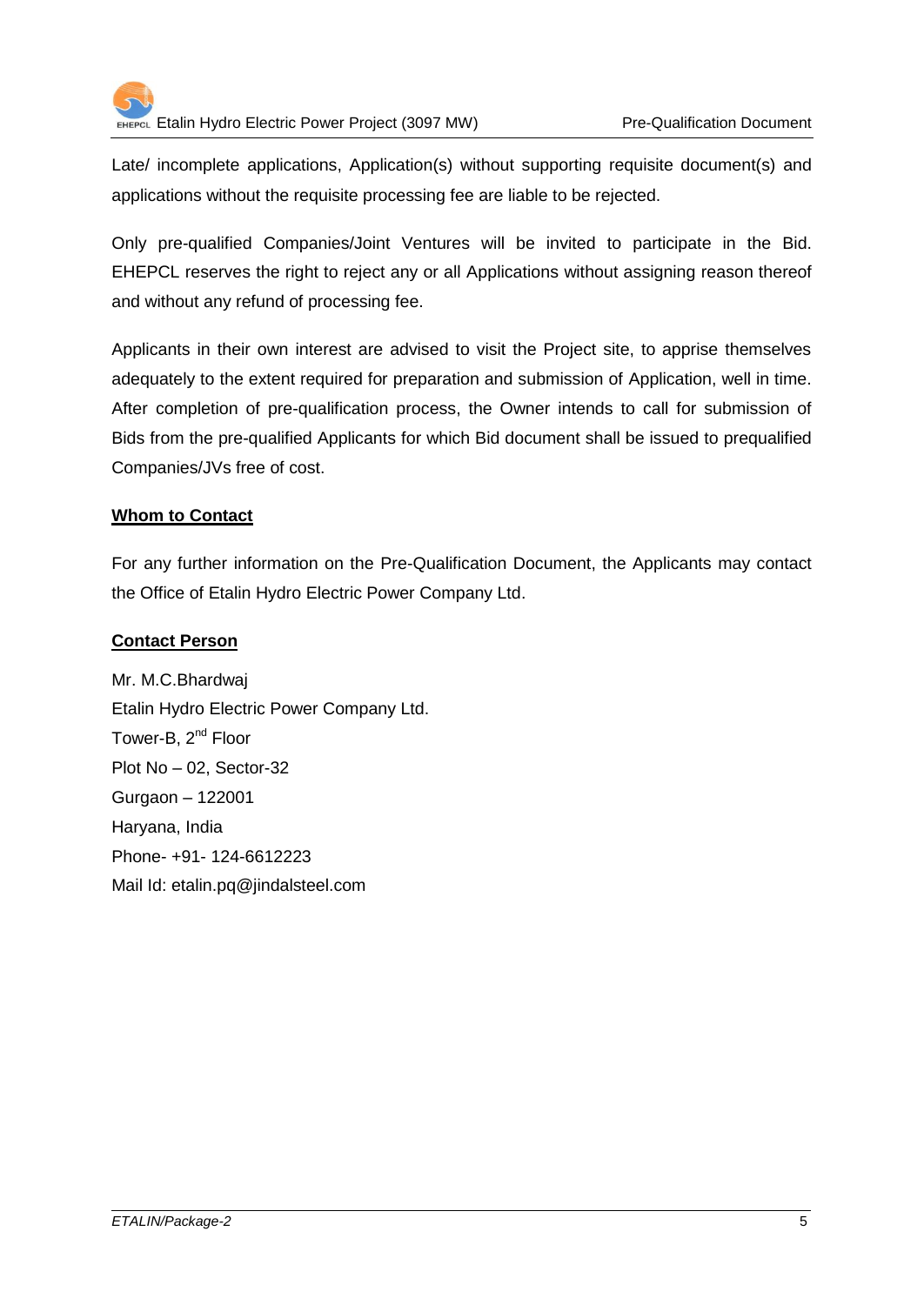Late/ incomplete applications, Application(s) without supporting requisite document(s) and applications without the requisite processing fee are liable to be rejected.

Only pre-qualified Companies/Joint Ventures will be invited to participate in the Bid. EHEPCL reserves the right to reject any or all Applications without assigning reason thereof and without any refund of processing fee.

Applicants in their own interest are advised to visit the Project site, to apprise themselves adequately to the extent required for preparation and submission of Application, well in time. After completion of pre-qualification process, the Owner intends to call for submission of Bids from the pre-qualified Applicants for which Bid document shall be issued to prequalified Companies/JVs free of cost.

**Whom to Contact**

For any further information on the Pre-Qualification Document, the Applicants may contact the Office of Etalin Hydro Electric Power Company Ltd.

**Contact Person**

Mr. M.C.Bhardwaj
Etalin Hydro Electric Power Company Ltd.
Tower-B, 2nd Floor
Plot No – 02, Sector-32
Gurgaon – 122001
Haryana, India
Phone- +91- 124-6612223
Mail Id: etalin.pq@jindalsteel.com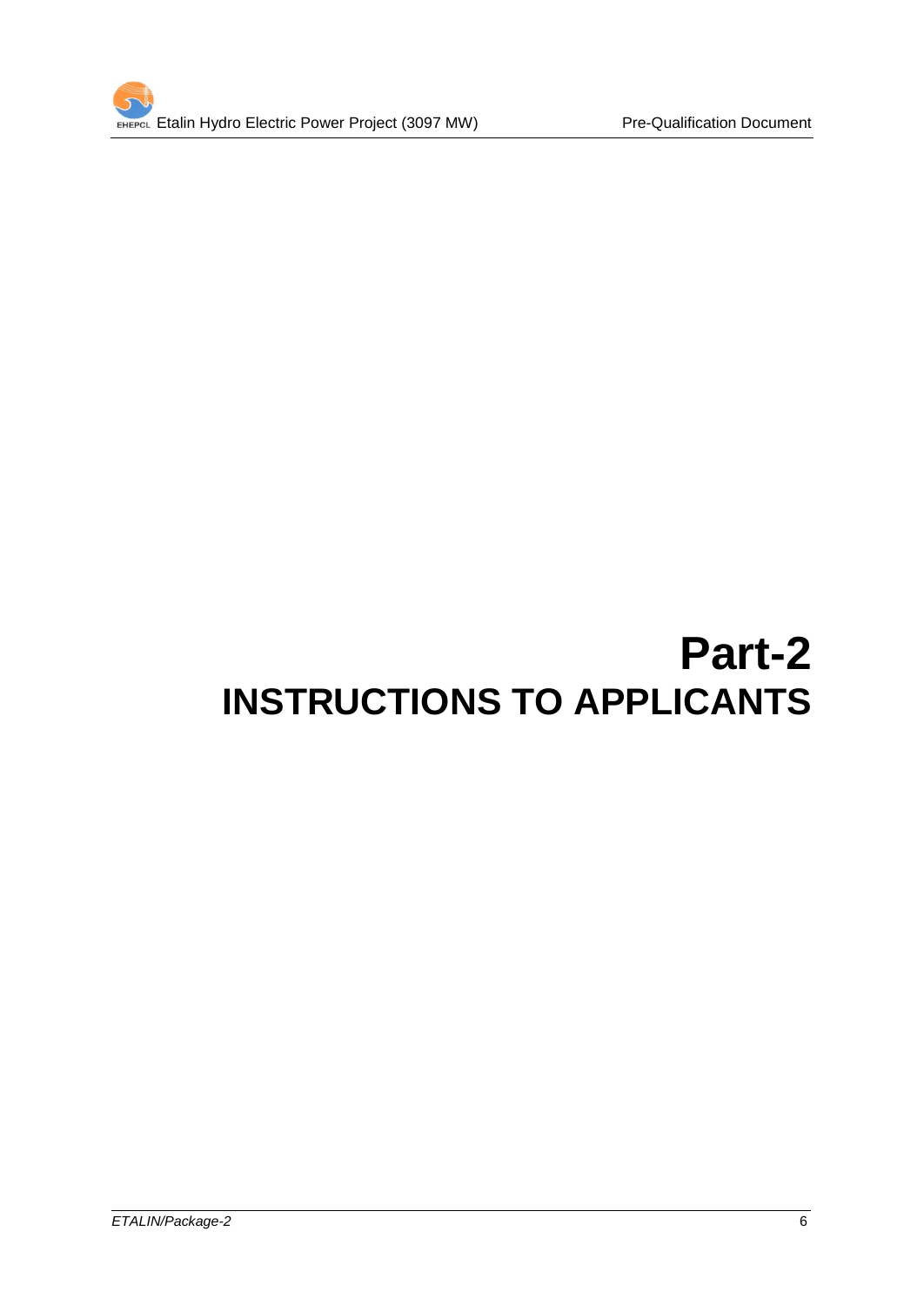# Part-2

# INSTRUCTIONS TO APPLICANTS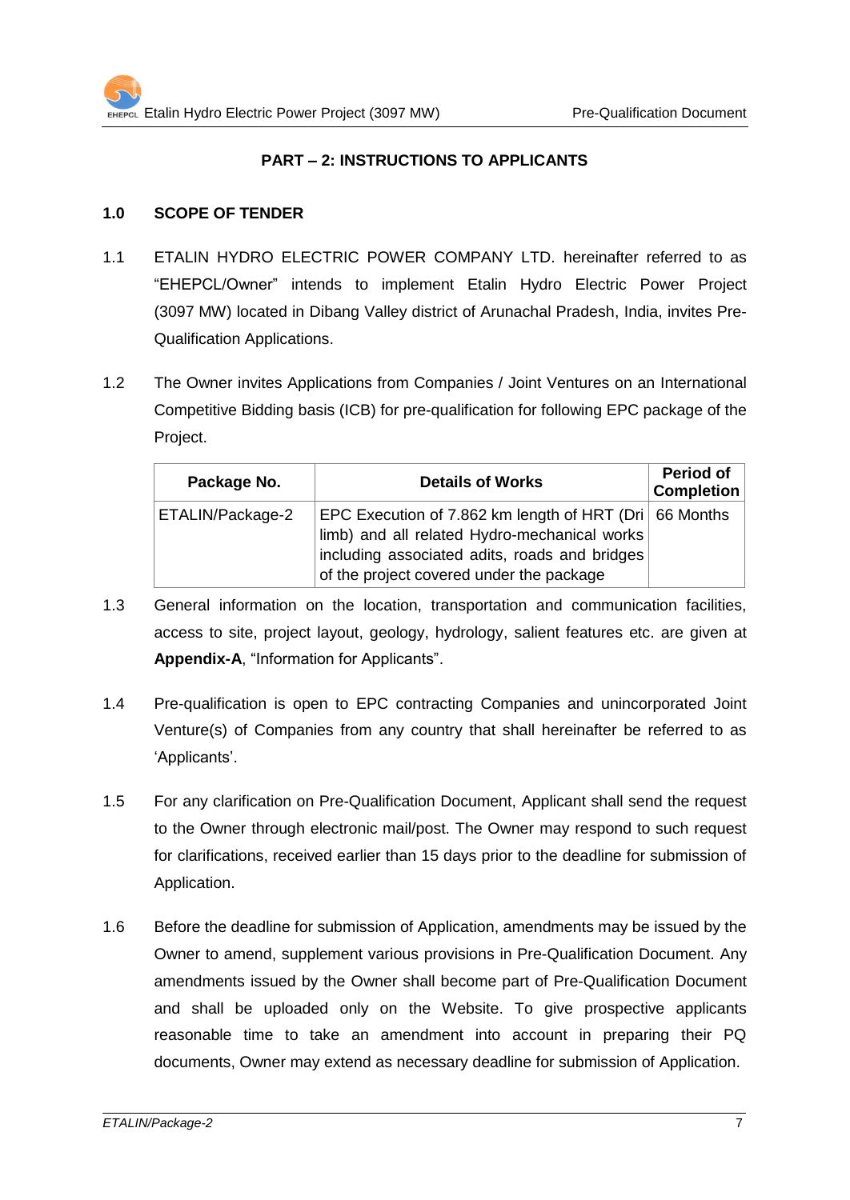## PART – 2: INSTRUCTIONS TO APPLICANTS

### 1.0 SCOPE OF TENDER

1.1 ETALIN HYDRO ELECTRIC POWER COMPANY LTD. hereinafter referred to as "EHEPCL/Owner" intends to implement Etalin Hydro Electric Power Project (3097 MW) located in Dibang Valley district of Arunachal Pradesh, India, invites Pre-Qualification Applications.

1.2 The Owner invites Applications from Companies / Joint Ventures on an International Competitive Bidding basis (ICB) for pre-qualification for following EPC package of the Project.

| Package No. | Details of Works | Period of Completion |
|---|---|---|
| ETALIN/Package-2 | EPC Execution of 7.862 km length of HRT (Dri limb) and all related Hydro-mechanical works including associated adits, roads and bridges of the project covered under the package | 66 Months |

1.3 General information on the location, transportation and communication facilities, access to site, project layout, geology, hydrology, salient features etc. are given at **Appendix-A**, "Information for Applicants".

1.4 Pre-qualification is open to EPC contracting Companies and unincorporated Joint Venture(s) of Companies from any country that shall hereinafter be referred to as 'Applicants'.

1.5 For any clarification on Pre-Qualification Document, Applicant shall send the request to the Owner through electronic mail/post. The Owner may respond to such request for clarifications, received earlier than 15 days prior to the deadline for submission of Application.

1.6 Before the deadline for submission of Application, amendments may be issued by the Owner to amend, supplement various provisions in Pre-Qualification Document. Any amendments issued by the Owner shall become part of Pre-Qualification Document and shall be uploaded only on the Website. To give prospective applicants reasonable time to take an amendment into account in preparing their PQ documents, Owner may extend as necessary deadline for submission of Application.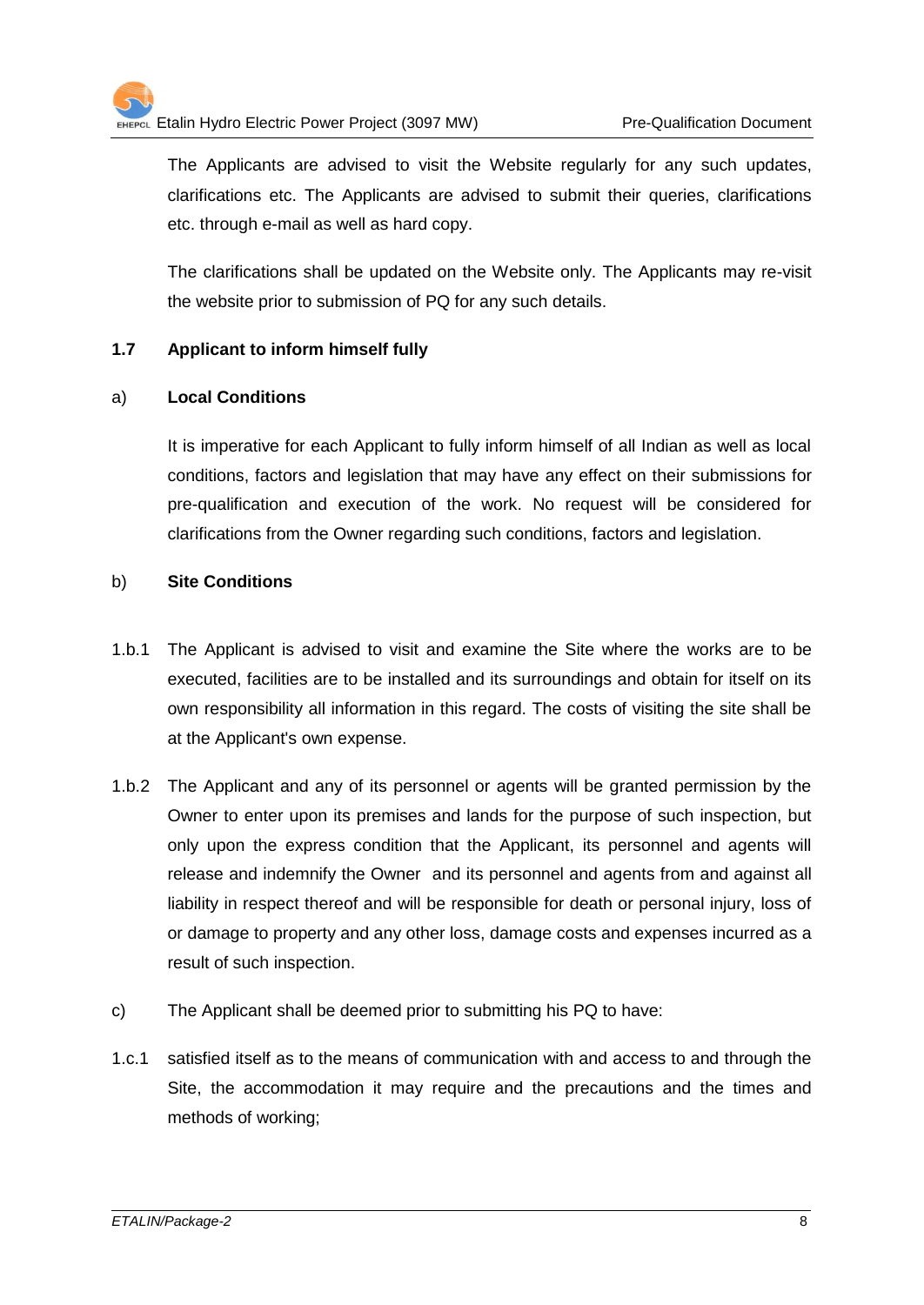The Applicants are advised to visit the Website regularly for any such updates, clarifications etc. The Applicants are advised to submit their queries, clarifications etc. through e-mail as well as hard copy.

The clarifications shall be updated on the Website only. The Applicants may re-visit the website prior to submission of PQ for any such details.

### 1.7 Applicant to inform himself fully

a) **Local Conditions**

It is imperative for each Applicant to fully inform himself of all Indian as well as local conditions, factors and legislation that may have any effect on their submissions for pre-qualification and execution of the work. No request will be considered for clarifications from the Owner regarding such conditions, factors and legislation.

b) **Site Conditions**

1.b.1 The Applicant is advised to visit and examine the Site where the works are to be executed, facilities are to be installed and its surroundings and obtain for itself on its own responsibility all information in this regard. The costs of visiting the site shall be at the Applicant's own expense.

1.b.2 The Applicant and any of its personnel or agents will be granted permission by the Owner to enter upon its premises and lands for the purpose of such inspection, but only upon the express condition that the Applicant, its personnel and agents will release and indemnify the Owner and its personnel and agents from and against all liability in respect thereof and will be responsible for death or personal injury, loss of or damage to property and any other loss, damage costs and expenses incurred as a result of such inspection.

c) The Applicant shall be deemed prior to submitting his PQ to have:

1.c.1 satisfied itself as to the means of communication with and access to and through the Site, the accommodation it may require and the precautions and the times and methods of working;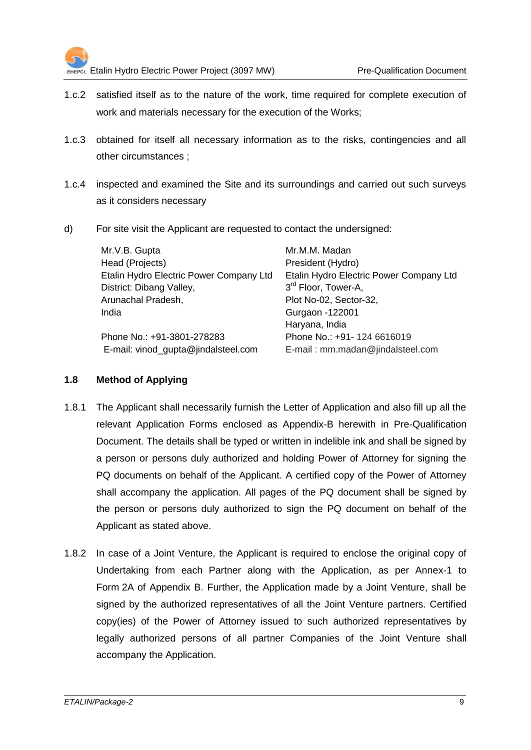1.c.2 satisfied itself as to the nature of the work, time required for complete execution of work and materials necessary for the execution of the Works;

1.c.3 obtained for itself all necessary information as to the risks, contingencies and all other circumstances ;

1.c.4 inspected and examined the Site and its surroundings and carried out such surveys as it considers necessary

d) For site visit the Applicant are requested to contact the undersigned:

| | |
|---|---|
| Mr.V.B. Gupta<br>Head (Projects)<br>Etalin Hydro Electric Power Company Ltd<br>District: Dibang Valley,<br>Arunachal Pradesh,<br>India | Mr.M.M. Madan<br>President (Hydro)<br>Etalin Hydro Electric Power Company Ltd<br>3rd Floor, Tower-A,<br>Plot No-02, Sector-32,<br>Gurgaon -122001<br>Haryana, India |
| Phone No.: +91-3801-278283<br>E-mail: vinod_gupta@jindalsteel.com | Phone No.: +91- 124 6616019<br>E-mail : mm.madan@jindalsteel.com |

## 1.8 Method of Applying

1.8.1 The Applicant shall necessarily furnish the Letter of Application and also fill up all the relevant Application Forms enclosed as Appendix-B herewith in Pre-Qualification Document. The details shall be typed or written in indelible ink and shall be signed by a person or persons duly authorized and holding Power of Attorney for signing the PQ documents on behalf of the Applicant. A certified copy of the Power of Attorney shall accompany the application. All pages of the PQ document shall be signed by the person or persons duly authorized to sign the PQ document on behalf of the Applicant as stated above.

1.8.2 In case of a Joint Venture, the Applicant is required to enclose the original copy of Undertaking from each Partner along with the Application, as per Annex-1 to Form 2A of Appendix B. Further, the Application made by a Joint Venture, shall be signed by the authorized representatives of all the Joint Venture partners. Certified copy(ies) of the Power of Attorney issued to such authorized representatives by legally authorized persons of all partner Companies of the Joint Venture shall accompany the Application.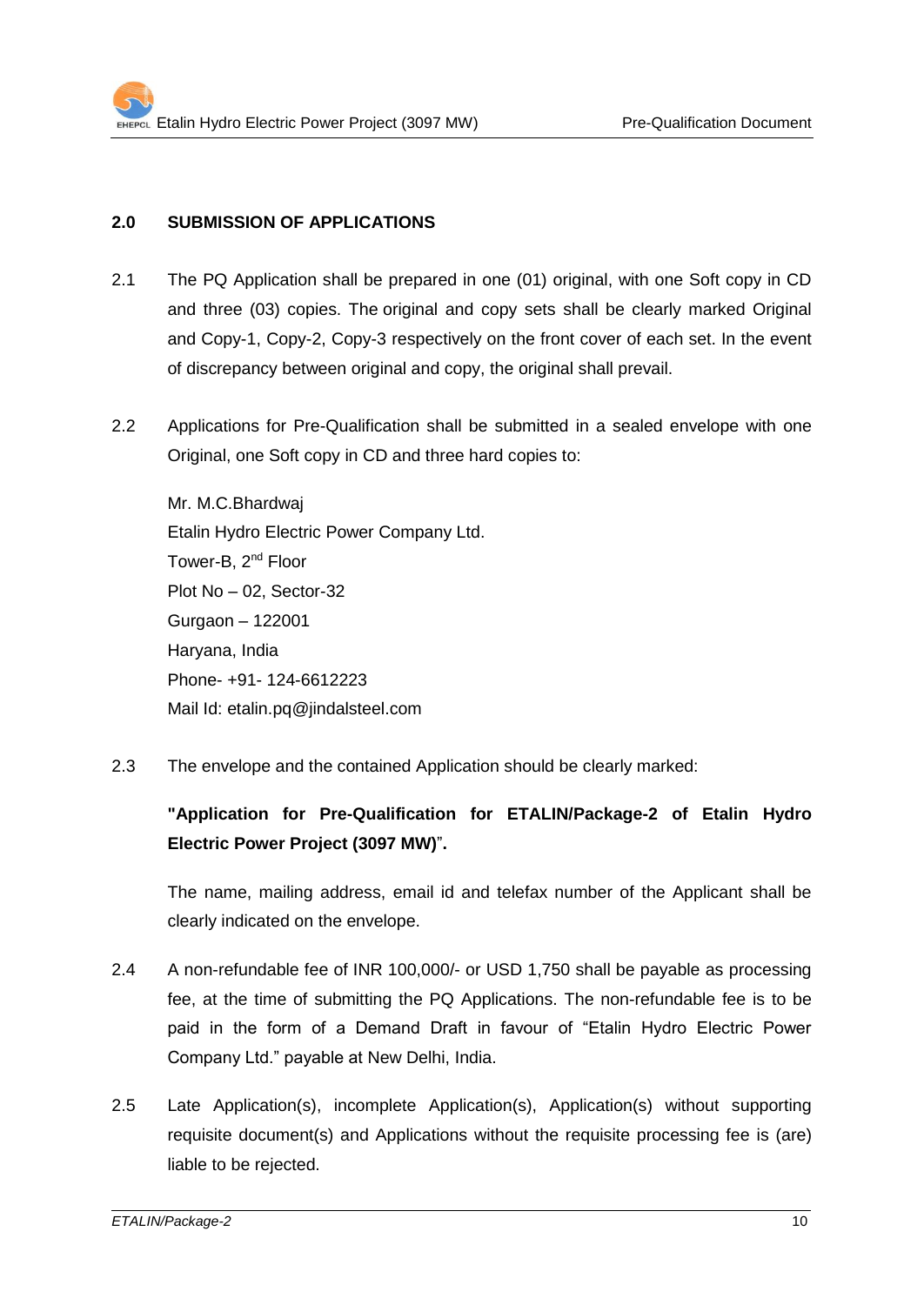## 2.0 SUBMISSION OF APPLICATIONS

2.1 The PQ Application shall be prepared in one (01) original, with one Soft copy in CD and three (03) copies. The original and copy sets shall be clearly marked Original and Copy-1, Copy-2, Copy-3 respectively on the front cover of each set. In the event of discrepancy between original and copy, the original shall prevail.

2.2 Applications for Pre-Qualification shall be submitted in a sealed envelope with one Original, one Soft copy in CD and three hard copies to:

Mr. M.C.Bhardwaj
Etalin Hydro Electric Power Company Ltd.
Tower-B, 2nd Floor
Plot No – 02, Sector-32
Gurgaon – 122001
Haryana, India
Phone- +91- 124-6612223
Mail Id: etalin.pq@jindalsteel.com

2.3 The envelope and the contained Application should be clearly marked:

**"Application for Pre-Qualification for ETALIN/Package-2 of Etalin Hydro Electric Power Project (3097 MW)".**

The name, mailing address, email id and telefax number of the Applicant shall be clearly indicated on the envelope.

2.4 A non-refundable fee of INR 100,000/- or USD 1,750 shall be payable as processing fee, at the time of submitting the PQ Applications. The non-refundable fee is to be paid in the form of a Demand Draft in favour of "Etalin Hydro Electric Power Company Ltd." payable at New Delhi, India.

2.5 Late Application(s), incomplete Application(s), Application(s) without supporting requisite document(s) and Applications without the requisite processing fee is (are) liable to be rejected.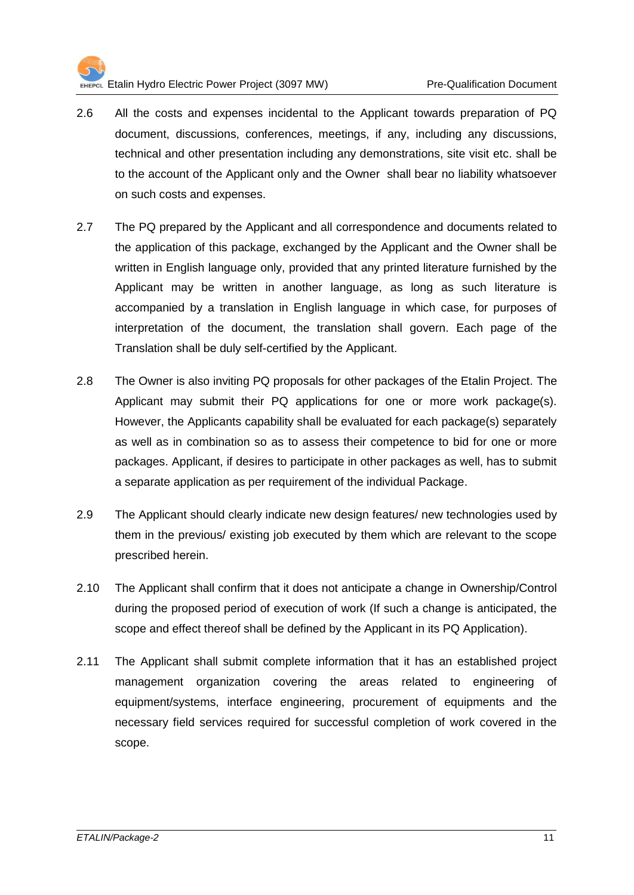2.6 All the costs and expenses incidental to the Applicant towards preparation of PQ document, discussions, conferences, meetings, if any, including any discussions, technical and other presentation including any demonstrations, site visit etc. shall be to the account of the Applicant only and the Owner shall bear no liability whatsoever on such costs and expenses.

2.7 The PQ prepared by the Applicant and all correspondence and documents related to the application of this package, exchanged by the Applicant and the Owner shall be written in English language only, provided that any printed literature furnished by the Applicant may be written in another language, as long as such literature is accompanied by a translation in English language in which case, for purposes of interpretation of the document, the translation shall govern. Each page of the Translation shall be duly self-certified by the Applicant.

2.8 The Owner is also inviting PQ proposals for other packages of the Etalin Project. The Applicant may submit their PQ applications for one or more work package(s). However, the Applicants capability shall be evaluated for each package(s) separately as well as in combination so as to assess their competence to bid for one or more packages. Applicant, if desires to participate in other packages as well, has to submit a separate application as per requirement of the individual Package.

2.9 The Applicant should clearly indicate new design features/ new technologies used by them in the previous/ existing job executed by them which are relevant to the scope prescribed herein.

2.10 The Applicant shall confirm that it does not anticipate a change in Ownership/Control during the proposed period of execution of work (If such a change is anticipated, the scope and effect thereof shall be defined by the Applicant in its PQ Application).

2.11 The Applicant shall submit complete information that it has an established project management organization covering the areas related to engineering of equipment/systems, interface engineering, procurement of equipments and the necessary field services required for successful completion of work covered in the scope.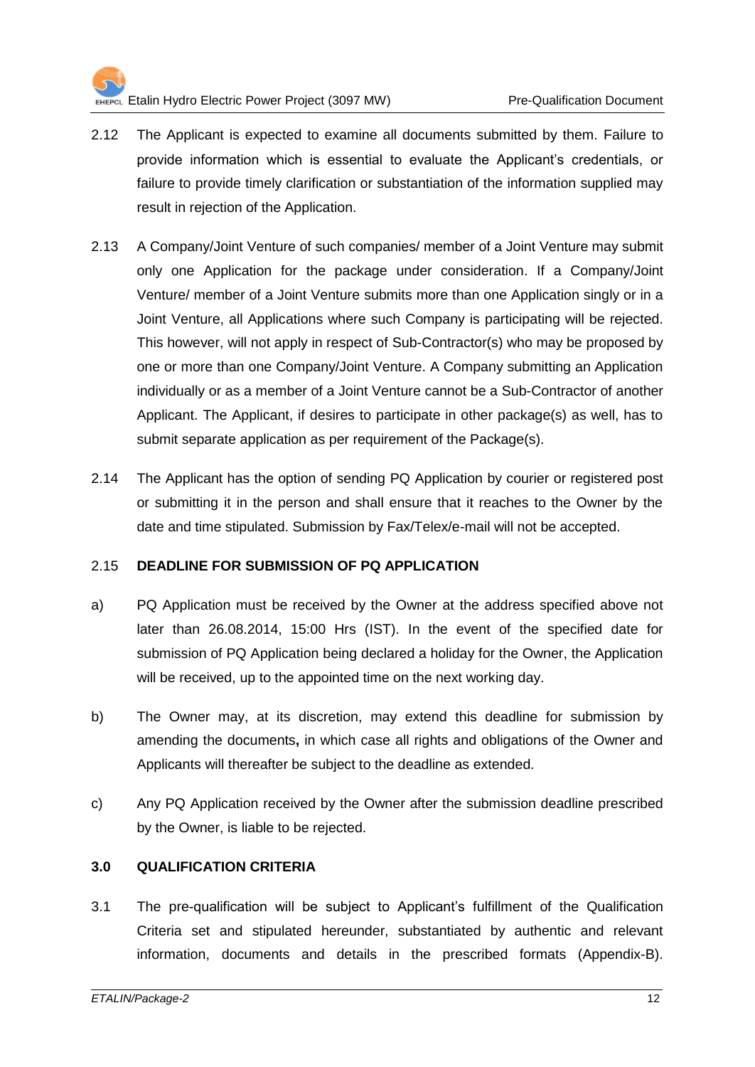2.12 The Applicant is expected to examine all documents submitted by them. Failure to provide information which is essential to evaluate the Applicant's credentials, or failure to provide timely clarification or substantiation of the information supplied may result in rejection of the Application.

2.13 A Company/Joint Venture of such companies/ member of a Joint Venture may submit only one Application for the package under consideration. If a Company/Joint Venture/ member of a Joint Venture submits more than one Application singly or in a Joint Venture, all Applications where such Company is participating will be rejected. This however, will not apply in respect of Sub-Contractor(s) who may be proposed by one or more than one Company/Joint Venture. A Company submitting an Application individually or as a member of a Joint Venture cannot be a Sub-Contractor of another Applicant. The Applicant, if desires to participate in other package(s) as well, has to submit separate application as per requirement of the Package(s).

2.14 The Applicant has the option of sending PQ Application by courier or registered post or submitting it in the person and shall ensure that it reaches to the Owner by the date and time stipulated. Submission by Fax/Telex/e-mail will not be accepted.

2.15 **DEADLINE FOR SUBMISSION OF PQ APPLICATION**

a) PQ Application must be received by the Owner at the address specified above not later than 26.08.2014, 15:00 Hrs (IST). In the event of the specified date for submission of PQ Application being declared a holiday for the Owner, the Application will be received, up to the appointed time on the next working day.

b) The Owner may, at its discretion, may extend this deadline for submission by amending the documents**,** in which case all rights and obligations of the Owner and Applicants will thereafter be subject to the deadline as extended.

c) Any PQ Application received by the Owner after the submission deadline prescribed by the Owner, is liable to be rejected.

## 3.0 QUALIFICATION CRITERIA

3.1 The pre-qualification will be subject to Applicant's fulfillment of the Qualification Criteria set and stipulated hereunder, substantiated by authentic and relevant information, documents and details in the prescribed formats (Appendix-B).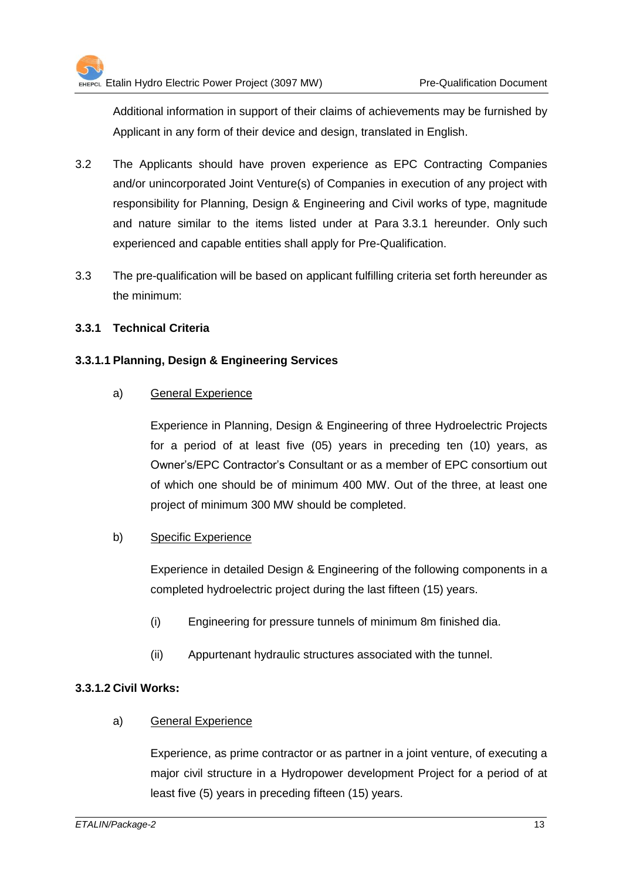Additional information in support of their claims of achievements may be furnished by Applicant in any form of their device and design, translated in English.

3.2 The Applicants should have proven experience as EPC Contracting Companies and/or unincorporated Joint Venture(s) of Companies in execution of any project with responsibility for Planning, Design & Engineering and Civil works of type, magnitude and nature similar to the items listed under at Para 3.3.1 hereunder. Only such experienced and capable entities shall apply for Pre-Qualification.

3.3 The pre-qualification will be based on applicant fulfilling criteria set forth hereunder as the minimum:

### 3.3.1 Technical Criteria

#### 3.3.1.1 Planning, Design & Engineering Services

a) General Experience

Experience in Planning, Design & Engineering of three Hydroelectric Projects for a period of at least five (05) years in preceding ten (10) years, as Owner's/EPC Contractor's Consultant or as a member of EPC consortium out of which one should be of minimum 400 MW. Out of the three, at least one project of minimum 300 MW should be completed.

b) Specific Experience

Experience in detailed Design & Engineering of the following components in a completed hydroelectric project during the last fifteen (15) years.

(i) Engineering for pressure tunnels of minimum 8m finished dia.

(ii) Appurtenant hydraulic structures associated with the tunnel.

#### 3.3.1.2 Civil Works:

a) General Experience

Experience, as prime contractor or as partner in a joint venture, of executing a major civil structure in a Hydropower development Project for a period of at least five (5) years in preceding fifteen (15) years.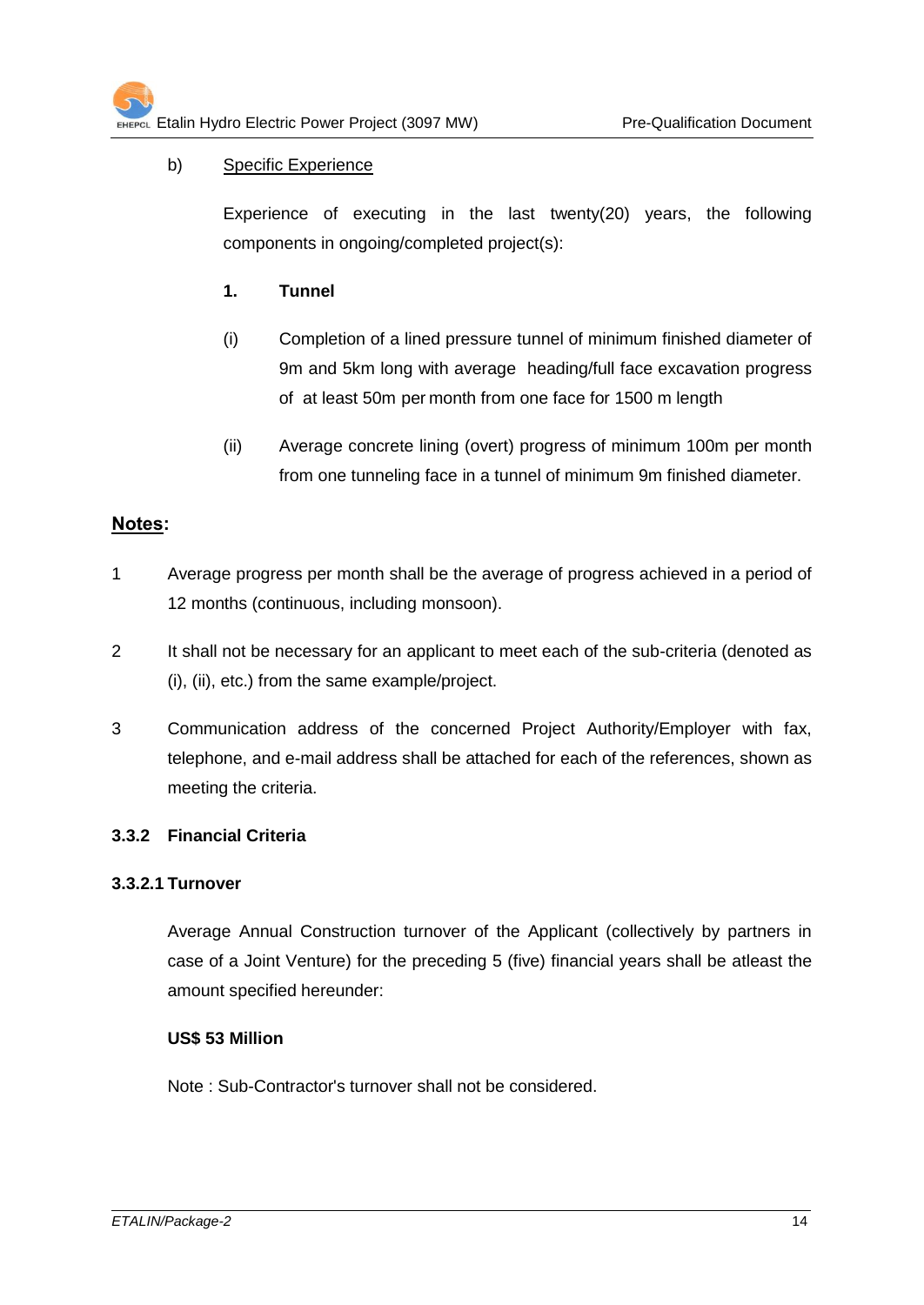b) <u>Specific Experience</u>

Experience of executing in the last twenty(20) years, the following components in ongoing/completed project(s):

**1. Tunnel**

(i) Completion of a lined pressure tunnel of minimum finished diameter of 9m and 5km long with average heading/full face excavation progress of at least 50m per month from one face for 1500 m length

(ii) Average concrete lining (overt) progress of minimum 100m per month from one tunneling face in a tunnel of minimum 9m finished diameter.

**<u>Notes</u>:**

1. Average progress per month shall be the average of progress achieved in a period of 12 months (continuous, including monsoon).

2. It shall not be necessary for an applicant to meet each of the sub-criteria (denoted as (i), (ii), etc.) from the same example/project.

3. Communication address of the concerned Project Authority/Employer with fax, telephone, and e-mail address shall be attached for each of the references, shown as meeting the criteria.

### 3.3.2 Financial Criteria

#### 3.3.2.1 Turnover

Average Annual Construction turnover of the Applicant (collectively by partners in case of a Joint Venture) for the preceding 5 (five) financial years shall be atleast the amount specified hereunder:

**US$ 53 Million**

Note : Sub-Contractor's turnover shall not be considered.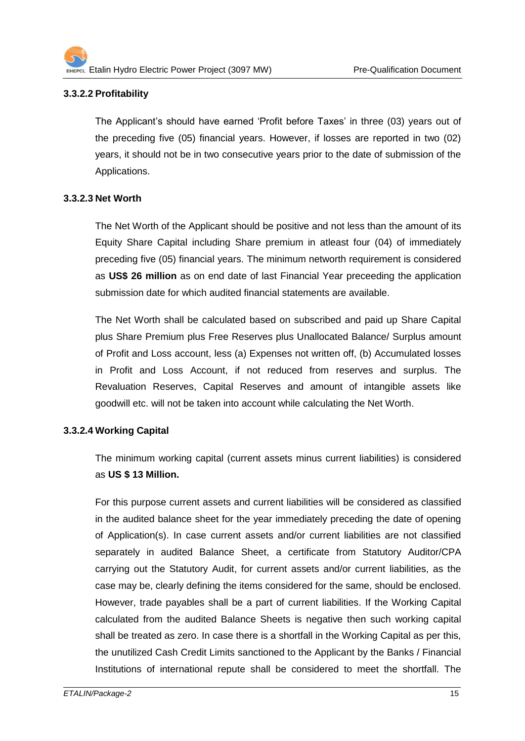#### 3.3.2.2 Profitability

The Applicant's should have earned 'Profit before Taxes' in three (03) years out of the preceding five (05) financial years. However, if losses are reported in two (02) years, it should not be in two consecutive years prior to the date of submission of the Applications.

#### 3.3.2.3 Net Worth

The Net Worth of the Applicant should be positive and not less than the amount of its Equity Share Capital including Share premium in atleast four (04) of immediately preceding five (05) financial years. The minimum networth requirement is considered as **US$ 26 million** as on end date of last Financial Year preceeding the application submission date for which audited financial statements are available.

The Net Worth shall be calculated based on subscribed and paid up Share Capital plus Share Premium plus Free Reserves plus Unallocated Balance/ Surplus amount of Profit and Loss account, less (a) Expenses not written off, (b) Accumulated losses in Profit and Loss Account, if not reduced from reserves and surplus. The Revaluation Reserves, Capital Reserves and amount of intangible assets like goodwill etc. will not be taken into account while calculating the Net Worth.

#### 3.3.2.4 Working Capital

The minimum working capital (current assets minus current liabilities) is considered as **US $ 13 Million.**

For this purpose current assets and current liabilities will be considered as classified in the audited balance sheet for the year immediately preceding the date of opening of Application(s). In case current assets and/or current liabilities are not classified separately in audited Balance Sheet, a certificate from Statutory Auditor/CPA carrying out the Statutory Audit, for current assets and/or current liabilities, as the case may be, clearly defining the items considered for the same, should be enclosed. However, trade payables shall be a part of current liabilities. If the Working Capital calculated from the audited Balance Sheets is negative then such working capital shall be treated as zero. In case there is a shortfall in the Working Capital as per this, the unutilized Cash Credit Limits sanctioned to the Applicant by the Banks / Financial Institutions of international repute shall be considered to meet the shortfall. The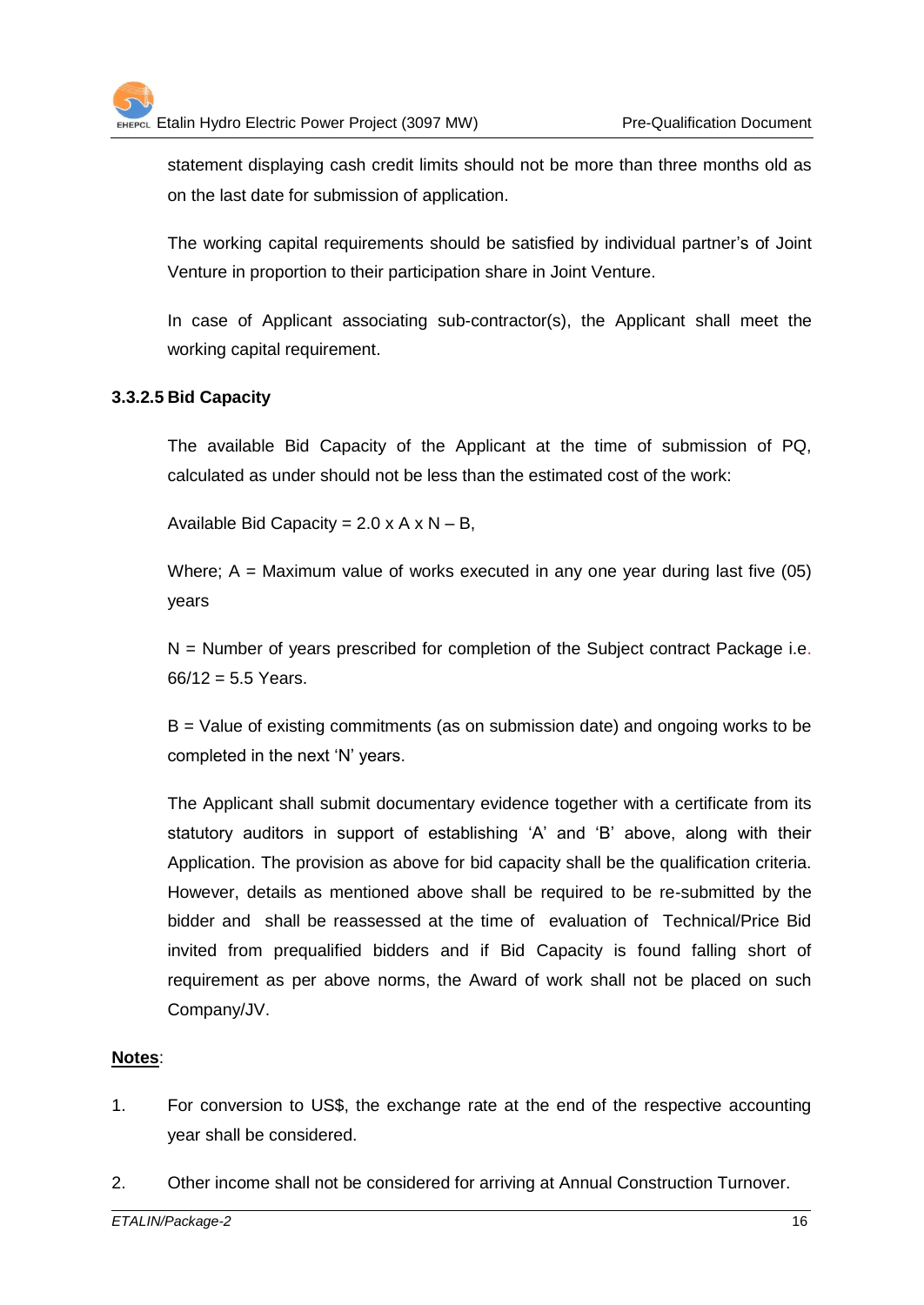statement displaying cash credit limits should not be more than three months old as on the last date for submission of application.

The working capital requirements should be satisfied by individual partner's of Joint Venture in proportion to their participation share in Joint Venture.

In case of Applicant associating sub-contractor(s), the Applicant shall meet the working capital requirement.

#### 3.3.2.5 Bid Capacity

The available Bid Capacity of the Applicant at the time of submission of PQ, calculated as under should not be less than the estimated cost of the work:

Available Bid Capacity = 2.0 x A x N – B,

Where; A = Maximum value of works executed in any one year during last five (05) years

N = Number of years prescribed for completion of the Subject contract Package i.e. 66/12 = 5.5 Years.

B = Value of existing commitments (as on submission date) and ongoing works to be completed in the next 'N' years.

The Applicant shall submit documentary evidence together with a certificate from its statutory auditors in support of establishing 'A' and 'B' above, along with their Application. The provision as above for bid capacity shall be the qualification criteria. However, details as mentioned above shall be required to be re-submitted by the bidder and shall be reassessed at the time of evaluation of Technical/Price Bid invited from prequalified bidders and if Bid Capacity is found falling short of requirement as per above norms, the Award of work shall not be placed on such Company/JV.

**Notes**:

1. For conversion to US$, the exchange rate at the end of the respective accounting year shall be considered.

2. Other income shall not be considered for arriving at Annual Construction Turnover.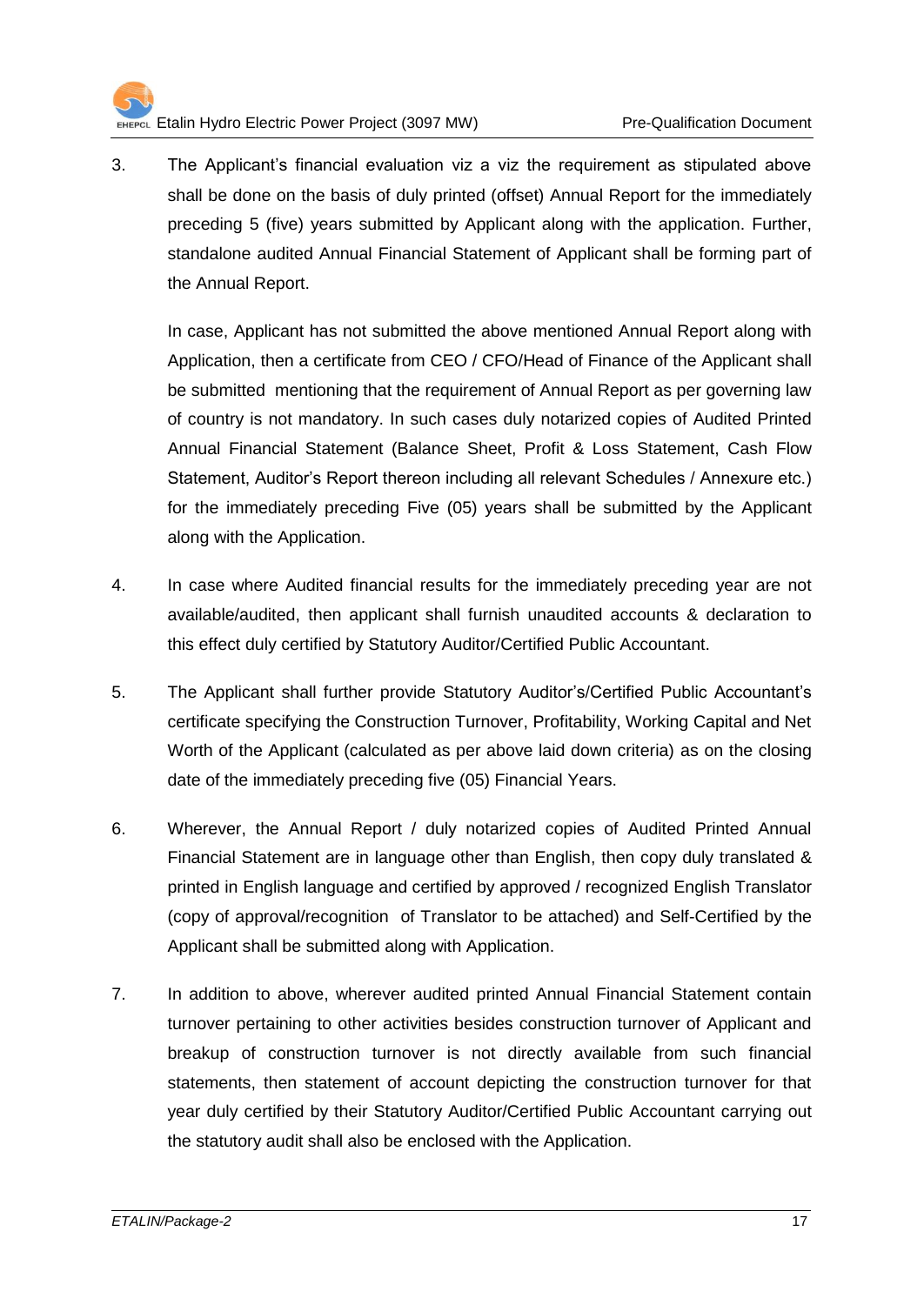3. The Applicant's financial evaluation viz a viz the requirement as stipulated above shall be done on the basis of duly printed (offset) Annual Report for the immediately preceding 5 (five) years submitted by Applicant along with the application. Further, standalone audited Annual Financial Statement of Applicant shall be forming part of the Annual Report.

   In case, Applicant has not submitted the above mentioned Annual Report along with Application, then a certificate from CEO / CFO/Head of Finance of the Applicant shall be submitted mentioning that the requirement of Annual Report as per governing law of country is not mandatory. In such cases duly notarized copies of Audited Printed Annual Financial Statement (Balance Sheet, Profit & Loss Statement, Cash Flow Statement, Auditor's Report thereon including all relevant Schedules / Annexure etc.) for the immediately preceding Five (05) years shall be submitted by the Applicant along with the Application.

4. In case where Audited financial results for the immediately preceding year are not available/audited, then applicant shall furnish unaudited accounts & declaration to this effect duly certified by Statutory Auditor/Certified Public Accountant.

5. The Applicant shall further provide Statutory Auditor's/Certified Public Accountant's certificate specifying the Construction Turnover, Profitability, Working Capital and Net Worth of the Applicant (calculated as per above laid down criteria) as on the closing date of the immediately preceding five (05) Financial Years.

6. Wherever, the Annual Report / duly notarized copies of Audited Printed Annual Financial Statement are in language other than English, then copy duly translated & printed in English language and certified by approved / recognized English Translator (copy of approval/recognition of Translator to be attached) and Self-Certified by the Applicant shall be submitted along with Application.

7. In addition to above, wherever audited printed Annual Financial Statement contain turnover pertaining to other activities besides construction turnover of Applicant and breakup of construction turnover is not directly available from such financial statements, then statement of account depicting the construction turnover for that year duly certified by their Statutory Auditor/Certified Public Accountant carrying out the statutory audit shall also be enclosed with the Application.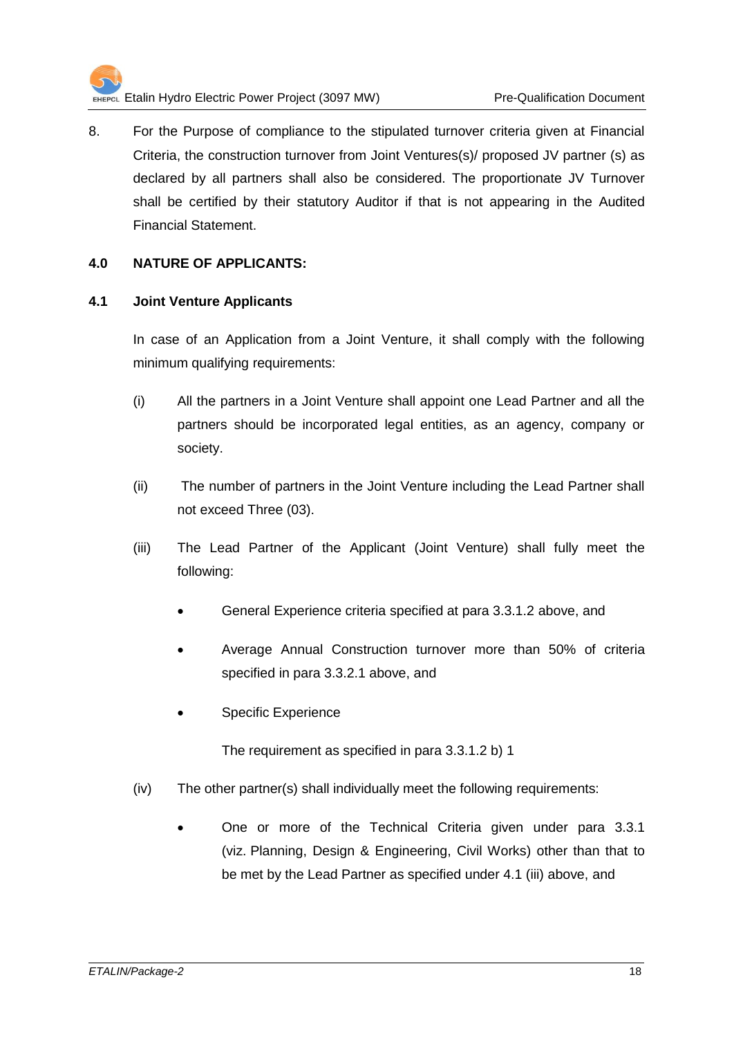8. For the Purpose of compliance to the stipulated turnover criteria given at Financial Criteria, the construction turnover from Joint Ventures(s)/ proposed JV partner (s) as declared by all partners shall also be considered. The proportionate JV Turnover shall be certified by their statutory Auditor if that is not appearing in the Audited Financial Statement.

## 4.0 NATURE OF APPLICANTS:

### 4.1 Joint Venture Applicants

In case of an Application from a Joint Venture, it shall comply with the following minimum qualifying requirements:

(i) All the partners in a Joint Venture shall appoint one Lead Partner and all the partners should be incorporated legal entities, as an agency, company or society.

(ii) The number of partners in the Joint Venture including the Lead Partner shall not exceed Three (03).

(iii) The Lead Partner of the Applicant (Joint Venture) shall fully meet the following:

- General Experience criteria specified at para 3.3.1.2 above, and
- Average Annual Construction turnover more than 50% of criteria specified in para 3.3.2.1 above, and
- Specific Experience

  The requirement as specified in para 3.3.1.2 b) 1

(iv) The other partner(s) shall individually meet the following requirements:

- One or more of the Technical Criteria given under para 3.3.1 (viz. Planning, Design & Engineering, Civil Works) other than that to be met by the Lead Partner as specified under 4.1 (iii) above, and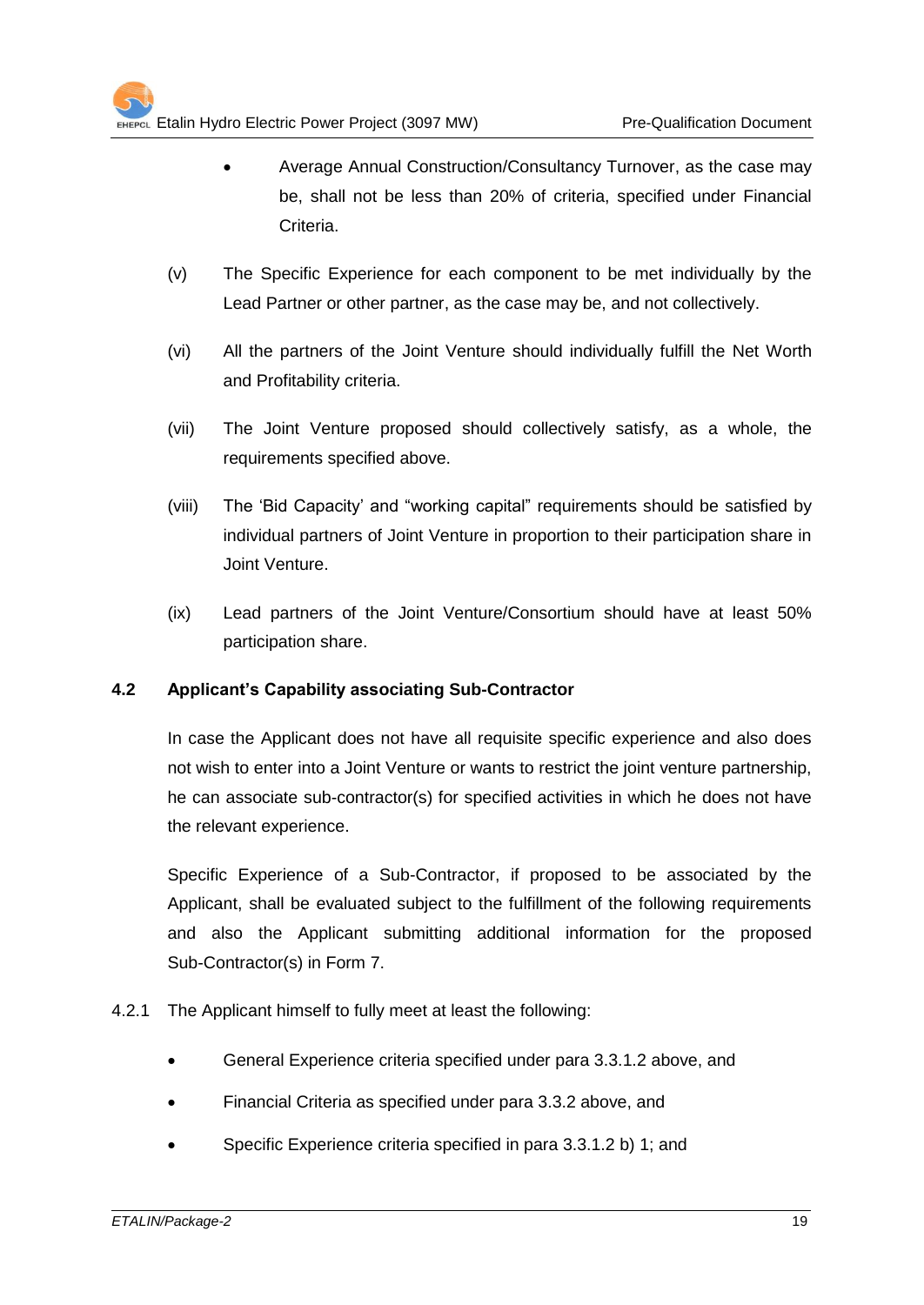- Average Annual Construction/Consultancy Turnover, as the case may be, shall not be less than 20% of criteria, specified under Financial Criteria.

(v) The Specific Experience for each component to be met individually by the Lead Partner or other partner, as the case may be, and not collectively.

(vi) All the partners of the Joint Venture should individually fulfill the Net Worth and Profitability criteria.

(vii) The Joint Venture proposed should collectively satisfy, as a whole, the requirements specified above.

(viii) The 'Bid Capacity' and "working capital" requirements should be satisfied by individual partners of Joint Venture in proportion to their participation share in Joint Venture.

(ix) Lead partners of the Joint Venture/Consortium should have at least 50% participation share.

### 4.2 Applicant's Capability associating Sub-Contractor

In case the Applicant does not have all requisite specific experience and also does not wish to enter into a Joint Venture or wants to restrict the joint venture partnership, he can associate sub-contractor(s) for specified activities in which he does not have the relevant experience.

Specific Experience of a Sub-Contractor, if proposed to be associated by the Applicant, shall be evaluated subject to the fulfillment of the following requirements and also the Applicant submitting additional information for the proposed Sub-Contractor(s) in Form 7.

4.2.1 The Applicant himself to fully meet at least the following:

- General Experience criteria specified under para 3.3.1.2 above, and
- Financial Criteria as specified under para 3.3.2 above, and
- Specific Experience criteria specified in para 3.3.1.2 b) 1; and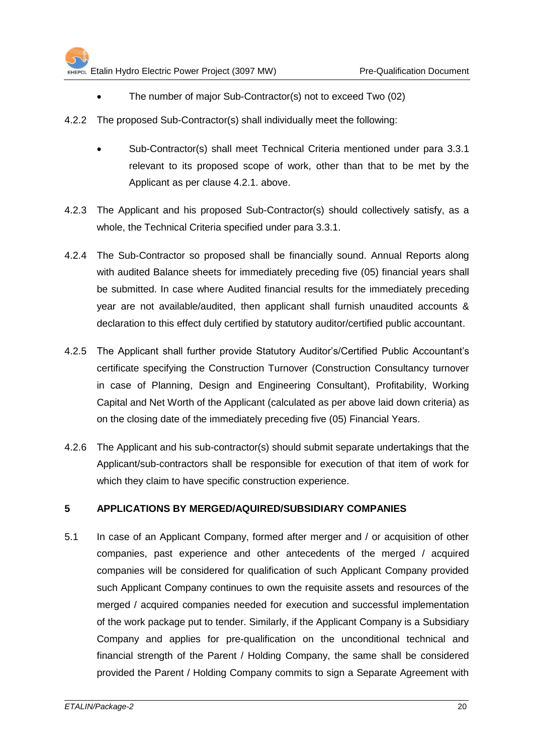- The number of major Sub-Contractor(s) not to exceed Two (02)

4.2.2 The proposed Sub-Contractor(s) shall individually meet the following:

- Sub-Contractor(s) shall meet Technical Criteria mentioned under para 3.3.1 relevant to its proposed scope of work, other than that to be met by the Applicant as per clause 4.2.1. above.

4.2.3 The Applicant and his proposed Sub-Contractor(s) should collectively satisfy, as a whole, the Technical Criteria specified under para 3.3.1.

4.2.4 The Sub-Contractor so proposed shall be financially sound. Annual Reports along with audited Balance sheets for immediately preceding five (05) financial years shall be submitted. In case where Audited financial results for the immediately preceding year are not available/audited, then applicant shall furnish unaudited accounts & declaration to this effect duly certified by statutory auditor/certified public accountant.

4.2.5 The Applicant shall further provide Statutory Auditor's/Certified Public Accountant's certificate specifying the Construction Turnover (Construction Consultancy turnover in case of Planning, Design and Engineering Consultant), Profitability, Working Capital and Net Worth of the Applicant (calculated as per above laid down criteria) as on the closing date of the immediately preceding five (05) Financial Years.

4.2.6 The Applicant and his sub-contractor(s) should submit separate undertakings that the Applicant/sub-contractors shall be responsible for execution of that item of work for which they claim to have specific construction experience.

## 5 APPLICATIONS BY MERGED/AQUIRED/SUBSIDIARY COMPANIES

5.1 In case of an Applicant Company, formed after merger and / or acquisition of other companies, past experience and other antecedents of the merged / acquired companies will be considered for qualification of such Applicant Company provided such Applicant Company continues to own the requisite assets and resources of the merged / acquired companies needed for execution and successful implementation of the work package put to tender. Similarly, if the Applicant Company is a Subsidiary Company and applies for pre-qualification on the unconditional technical and financial strength of the Parent / Holding Company, the same shall be considered provided the Parent / Holding Company commits to sign a Separate Agreement with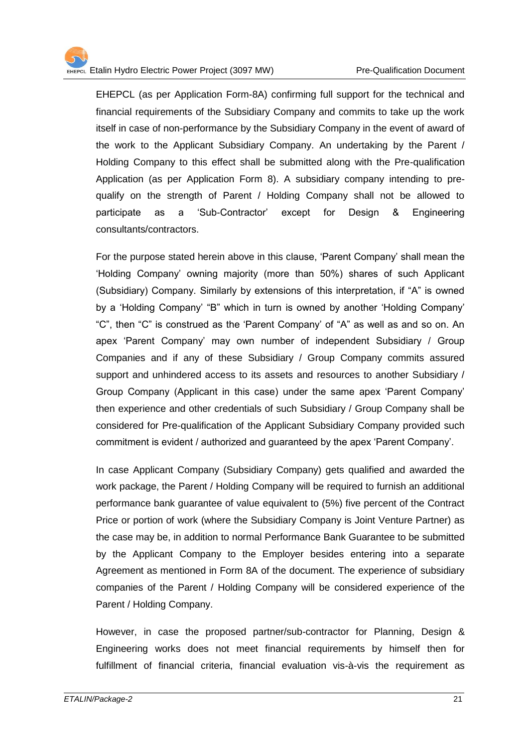EHEPCL (as per Application Form-8A) confirming full support for the technical and financial requirements of the Subsidiary Company and commits to take up the work itself in case of non-performance by the Subsidiary Company in the event of award of the work to the Applicant Subsidiary Company. An undertaking by the Parent / Holding Company to this effect shall be submitted along with the Pre-qualification Application (as per Application Form 8). A subsidiary company intending to pre-qualify on the strength of Parent / Holding Company shall not be allowed to participate as a 'Sub-Contractor' except for Design & Engineering consultants/contractors.

For the purpose stated herein above in this clause, 'Parent Company' shall mean the 'Holding Company' owning majority (more than 50%) shares of such Applicant (Subsidiary) Company. Similarly by extensions of this interpretation, if "A" is owned by a 'Holding Company' "B" which in turn is owned by another 'Holding Company' "C", then "C" is construed as the 'Parent Company' of "A" as well as and so on. An apex 'Parent Company' may own number of independent Subsidiary / Group Companies and if any of these Subsidiary / Group Company commits assured support and unhindered access to its assets and resources to another Subsidiary / Group Company (Applicant in this case) under the same apex 'Parent Company' then experience and other credentials of such Subsidiary / Group Company shall be considered for Pre-qualification of the Applicant Subsidiary Company provided such commitment is evident / authorized and guaranteed by the apex 'Parent Company'.

In case Applicant Company (Subsidiary Company) gets qualified and awarded the work package, the Parent / Holding Company will be required to furnish an additional performance bank guarantee of value equivalent to (5%) five percent of the Contract Price or portion of work (where the Subsidiary Company is Joint Venture Partner) as the case may be, in addition to normal Performance Bank Guarantee to be submitted by the Applicant Company to the Employer besides entering into a separate Agreement as mentioned in Form 8A of the document. The experience of subsidiary companies of the Parent / Holding Company will be considered experience of the Parent / Holding Company.

However, in case the proposed partner/sub-contractor for Planning, Design & Engineering works does not meet financial requirements by himself then for fulfillment of financial criteria, financial evaluation vis-à-vis the requirement as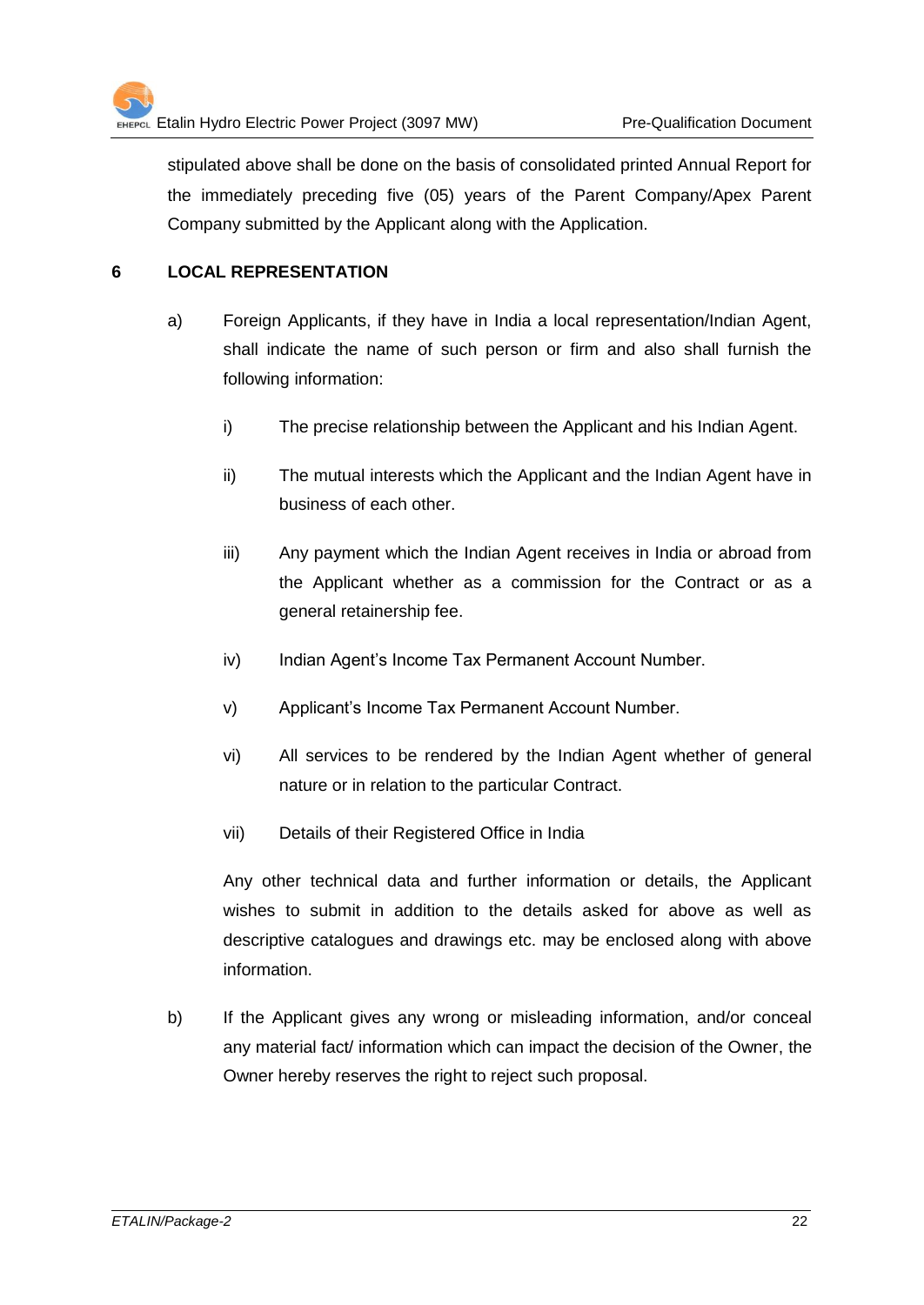stipulated above shall be done on the basis of consolidated printed Annual Report for the immediately preceding five (05) years of the Parent Company/Apex Parent Company submitted by the Applicant along with the Application.

## 6 LOCAL REPRESENTATION

a) Foreign Applicants, if they have in India a local representation/Indian Agent, shall indicate the name of such person or firm and also shall furnish the following information:

   i) The precise relationship between the Applicant and his Indian Agent.

   ii) The mutual interests which the Applicant and the Indian Agent have in business of each other.

   iii) Any payment which the Indian Agent receives in India or abroad from the Applicant whether as a commission for the Contract or as a general retainership fee.

   iv) Indian Agent's Income Tax Permanent Account Number.

   v) Applicant's Income Tax Permanent Account Number.

   vi) All services to be rendered by the Indian Agent whether of general nature or in relation to the particular Contract.

   vii) Details of their Registered Office in India

   Any other technical data and further information or details, the Applicant wishes to submit in addition to the details asked for above as well as descriptive catalogues and drawings etc. may be enclosed along with above information.

b) If the Applicant gives any wrong or misleading information, and/or conceal any material fact/ information which can impact the decision of the Owner, the Owner hereby reserves the right to reject such proposal.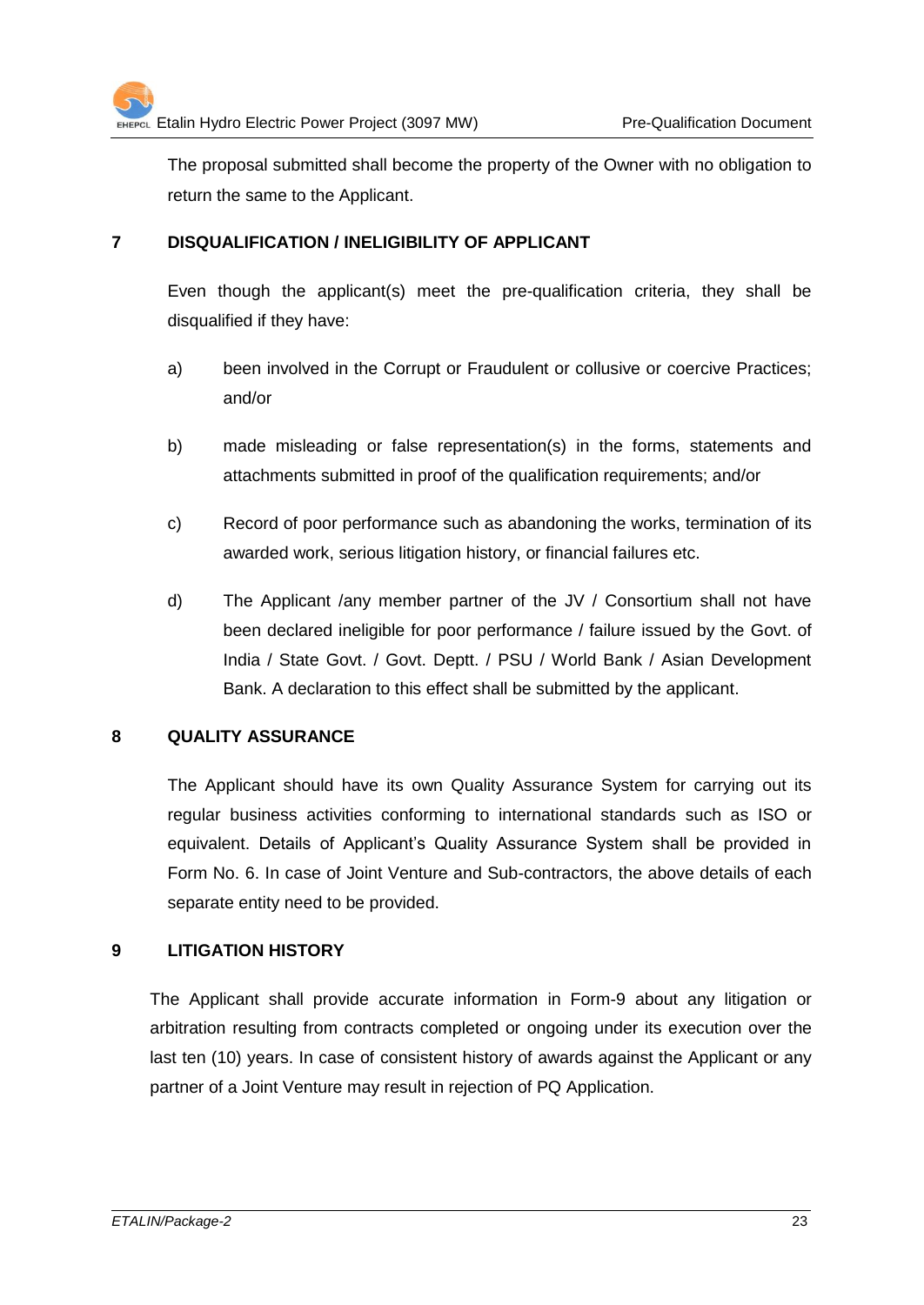The proposal submitted shall become the property of the Owner with no obligation to return the same to the Applicant.

## 7 DISQUALIFICATION / INELIGIBILITY OF APPLICANT

Even though the applicant(s) meet the pre-qualification criteria, they shall be disqualified if they have:

a) been involved in the Corrupt or Fraudulent or collusive or coercive Practices; and/or

b) made misleading or false representation(s) in the forms, statements and attachments submitted in proof of the qualification requirements; and/or

c) Record of poor performance such as abandoning the works, termination of its awarded work, serious litigation history, or financial failures etc.

d) The Applicant /any member partner of the JV / Consortium shall not have been declared ineligible for poor performance / failure issued by the Govt. of India / State Govt. / Govt. Deptt. / PSU / World Bank / Asian Development Bank. A declaration to this effect shall be submitted by the applicant.

## 8 QUALITY ASSURANCE

The Applicant should have its own Quality Assurance System for carrying out its regular business activities conforming to international standards such as ISO or equivalent. Details of Applicant's Quality Assurance System shall be provided in Form No. 6. In case of Joint Venture and Sub-contractors, the above details of each separate entity need to be provided.

## 9 LITIGATION HISTORY

The Applicant shall provide accurate information in Form-9 about any litigation or arbitration resulting from contracts completed or ongoing under its execution over the last ten (10) years. In case of consistent history of awards against the Applicant or any partner of a Joint Venture may result in rejection of PQ Application.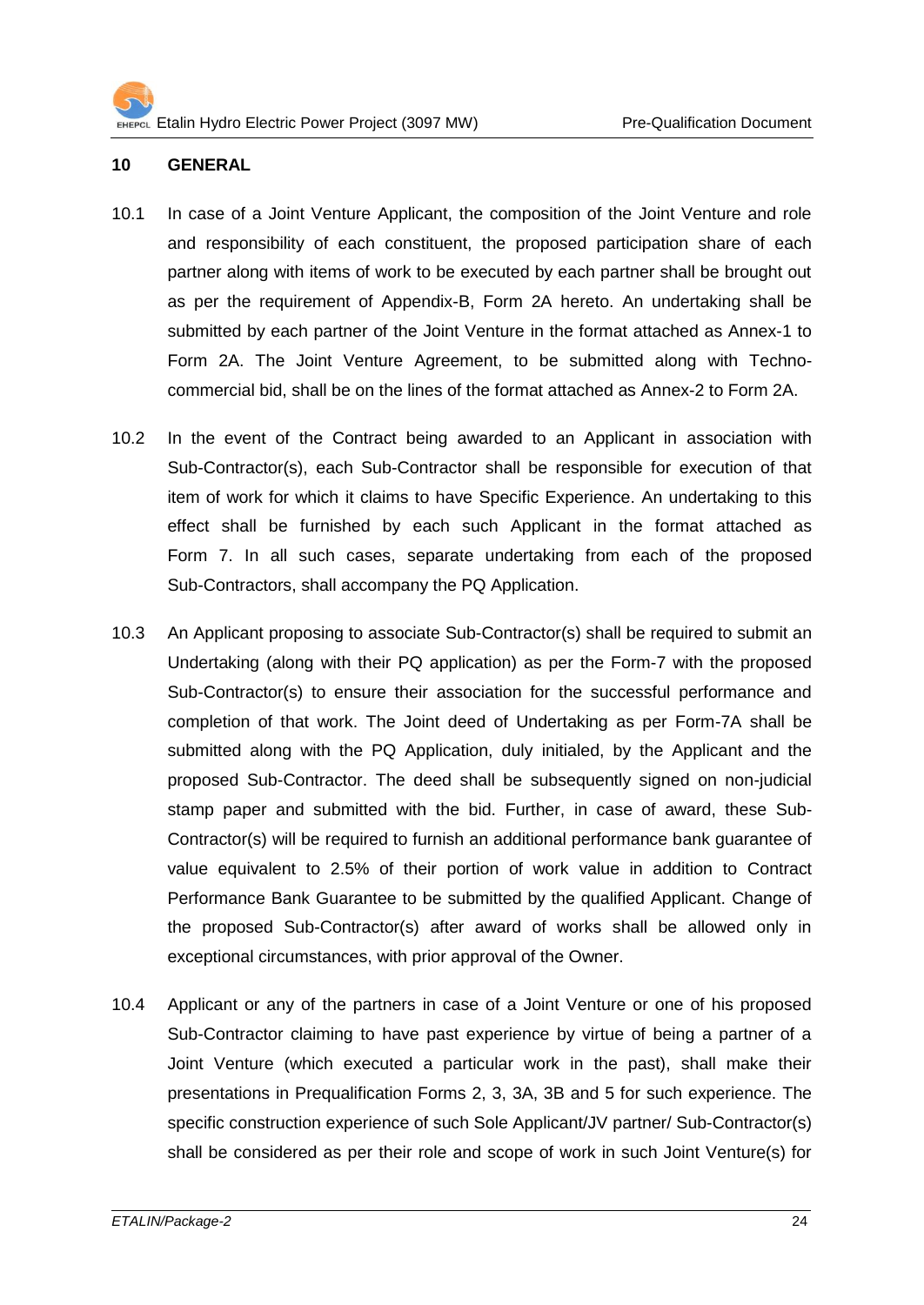## 10 GENERAL

10.1 In case of a Joint Venture Applicant, the composition of the Joint Venture and role and responsibility of each constituent, the proposed participation share of each partner along with items of work to be executed by each partner shall be brought out as per the requirement of Appendix-B, Form 2A hereto. An undertaking shall be submitted by each partner of the Joint Venture in the format attached as Annex-1 to Form 2A. The Joint Venture Agreement, to be submitted along with Techno-commercial bid, shall be on the lines of the format attached as Annex-2 to Form 2A.

10.2 In the event of the Contract being awarded to an Applicant in association with Sub-Contractor(s), each Sub-Contractor shall be responsible for execution of that item of work for which it claims to have Specific Experience. An undertaking to this effect shall be furnished by each such Applicant in the format attached as Form 7. In all such cases, separate undertaking from each of the proposed Sub-Contractors, shall accompany the PQ Application.

10.3 An Applicant proposing to associate Sub-Contractor(s) shall be required to submit an Undertaking (along with their PQ application) as per the Form-7 with the proposed Sub-Contractor(s) to ensure their association for the successful performance and completion of that work. The Joint deed of Undertaking as per Form-7A shall be submitted along with the PQ Application, duly initialed, by the Applicant and the proposed Sub-Contractor. The deed shall be subsequently signed on non-judicial stamp paper and submitted with the bid. Further, in case of award, these Sub-Contractor(s) will be required to furnish an additional performance bank guarantee of value equivalent to 2.5% of their portion of work value in addition to Contract Performance Bank Guarantee to be submitted by the qualified Applicant. Change of the proposed Sub-Contractor(s) after award of works shall be allowed only in exceptional circumstances, with prior approval of the Owner.

10.4 Applicant or any of the partners in case of a Joint Venture or one of his proposed Sub-Contractor claiming to have past experience by virtue of being a partner of a Joint Venture (which executed a particular work in the past), shall make their presentations in Prequalification Forms 2, 3, 3A, 3B and 5 for such experience. The specific construction experience of such Sole Applicant/JV partner/ Sub-Contractor(s) shall be considered as per their role and scope of work in such Joint Venture(s) for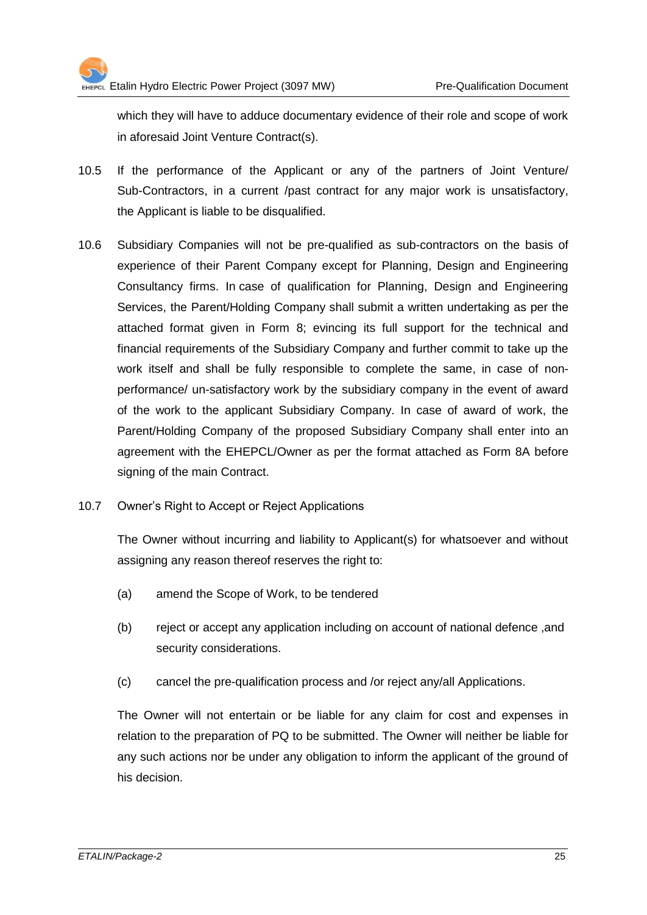which they will have to adduce documentary evidence of their role and scope of work in aforesaid Joint Venture Contract(s).

10.5 If the performance of the Applicant or any of the partners of Joint Venture/ Sub-Contractors, in a current /past contract for any major work is unsatisfactory, the Applicant is liable to be disqualified.

10.6 Subsidiary Companies will not be pre-qualified as sub-contractors on the basis of experience of their Parent Company except for Planning, Design and Engineering Consultancy firms. In case of qualification for Planning, Design and Engineering Services, the Parent/Holding Company shall submit a written undertaking as per the attached format given in Form 8; evincing its full support for the technical and financial requirements of the Subsidiary Company and further commit to take up the work itself and shall be fully responsible to complete the same, in case of non-performance/ un-satisfactory work by the subsidiary company in the event of award of the work to the applicant Subsidiary Company. In case of award of work, the Parent/Holding Company of the proposed Subsidiary Company shall enter into an agreement with the EHEPCL/Owner as per the format attached as Form 8A before signing of the main Contract.

10.7 Owner's Right to Accept or Reject Applications

The Owner without incurring and liability to Applicant(s) for whatsoever and without assigning any reason thereof reserves the right to:

(a) amend the Scope of Work, to be tendered

(b) reject or accept any application including on account of national defence ,and security considerations.

(c) cancel the pre-qualification process and /or reject any/all Applications.

The Owner will not entertain or be liable for any claim for cost and expenses in relation to the preparation of PQ to be submitted. The Owner will neither be liable for any such actions nor be under any obligation to inform the applicant of the ground of his decision.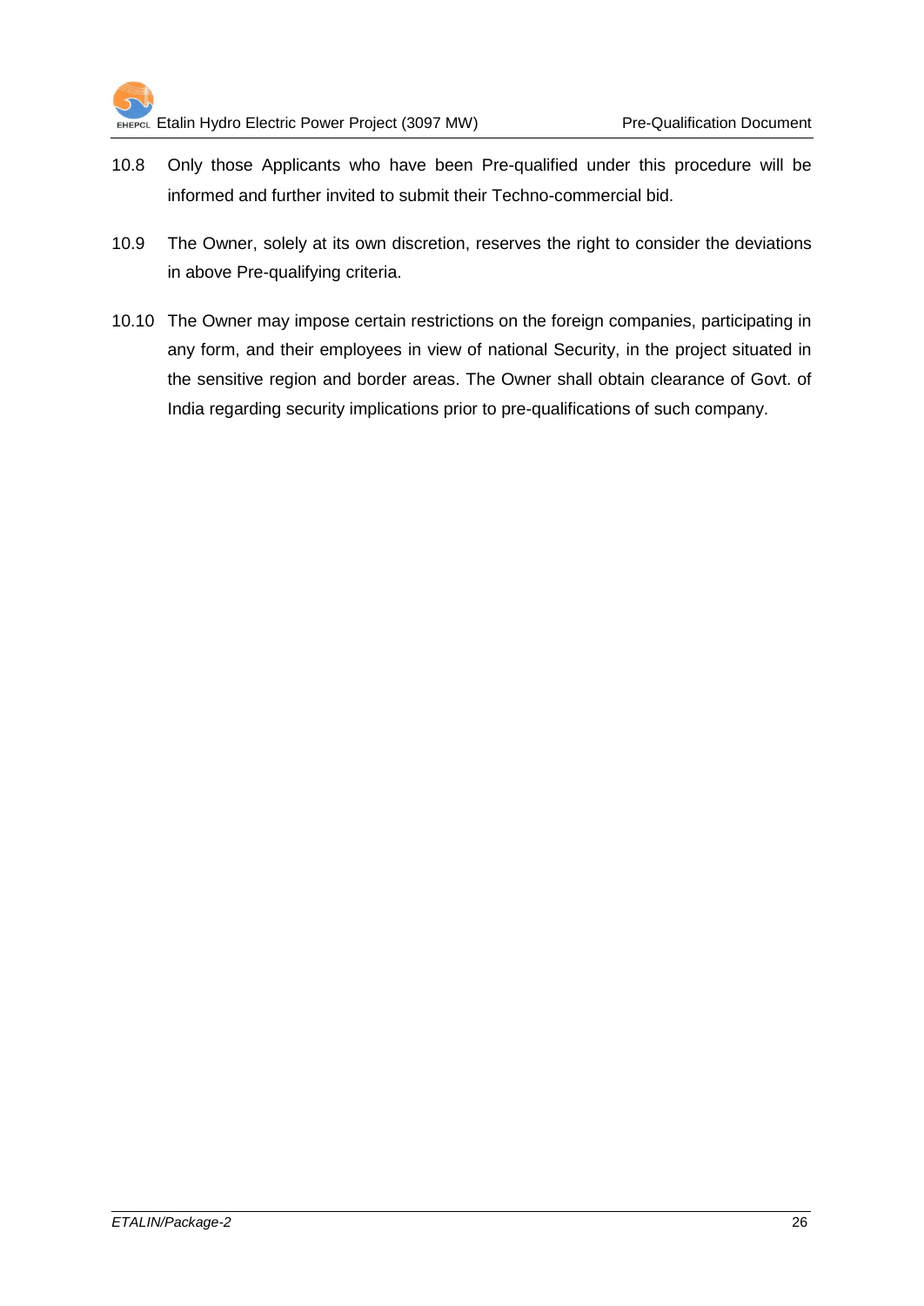10.8 Only those Applicants who have been Pre-qualified under this procedure will be informed and further invited to submit their Techno-commercial bid.

10.9 The Owner, solely at its own discretion, reserves the right to consider the deviations in above Pre-qualifying criteria.

10.10 The Owner may impose certain restrictions on the foreign companies, participating in any form, and their employees in view of national Security, in the project situated in the sensitive region and border areas. The Owner shall obtain clearance of Govt. of India regarding security implications prior to pre-qualifications of such company.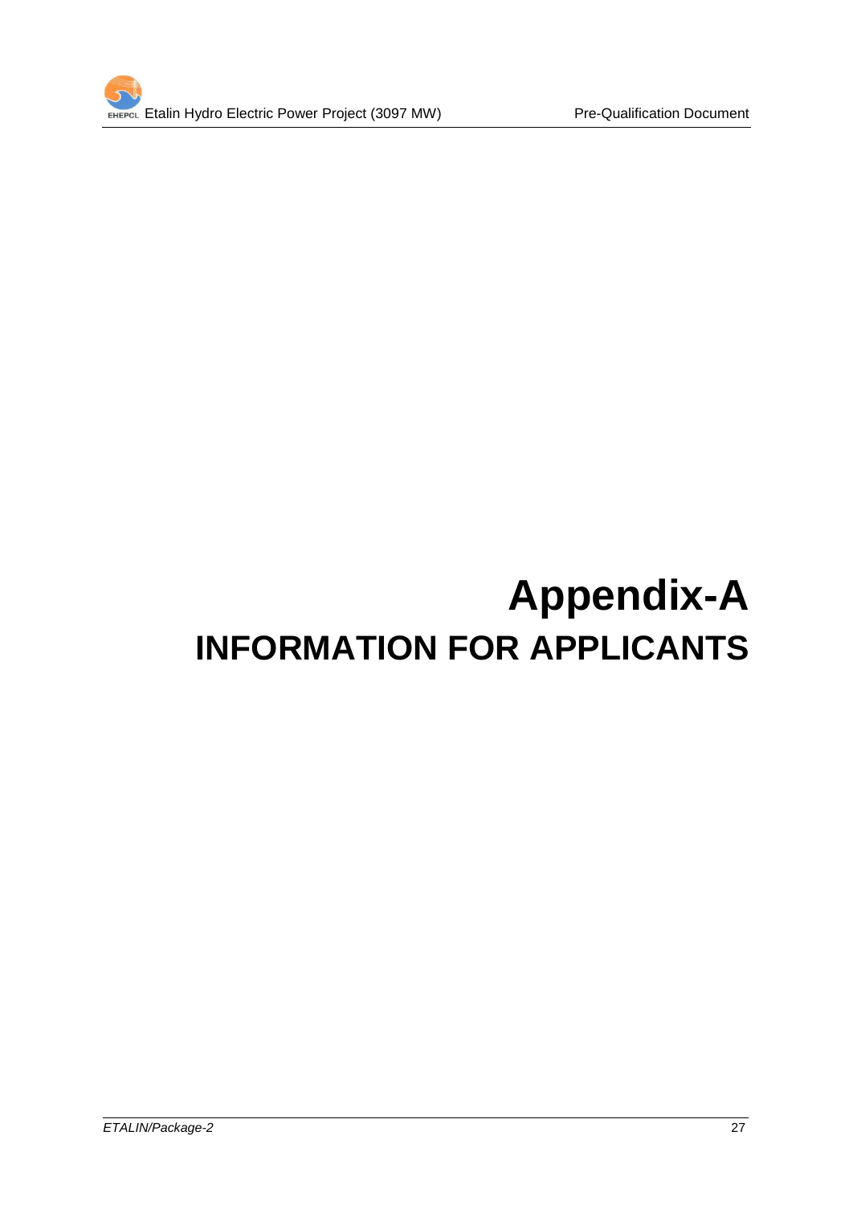# Appendix-A

# INFORMATION FOR APPLICANTS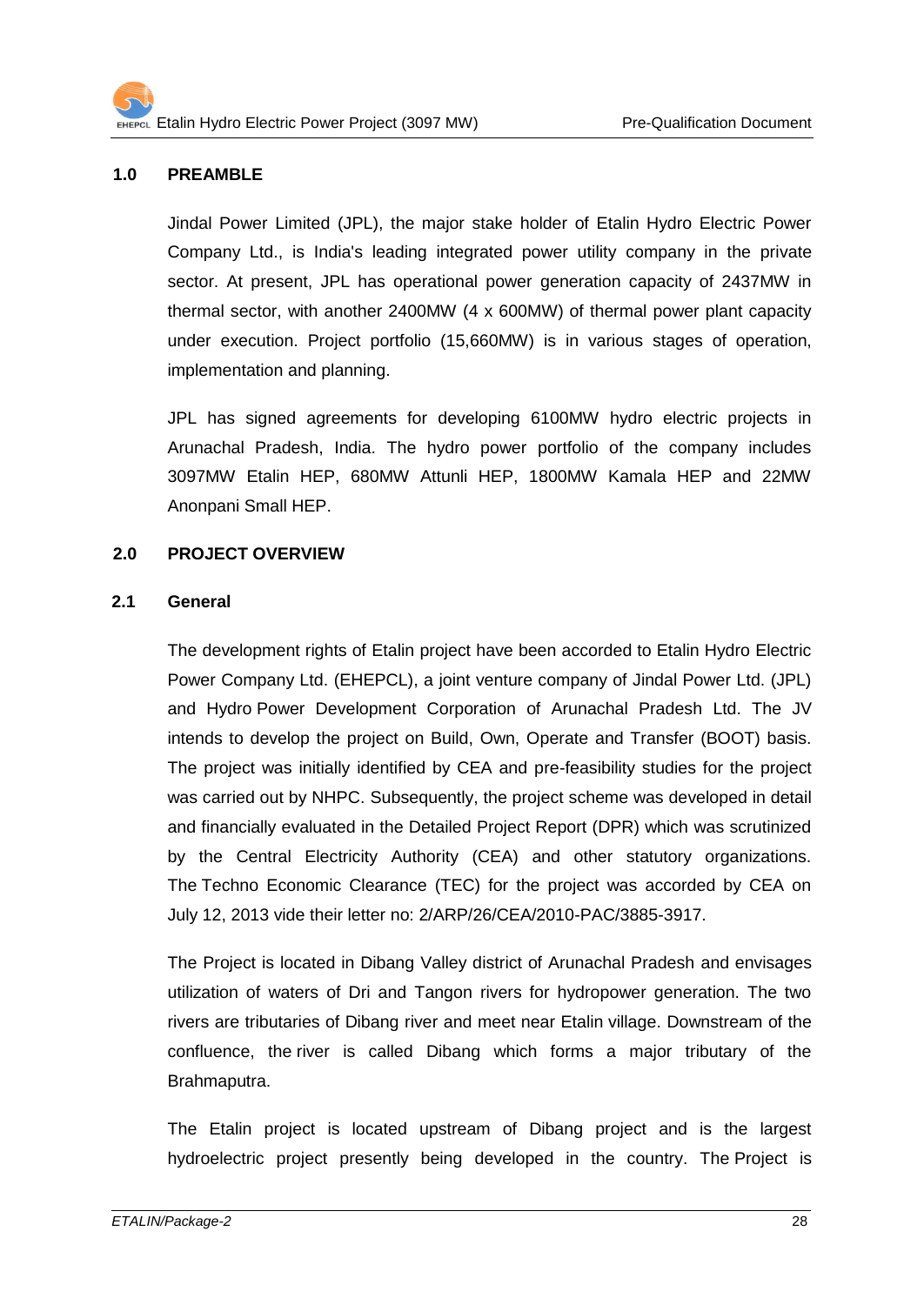## 1.0 PREAMBLE

Jindal Power Limited (JPL), the major stake holder of Etalin Hydro Electric Power Company Ltd., is India's leading integrated power utility company in the private sector. At present, JPL has operational power generation capacity of 2437MW in thermal sector, with another 2400MW (4 x 600MW) of thermal power plant capacity under execution. Project portfolio (15,660MW) is in various stages of operation, implementation and planning.

JPL has signed agreements for developing 6100MW hydro electric projects in Arunachal Pradesh, India. The hydro power portfolio of the company includes 3097MW Etalin HEP, 680MW Attunli HEP, 1800MW Kamala HEP and 22MW Anonpani Small HEP.

## 2.0 PROJECT OVERVIEW

### 2.1 General

The development rights of Etalin project have been accorded to Etalin Hydro Electric Power Company Ltd. (EHEPCL), a joint venture company of Jindal Power Ltd. (JPL) and Hydro Power Development Corporation of Arunachal Pradesh Ltd. The JV intends to develop the project on Build, Own, Operate and Transfer (BOOT) basis. The project was initially identified by CEA and pre-feasibility studies for the project was carried out by NHPC. Subsequently, the project scheme was developed in detail and financially evaluated in the Detailed Project Report (DPR) which was scrutinized by the Central Electricity Authority (CEA) and other statutory organizations. The Techno Economic Clearance (TEC) for the project was accorded by CEA on July 12, 2013 vide their letter no: 2/ARP/26/CEA/2010-PAC/3885-3917.

The Project is located in Dibang Valley district of Arunachal Pradesh and envisages utilization of waters of Dri and Tangon rivers for hydropower generation. The two rivers are tributaries of Dibang river and meet near Etalin village. Downstream of the confluence, the river is called Dibang which forms a major tributary of the Brahmaputra.

The Etalin project is located upstream of Dibang project and is the largest hydroelectric project presently being developed in the country. The Project is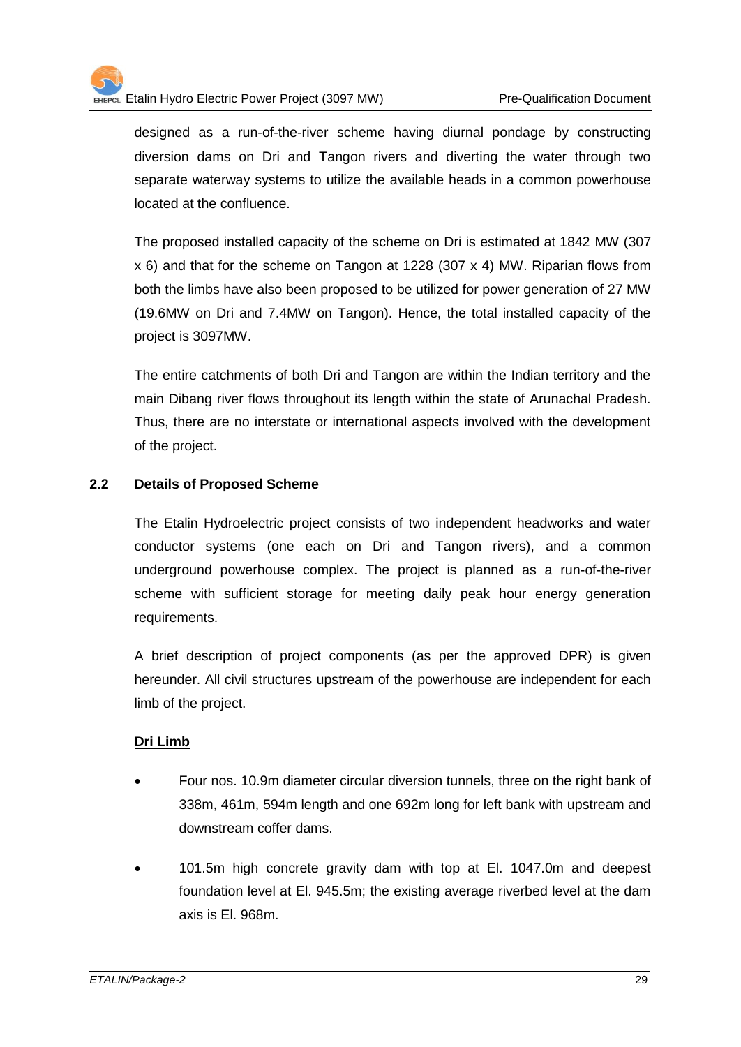designed as a run-of-the-river scheme having diurnal pondage by constructing diversion dams on Dri and Tangon rivers and diverting the water through two separate waterway systems to utilize the available heads in a common powerhouse located at the confluence.

The proposed installed capacity of the scheme on Dri is estimated at 1842 MW (307 x 6) and that for the scheme on Tangon at 1228 (307 x 4) MW. Riparian flows from both the limbs have also been proposed to be utilized for power generation of 27 MW (19.6MW on Dri and 7.4MW on Tangon). Hence, the total installed capacity of the project is 3097MW.

The entire catchments of both Dri and Tangon are within the Indian territory and the main Dibang river flows throughout its length within the state of Arunachal Pradesh. Thus, there are no interstate or international aspects involved with the development of the project.

## 2.2 Details of Proposed Scheme

The Etalin Hydroelectric project consists of two independent headworks and water conductor systems (one each on Dri and Tangon rivers), and a common underground powerhouse complex. The project is planned as a run-of-the-river scheme with sufficient storage for meeting daily peak hour energy generation requirements.

A brief description of project components (as per the approved DPR) is given hereunder. All civil structures upstream of the powerhouse are independent for each limb of the project.

**<u>Dri Limb</u>**

- Four nos. 10.9m diameter circular diversion tunnels, three on the right bank of 338m, 461m, 594m length and one 692m long for left bank with upstream and downstream coffer dams.
- 101.5m high concrete gravity dam with top at El. 1047.0m and deepest foundation level at El. 945.5m; the existing average riverbed level at the dam axis is El. 968m.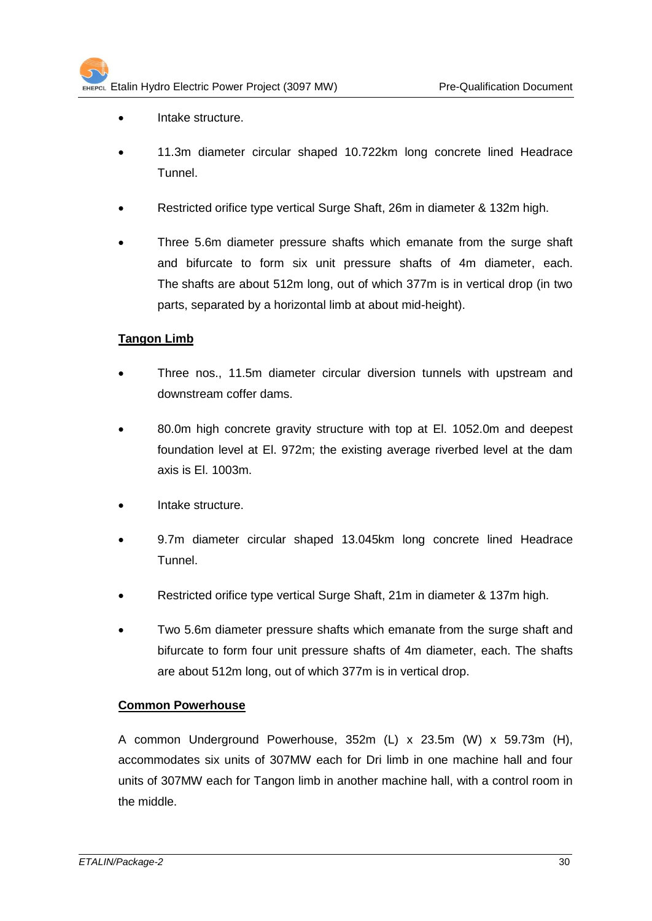- Intake structure.
- 11.3m diameter circular shaped 10.722km long concrete lined Headrace Tunnel.
- Restricted orifice type vertical Surge Shaft, 26m in diameter & 132m high.
- Three 5.6m diameter pressure shafts which emanate from the surge shaft and bifurcate to form six unit pressure shafts of 4m diameter, each. The shafts are about 512m long, out of which 377m is in vertical drop (in two parts, separated by a horizontal limb at about mid-height).

**Tangon Limb**

- Three nos., 11.5m diameter circular diversion tunnels with upstream and downstream coffer dams.
- 80.0m high concrete gravity structure with top at El. 1052.0m and deepest foundation level at El. 972m; the existing average riverbed level at the dam axis is El. 1003m.
- Intake structure.
- 9.7m diameter circular shaped 13.045km long concrete lined Headrace Tunnel.
- Restricted orifice type vertical Surge Shaft, 21m in diameter & 137m high.
- Two 5.6m diameter pressure shafts which emanate from the surge shaft and bifurcate to form four unit pressure shafts of 4m diameter, each. The shafts are about 512m long, out of which 377m is in vertical drop.

**Common Powerhouse**

A common Underground Powerhouse, 352m (L) x 23.5m (W) x 59.73m (H), accommodates six units of 307MW each for Dri limb in one machine hall and four units of 307MW each for Tangon limb in another machine hall, with a control room in the middle.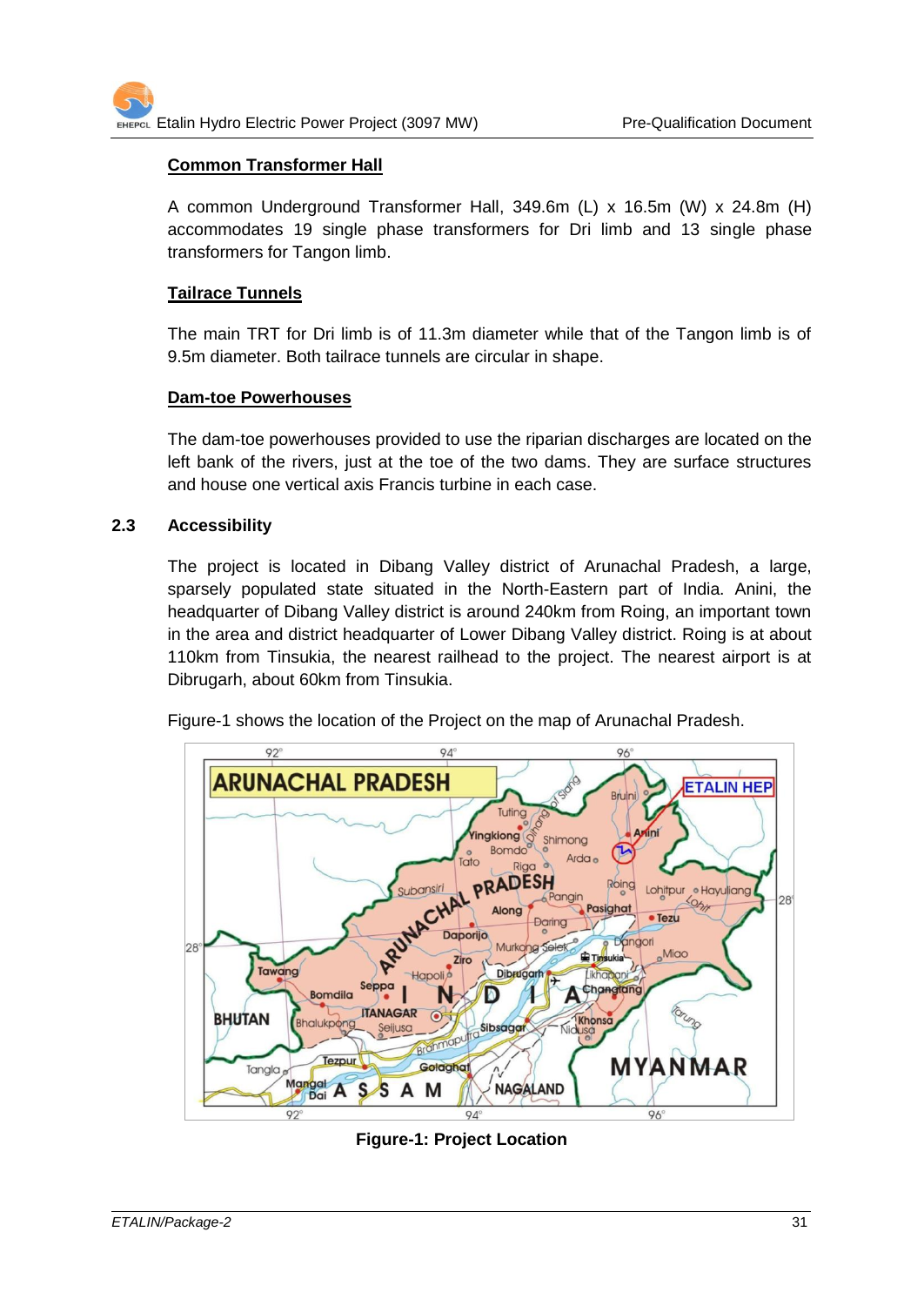#### Common Transformer Hall

A common Underground Transformer Hall, 349.6m (L) x 16.5m (W) x 24.8m (H) accommodates 19 single phase transformers for Dri limb and 13 single phase transformers for Tangon limb.

#### Tailrace Tunnels

The main TRT for Dri limb is of 11.3m diameter while that of the Tangon limb is of 9.5m diameter. Both tailrace tunnels are circular in shape.

#### Dam-toe Powerhouses

The dam-toe powerhouses provided to use the riparian discharges are located on the left bank of the rivers, just at the toe of the two dams. They are surface structures and house one vertical axis Francis turbine in each case.

### 2.3 Accessibility

The project is located in Dibang Valley district of Arunachal Pradesh, a large, sparsely populated state situated in the North-Eastern part of India. Anini, the headquarter of Dibang Valley district is around 240km from Roing, an important town in the area and district headquarter of Lower Dibang Valley district. Roing is at about 110km from Tinsukia, the nearest railhead to the project. The nearest airport is at Dibrugarh, about 60km from Tinsukia.

Figure-1 shows the location of the Project on the map of Arunachal Pradesh.

**Figure-1: Project Location**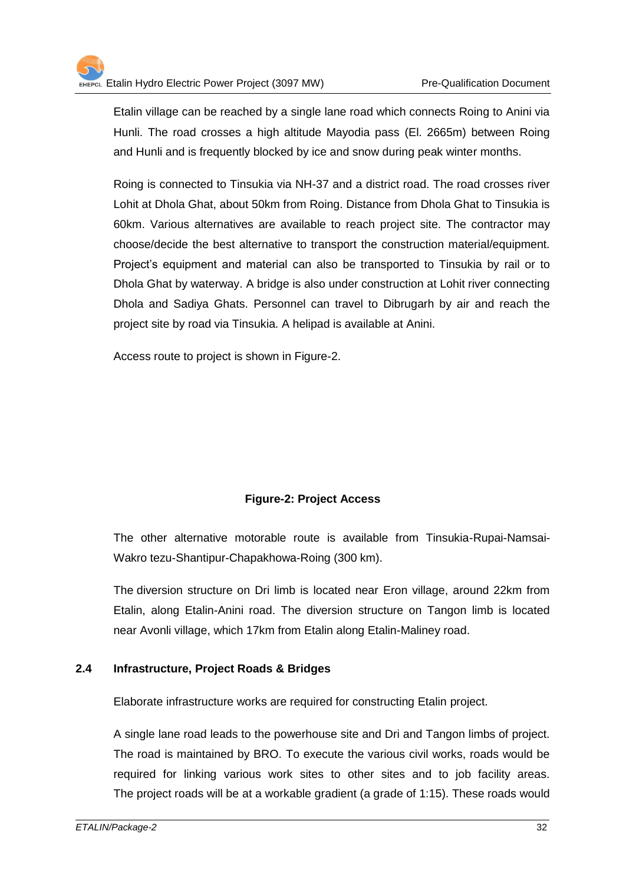Etalin village can be reached by a single lane road which connects Roing to Anini via Hunli. The road crosses a high altitude Mayodia pass (El. 2665m) between Roing and Hunli and is frequently blocked by ice and snow during peak winter months.

Roing is connected to Tinsukia via NH-37 and a district road. The road crosses river Lohit at Dhola Ghat, about 50km from Roing. Distance from Dhola Ghat to Tinsukia is 60km. Various alternatives are available to reach project site. The contractor may choose/decide the best alternative to transport the construction material/equipment. Project's equipment and material can also be transported to Tinsukia by rail or to Dhola Ghat by waterway. A bridge is also under construction at Lohit river connecting Dhola and Sadiya Ghats. Personnel can travel to Dibrugarh by air and reach the project site by road via Tinsukia. A helipad is available at Anini.

Access route to project is shown in Figure-2.

**Figure-2: Project Access**

The other alternative motorable route is available from Tinsukia-Rupai-Namsai-Wakro tezu-Shantipur-Chapakhowa-Roing (300 km).

The diversion structure on Dri limb is located near Eron village, around 22km from Etalin, along Etalin-Anini road. The diversion structure on Tangon limb is located near Avonli village, which 17km from Etalin along Etalin-Maliney road.

## 2.4 Infrastructure, Project Roads & Bridges

Elaborate infrastructure works are required for constructing Etalin project.

A single lane road leads to the powerhouse site and Dri and Tangon limbs of project. The road is maintained by BRO. To execute the various civil works, roads would be required for linking various work sites to other sites and to job facility areas. The project roads will be at a workable gradient (a grade of 1:15). These roads would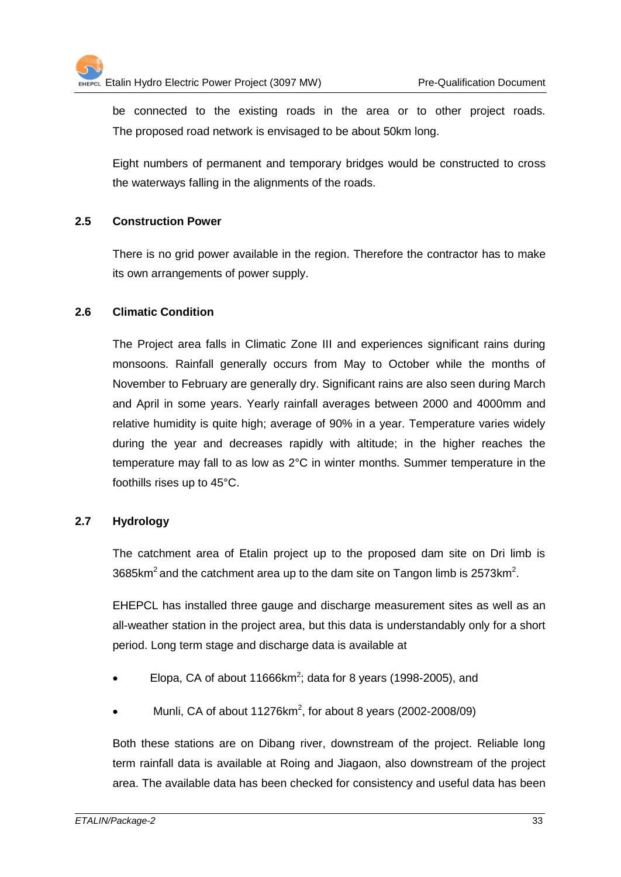be connected to the existing roads in the area or to other project roads. The proposed road network is envisaged to be about 50km long.

Eight numbers of permanent and temporary bridges would be constructed to cross the waterways falling in the alignments of the roads.

## 2.5 Construction Power

There is no grid power available in the region. Therefore the contractor has to make its own arrangements of power supply.

## 2.6 Climatic Condition

The Project area falls in Climatic Zone III and experiences significant rains during monsoons. Rainfall generally occurs from May to October while the months of November to February are generally dry. Significant rains are also seen during March and April in some years. Yearly rainfall averages between 2000 and 4000mm and relative humidity is quite high; average of 90% in a year. Temperature varies widely during the year and decreases rapidly with altitude; in the higher reaches the temperature may fall to as low as 2°C in winter months. Summer temperature in the foothills rises up to 45°C.

## 2.7 Hydrology

The catchment area of Etalin project up to the proposed dam site on Dri limb is 3685km$^2$ and the catchment area up to the dam site on Tangon limb is 2573km$^2$.

EHEPCL has installed three gauge and discharge measurement sites as well as an all-weather station in the project area, but this data is understandably only for a short period. Long term stage and discharge data is available at

- Elopa, CA of about 11666km$^2$; data for 8 years (1998-2005), and
- Munli, CA of about 11276km$^2$, for about 8 years (2002-2008/09)

Both these stations are on Dibang river, downstream of the project. Reliable long term rainfall data is available at Roing and Jiagaon, also downstream of the project area. The available data has been checked for consistency and useful data has been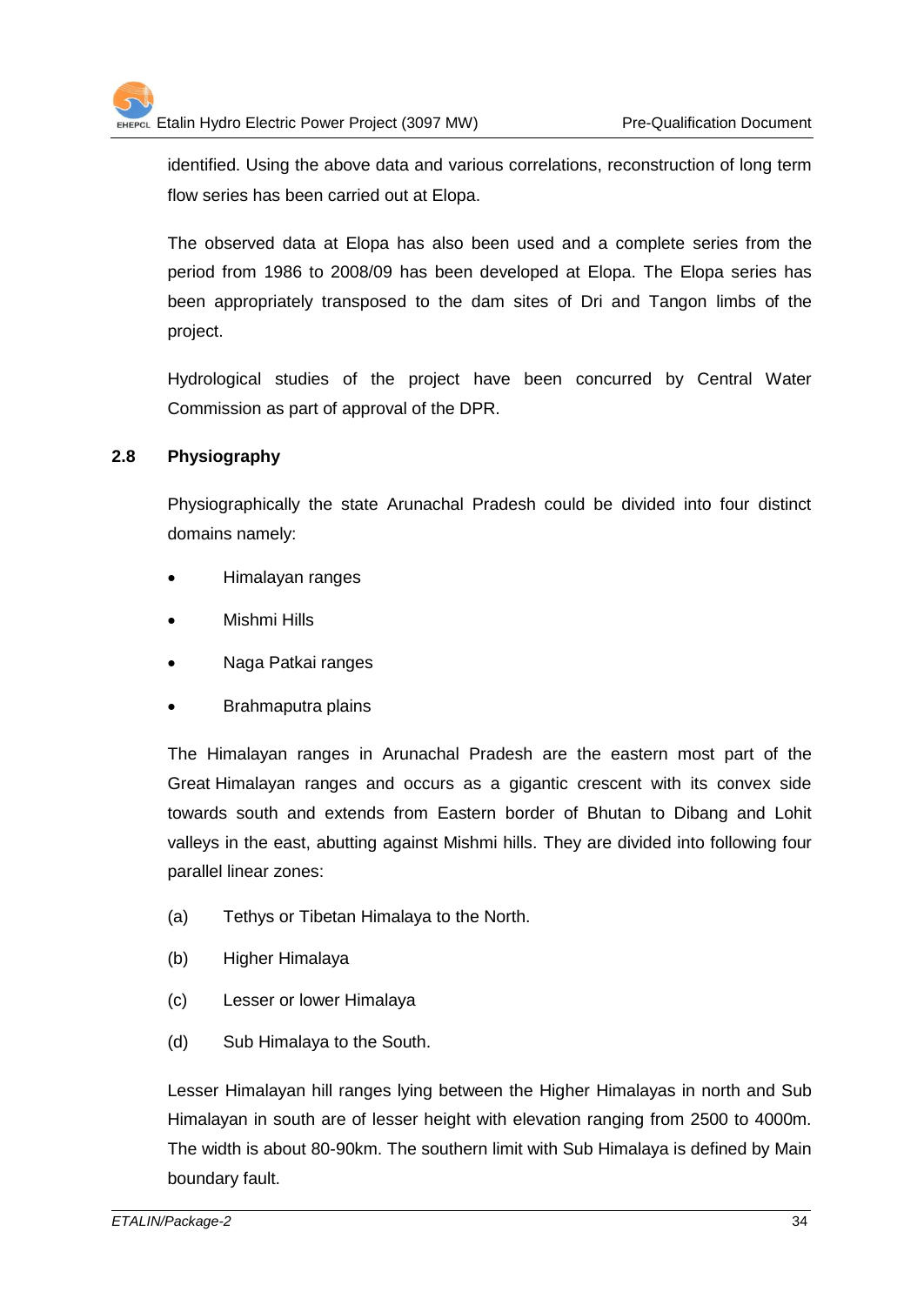identified. Using the above data and various correlations, reconstruction of long term flow series has been carried out at Elopa.

The observed data at Elopa has also been used and a complete series from the period from 1986 to 2008/09 has been developed at Elopa. The Elopa series has been appropriately transposed to the dam sites of Dri and Tangon limbs of the project.

Hydrological studies of the project have been concurred by Central Water Commission as part of approval of the DPR.

## 2.8 Physiography

Physiographically the state Arunachal Pradesh could be divided into four distinct domains namely:

- Himalayan ranges
- Mishmi Hills
- Naga Patkai ranges
- Brahmaputra plains

The Himalayan ranges in Arunachal Pradesh are the eastern most part of the Great Himalayan ranges and occurs as a gigantic crescent with its convex side towards south and extends from Eastern border of Bhutan to Dibang and Lohit valleys in the east, abutting against Mishmi hills. They are divided into following four parallel linear zones:

(a) Tethys or Tibetan Himalaya to the North.

(b) Higher Himalaya

(c) Lesser or lower Himalaya

(d) Sub Himalaya to the South.

Lesser Himalayan hill ranges lying between the Higher Himalayas in north and Sub Himalayan in south are of lesser height with elevation ranging from 2500 to 4000m. The width is about 80-90km. The southern limit with Sub Himalaya is defined by Main boundary fault.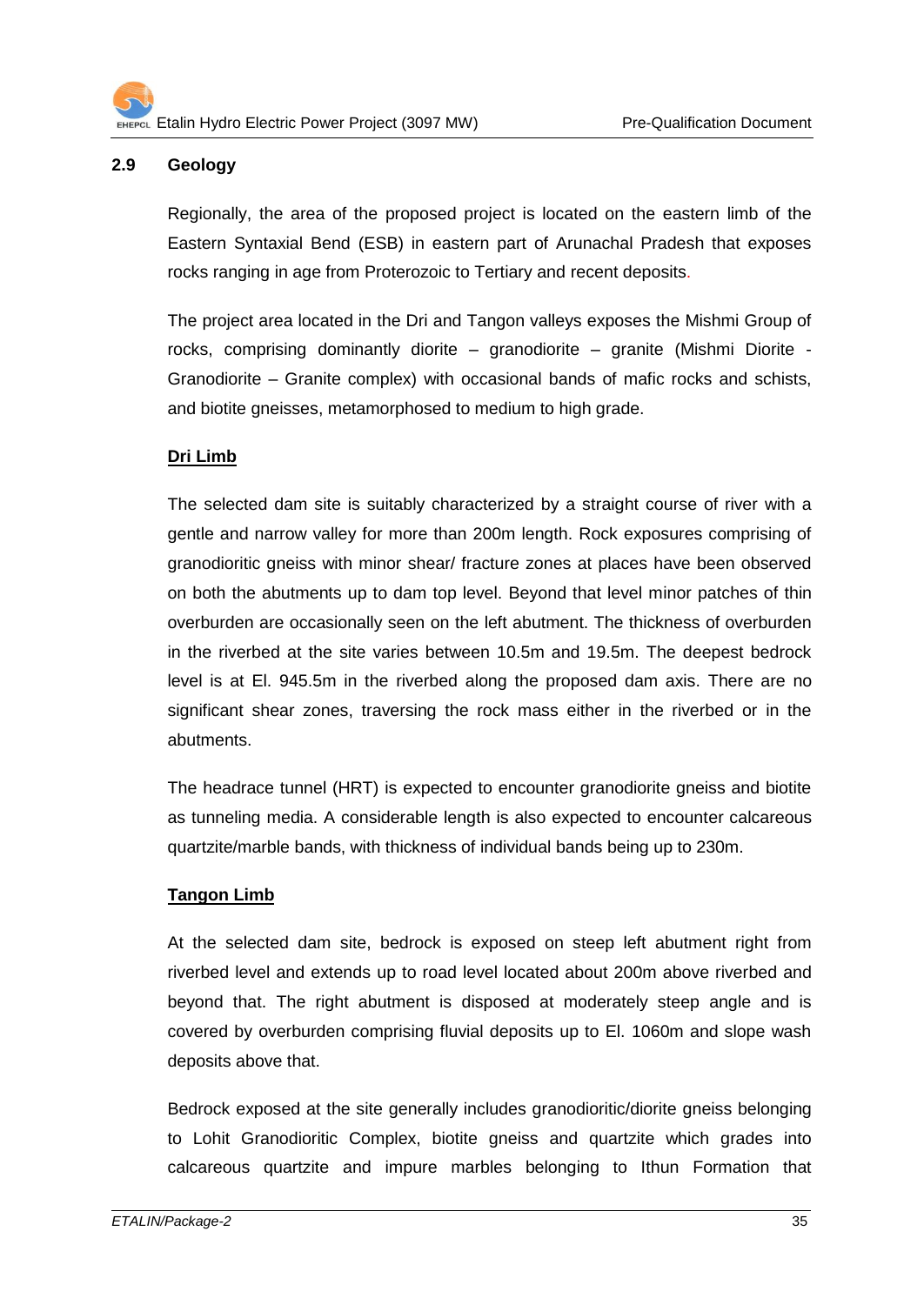## 2.9 Geology

Regionally, the area of the proposed project is located on the eastern limb of the Eastern Syntaxial Bend (ESB) in eastern part of Arunachal Pradesh that exposes rocks ranging in age from Proterozoic to Tertiary and recent deposits.

The project area located in the Dri and Tangon valleys exposes the Mishmi Group of rocks, comprising dominantly diorite – granodiorite – granite (Mishmi Diorite - Granodiorite – Granite complex) with occasional bands of mafic rocks and schists, and biotite gneisses, metamorphosed to medium to high grade.

**Dri Limb**

The selected dam site is suitably characterized by a straight course of river with a gentle and narrow valley for more than 200m length. Rock exposures comprising of granodioritic gneiss with minor shear/ fracture zones at places have been observed on both the abutments up to dam top level. Beyond that level minor patches of thin overburden are occasionally seen on the left abutment. The thickness of overburden in the riverbed at the site varies between 10.5m and 19.5m. The deepest bedrock level is at El. 945.5m in the riverbed along the proposed dam axis. There are no significant shear zones, traversing the rock mass either in the riverbed or in the abutments.

The headrace tunnel (HRT) is expected to encounter granodiorite gneiss and biotite as tunneling media. A considerable length is also expected to encounter calcareous quartzite/marble bands, with thickness of individual bands being up to 230m.

**Tangon Limb**

At the selected dam site, bedrock is exposed on steep left abutment right from riverbed level and extends up to road level located about 200m above riverbed and beyond that. The right abutment is disposed at moderately steep angle and is covered by overburden comprising fluvial deposits up to El. 1060m and slope wash deposits above that.

Bedrock exposed at the site generally includes granodioritic/diorite gneiss belonging to Lohit Granodioritic Complex, biotite gneiss and quartzite which grades into calcareous quartzite and impure marbles belonging to Ithun Formation that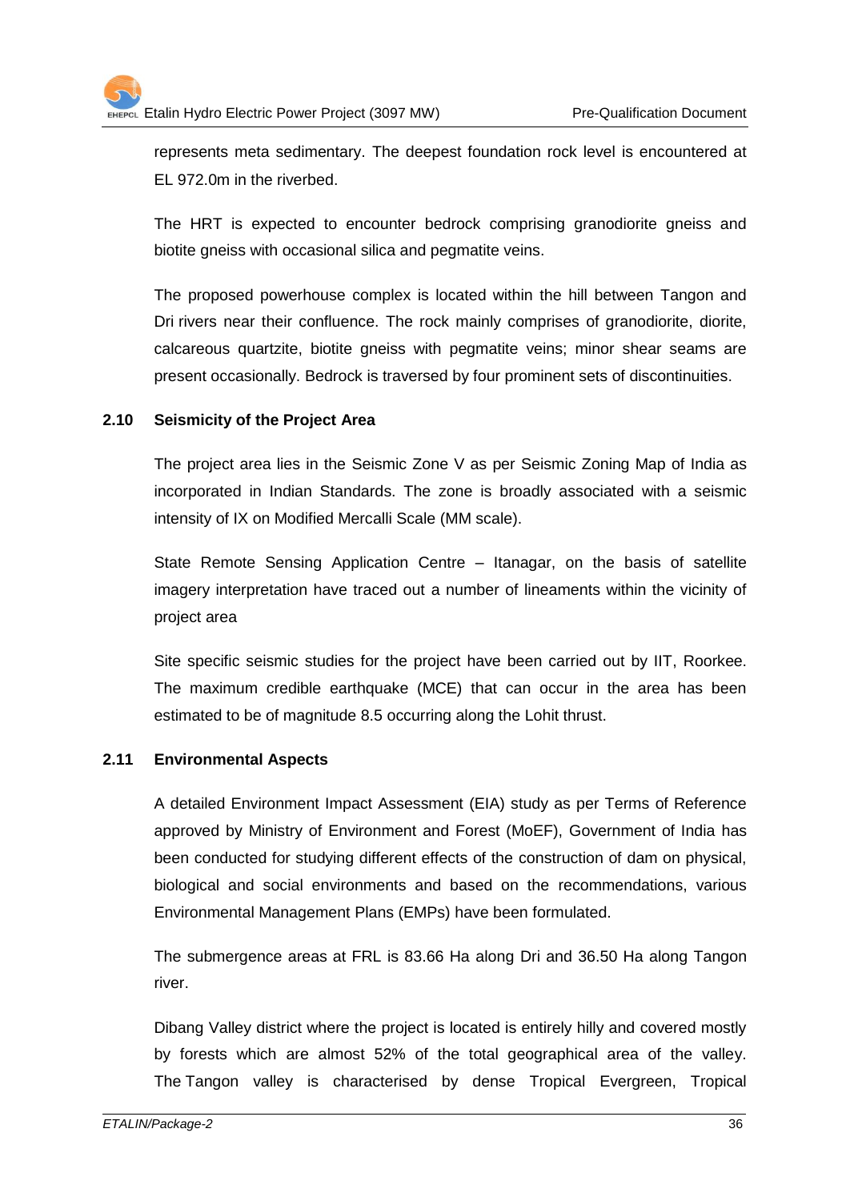represents meta sedimentary. The deepest foundation rock level is encountered at EL 972.0m in the riverbed.

The HRT is expected to encounter bedrock comprising granodiorite gneiss and biotite gneiss with occasional silica and pegmatite veins.

The proposed powerhouse complex is located within the hill between Tangon and Dri rivers near their confluence. The rock mainly comprises of granodiorite, diorite, calcareous quartzite, biotite gneiss with pegmatite veins; minor shear seams are present occasionally. Bedrock is traversed by four prominent sets of discontinuities.

## 2.10 Seismicity of the Project Area

The project area lies in the Seismic Zone V as per Seismic Zoning Map of India as incorporated in Indian Standards. The zone is broadly associated with a seismic intensity of IX on Modified Mercalli Scale (MM scale).

State Remote Sensing Application Centre – Itanagar, on the basis of satellite imagery interpretation have traced out a number of lineaments within the vicinity of project area

Site specific seismic studies for the project have been carried out by IIT, Roorkee. The maximum credible earthquake (MCE) that can occur in the area has been estimated to be of magnitude 8.5 occurring along the Lohit thrust.

## 2.11 Environmental Aspects

A detailed Environment Impact Assessment (EIA) study as per Terms of Reference approved by Ministry of Environment and Forest (MoEF), Government of India has been conducted for studying different effects of the construction of dam on physical, biological and social environments and based on the recommendations, various Environmental Management Plans (EMPs) have been formulated.

The submergence areas at FRL is 83.66 Ha along Dri and 36.50 Ha along Tangon river.

Dibang Valley district where the project is located is entirely hilly and covered mostly by forests which are almost 52% of the total geographical area of the valley. The Tangon valley is characterised by dense Tropical Evergreen, Tropical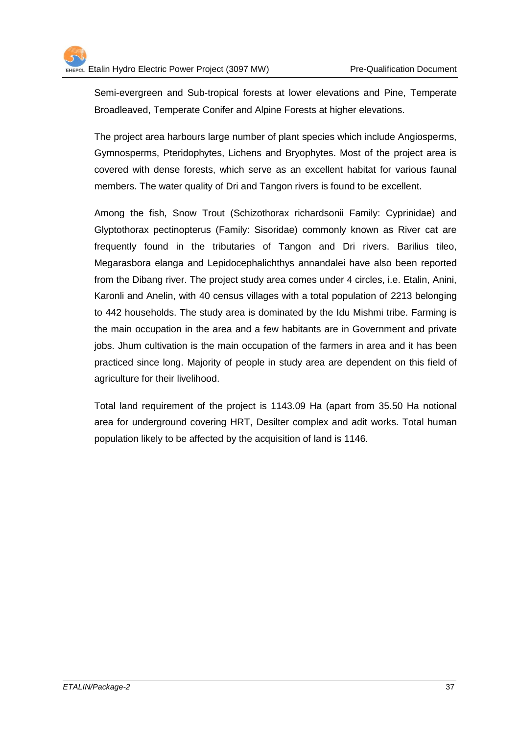Semi-evergreen and Sub-tropical forests at lower elevations and Pine, Temperate Broadleaved, Temperate Conifer and Alpine Forests at higher elevations.

The project area harbours large number of plant species which include Angiosperms, Gymnosperms, Pteridophytes, Lichens and Bryophytes. Most of the project area is covered with dense forests, which serve as an excellent habitat for various faunal members. The water quality of Dri and Tangon rivers is found to be excellent.

Among the fish, Snow Trout (Schizothorax richardsonii Family: Cyprinidae) and Glyptothorax pectinopterus (Family: Sisoridae) commonly known as River cat are frequently found in the tributaries of Tangon and Dri rivers. Barilius tileo, Megarasbora elanga and Lepidocephalichthys annandalei have also been reported from the Dibang river. The project study area comes under 4 circles, i.e. Etalin, Anini, Karonli and Anelin, with 40 census villages with a total population of 2213 belonging to 442 households. The study area is dominated by the Idu Mishmi tribe. Farming is the main occupation in the area and a few habitants are in Government and private jobs. Jhum cultivation is the main occupation of the farmers in area and it has been practiced since long. Majority of people in study area are dependent on this field of agriculture for their livelihood.

Total land requirement of the project is 1143.09 Ha (apart from 35.50 Ha notional area for underground covering HRT, Desilter complex and adit works. Total human population likely to be affected by the acquisition of land is 1146.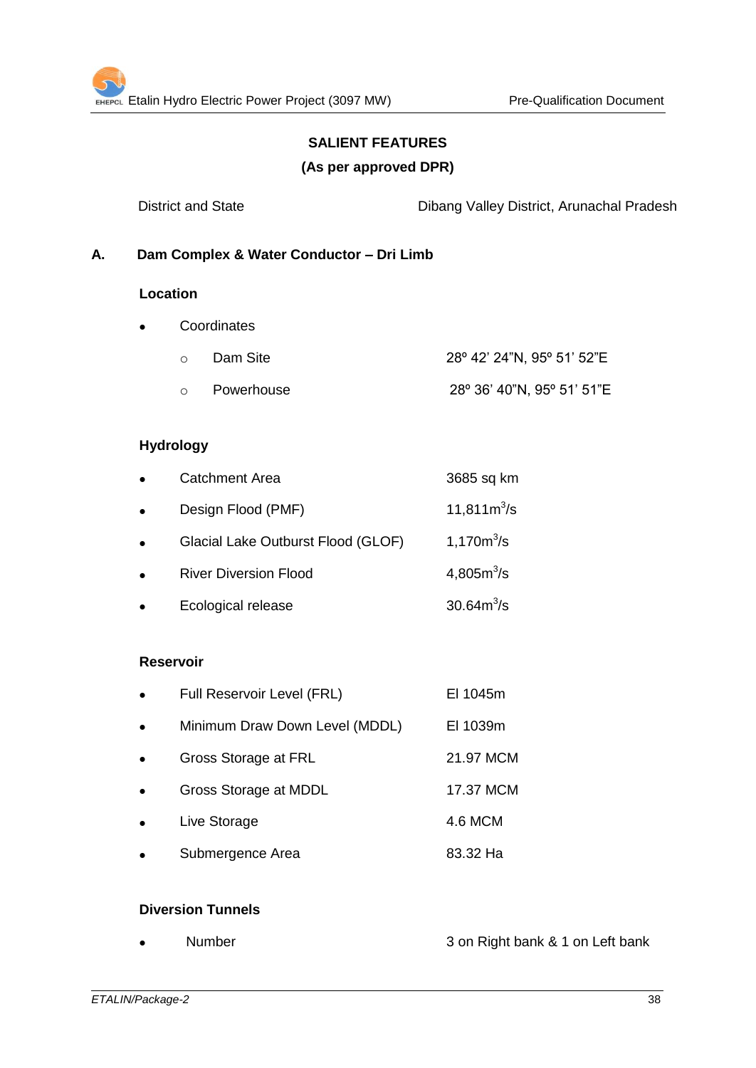## SALIENT FEATURES

**(As per approved DPR)**

District and State — Dibang Valley District, Arunachal Pradesh

### A. Dam Complex & Water Conductor – Dri Limb

**Location**

- Coordinates
  - Dam Site — 28º 42' 24"N, 95º 51' 52"E
  - Powerhouse — 28º 36' 40"N, 95º 51' 51"E

**Hydrology**

- Catchment Area — 3685 sq km
- Design Flood (PMF) — 11,811$m^3$/s
- Glacial Lake Outburst Flood (GLOF) — 1,170$m^3$/s
- River Diversion Flood — 4,805$m^3$/s
- Ecological release — 30.64$m^3$/s

**Reservoir**

- Full Reservoir Level (FRL) — El 1045m
- Minimum Draw Down Level (MDDL) — El 1039m
- Gross Storage at FRL — 21.97 MCM
- Gross Storage at MDDL — 17.37 MCM
- Live Storage — 4.6 MCM
- Submergence Area — 83.32 Ha

**Diversion Tunnels**

- Number — 3 on Right bank & 1 on Left bank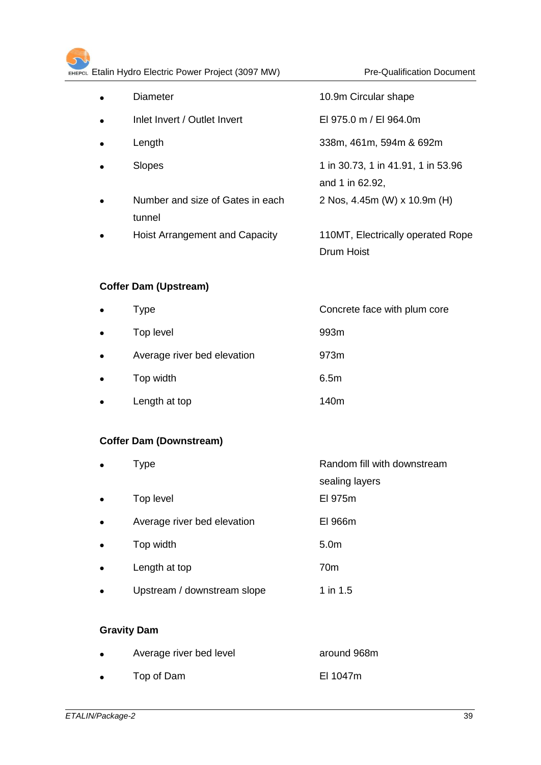- Diameter — 10.9m Circular shape
- Inlet Invert / Outlet Invert — El 975.0 m / El 964.0m
- Length — 338m, 461m, 594m & 692m
- Slopes — 1 in 30.73, 1 in 41.91, 1 in 53.96 and 1 in 62.92,
- Number and size of Gates in each tunnel — 2 Nos, 4.45m (W) x 10.9m (H)
- Hoist Arrangement and Capacity — 110MT, Electrically operated Rope Drum Hoist

**Coffer Dam (Upstream)**

- Type — Concrete face with plum core
- Top level — 993m
- Average river bed elevation — 973m
- Top width — 6.5m
- Length at top — 140m

**Coffer Dam (Downstream)**

- Type — Random fill with downstream sealing layers
- Top level — El 975m
- Average river bed elevation — El 966m
- Top width — 5.0m
- Length at top — 70m
- Upstream / downstream slope — 1 in 1.5

**Gravity Dam**

- Average river bed level — around 968m
- Top of Dam — El 1047m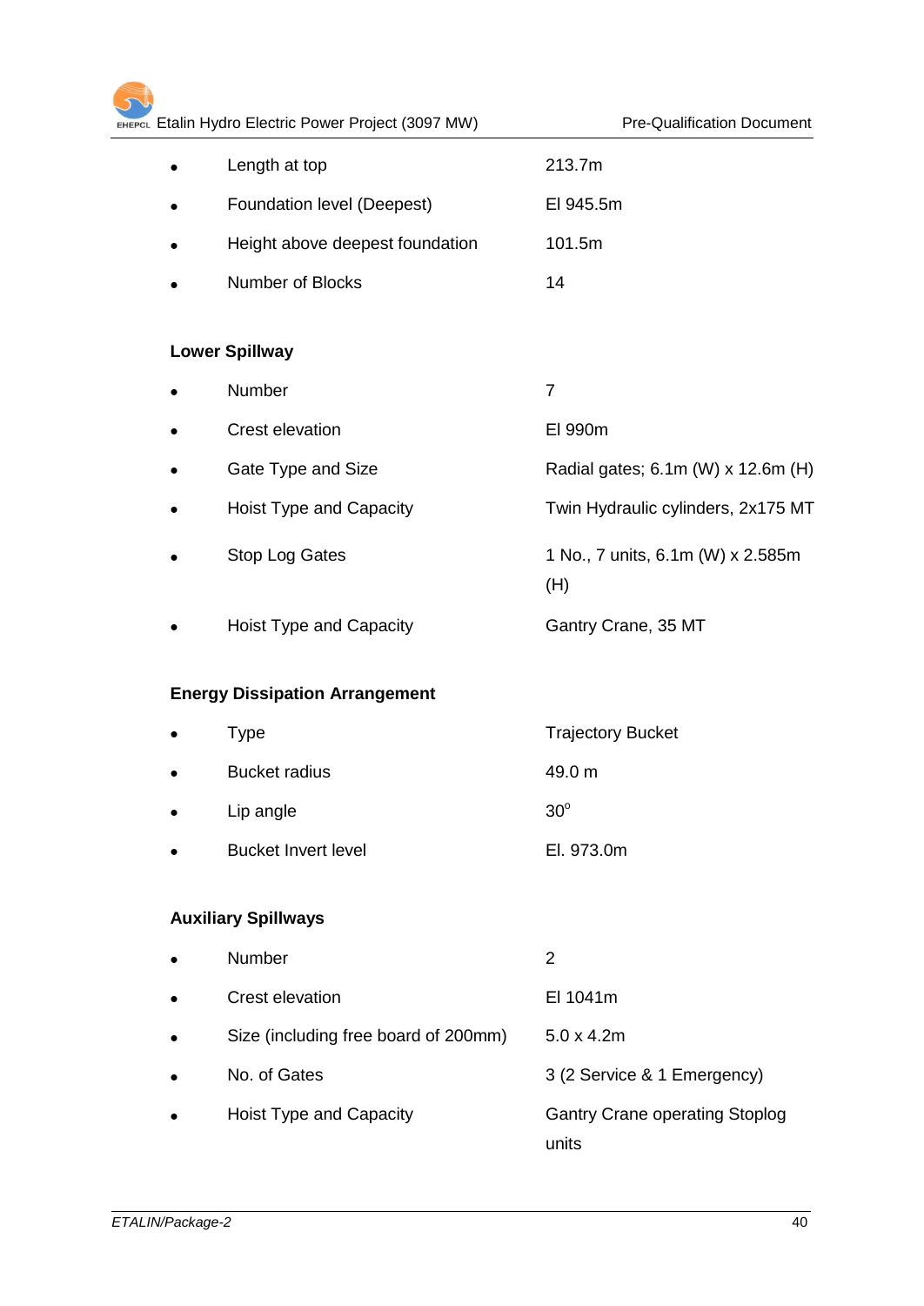- Length at top 213.7m
- Foundation level (Deepest) El 945.5m
- Height above deepest foundation 101.5m
- Number of Blocks 14

**Lower Spillway**

- Number 7
- Crest elevation El 990m
- Gate Type and Size Radial gates; 6.1m (W) x 12.6m (H)
- Hoist Type and Capacity Twin Hydraulic cylinders, 2x175 MT
- Stop Log Gates 1 No., 7 units, 6.1m (W) x 2.585m (H)
- Hoist Type and Capacity Gantry Crane, 35 MT

**Energy Dissipation Arrangement**

- Type Trajectory Bucket
- Bucket radius 49.0 m
- Lip angle $30^o$
- Bucket Invert level El. 973.0m

**Auxiliary Spillways**

- Number 2
- Crest elevation El 1041m
- Size (including free board of 200mm) 5.0 x 4.2m
- No. of Gates 3 (2 Service & 1 Emergency)
- Hoist Type and Capacity Gantry Crane operating Stoplog units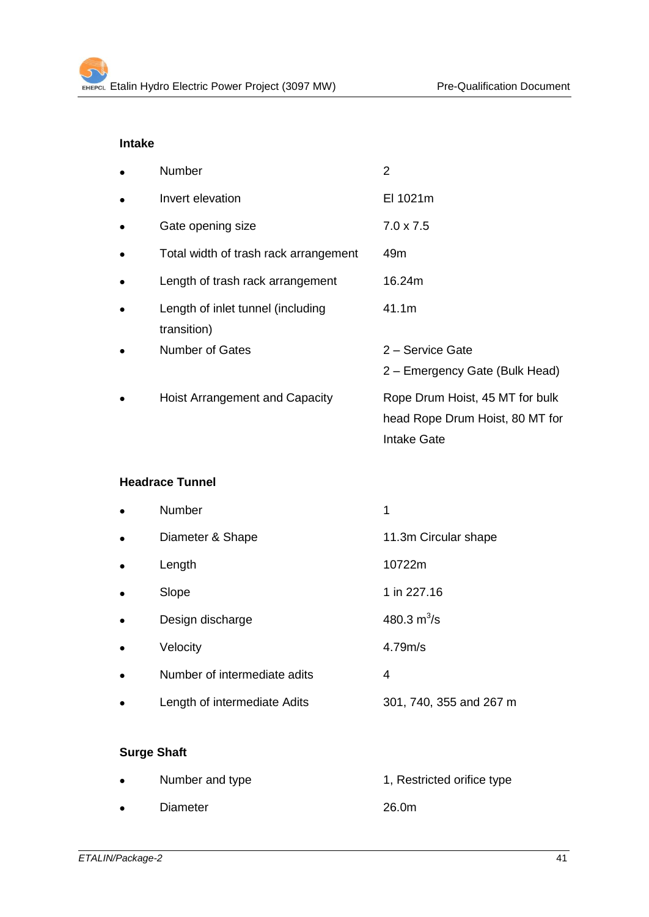**Intake**

- Number — 2
- Invert elevation — El 1021m
- Gate opening size — 7.0 x 7.5
- Total width of trash rack arrangement — 49m
- Length of trash rack arrangement — 16.24m
- Length of inlet tunnel (including transition) — 41.1m
- Number of Gates — 2 – Service Gate; 2 – Emergency Gate (Bulk Head)
- Hoist Arrangement and Capacity — Rope Drum Hoist, 45 MT for bulk head Rope Drum Hoist, 80 MT for Intake Gate

**Headrace Tunnel**

- Number — 1
- Diameter & Shape — 11.3m Circular shape
- Length — 10722m
- Slope — 1 in 227.16
- Design discharge — 480.3 $m^3$/s
- Velocity — 4.79m/s
- Number of intermediate adits — 4
- Length of intermediate Adits — 301, 740, 355 and 267 m

**Surge Shaft**

- Number and type — 1, Restricted orifice type
- Diameter — 26.0m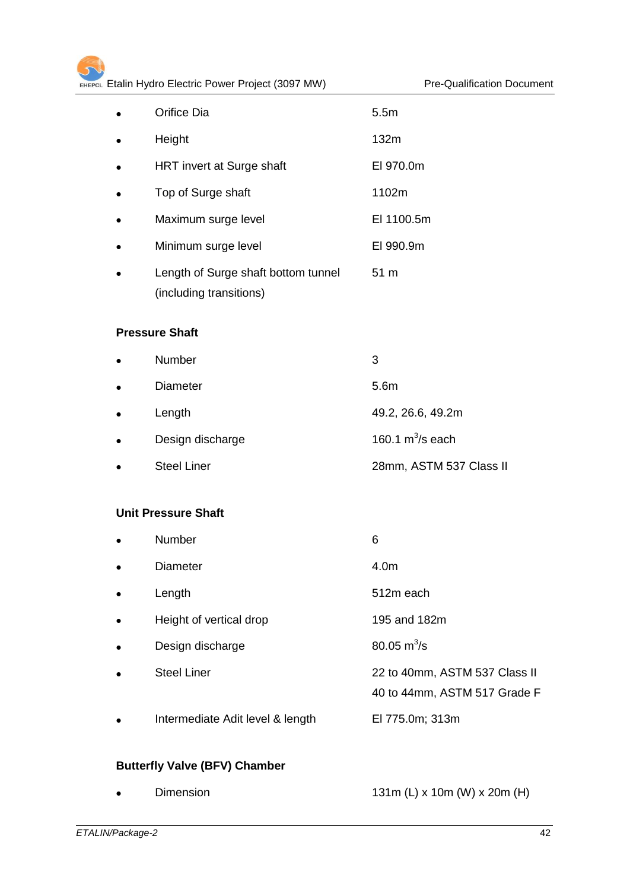- Orifice Dia — 5.5m
- Height — 132m
- HRT invert at Surge shaft — El 970.0m
- Top of Surge shaft — 1102m
- Maximum surge level — El 1100.5m
- Minimum surge level — El 990.9m
- Length of Surge shaft bottom tunnel (including transitions) — 51 m

**Pressure Shaft**

- Number — 3
- Diameter — 5.6m
- Length — 49.2, 26.6, 49.2m
- Design discharge — 160.1 $m^3/s$ each
- Steel Liner — 28mm, ASTM 537 Class II

**Unit Pressure Shaft**

- Number — 6
- Diameter — 4.0m
- Length — 512m each
- Height of vertical drop — 195 and 182m
- Design discharge — 80.05 $m^3/s$
- Steel Liner — 22 to 40mm, ASTM 537 Class II; 40 to 44mm, ASTM 517 Grade F
- Intermediate Adit level & length — El 775.0m; 313m

**Butterfly Valve (BFV) Chamber**

- Dimension — 131m (L) x 10m (W) x 20m (H)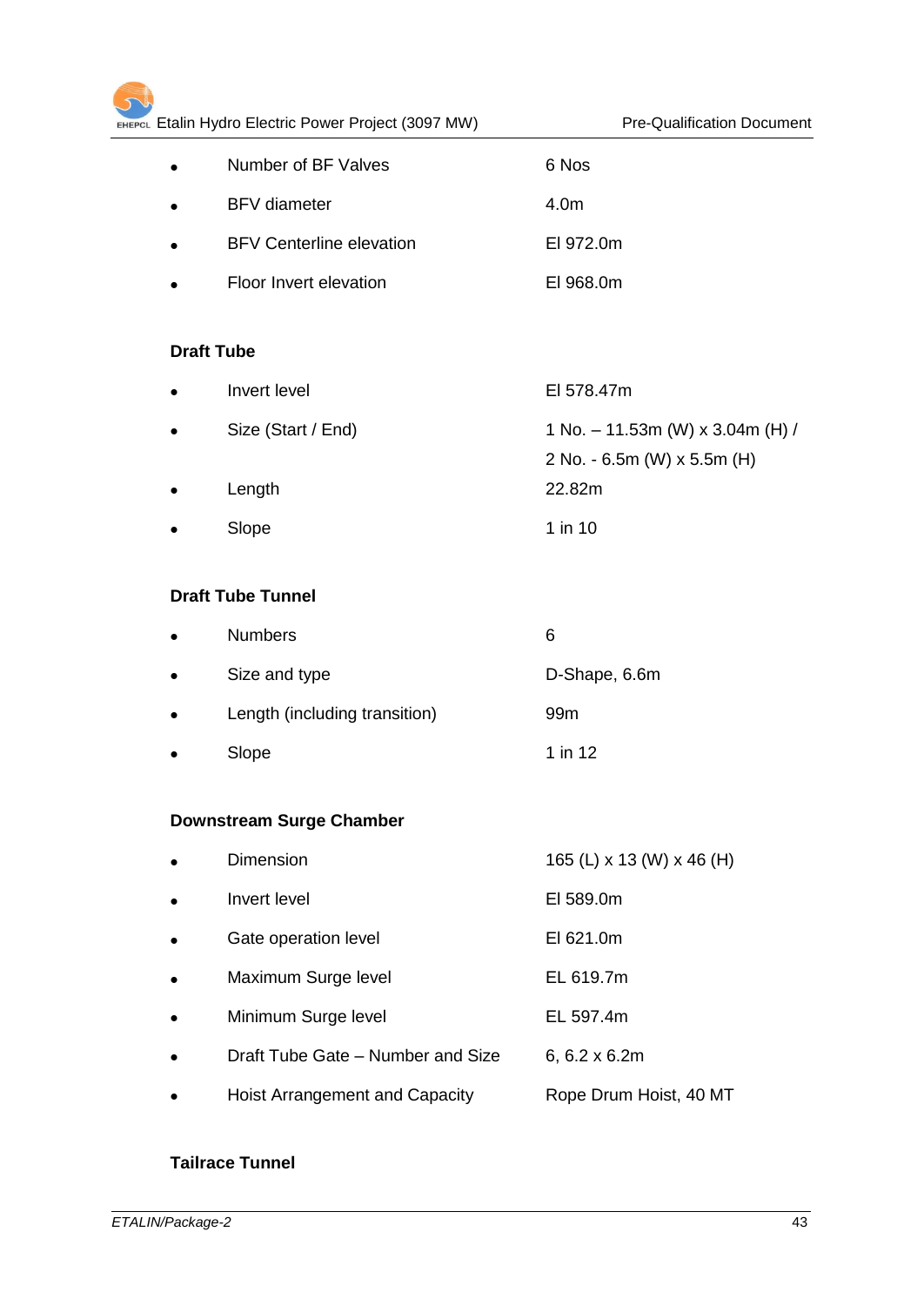- Number of BF Valves — 6 Nos
- BFV diameter — 4.0m
- BFV Centerline elevation — El 972.0m
- Floor Invert elevation — El 968.0m

**Draft Tube**

- Invert level — El 578.47m
- Size (Start / End) — 1 No. – 11.53m (W) x 3.04m (H) / 2 No. - 6.5m (W) x 5.5m (H)
- Length — 22.82m
- Slope — 1 in 10

**Draft Tube Tunnel**

- Numbers — 6
- Size and type — D-Shape, 6.6m
- Length (including transition) — 99m
- Slope — 1 in 12

**Downstream Surge Chamber**

- Dimension — 165 (L) x 13 (W) x 46 (H)
- Invert level — El 589.0m
- Gate operation level — El 621.0m
- Maximum Surge level — EL 619.7m
- Minimum Surge level — EL 597.4m
- Draft Tube Gate – Number and Size — 6, 6.2 x 6.2m
- Hoist Arrangement and Capacity — Rope Drum Hoist, 40 MT

**Tailrace Tunnel**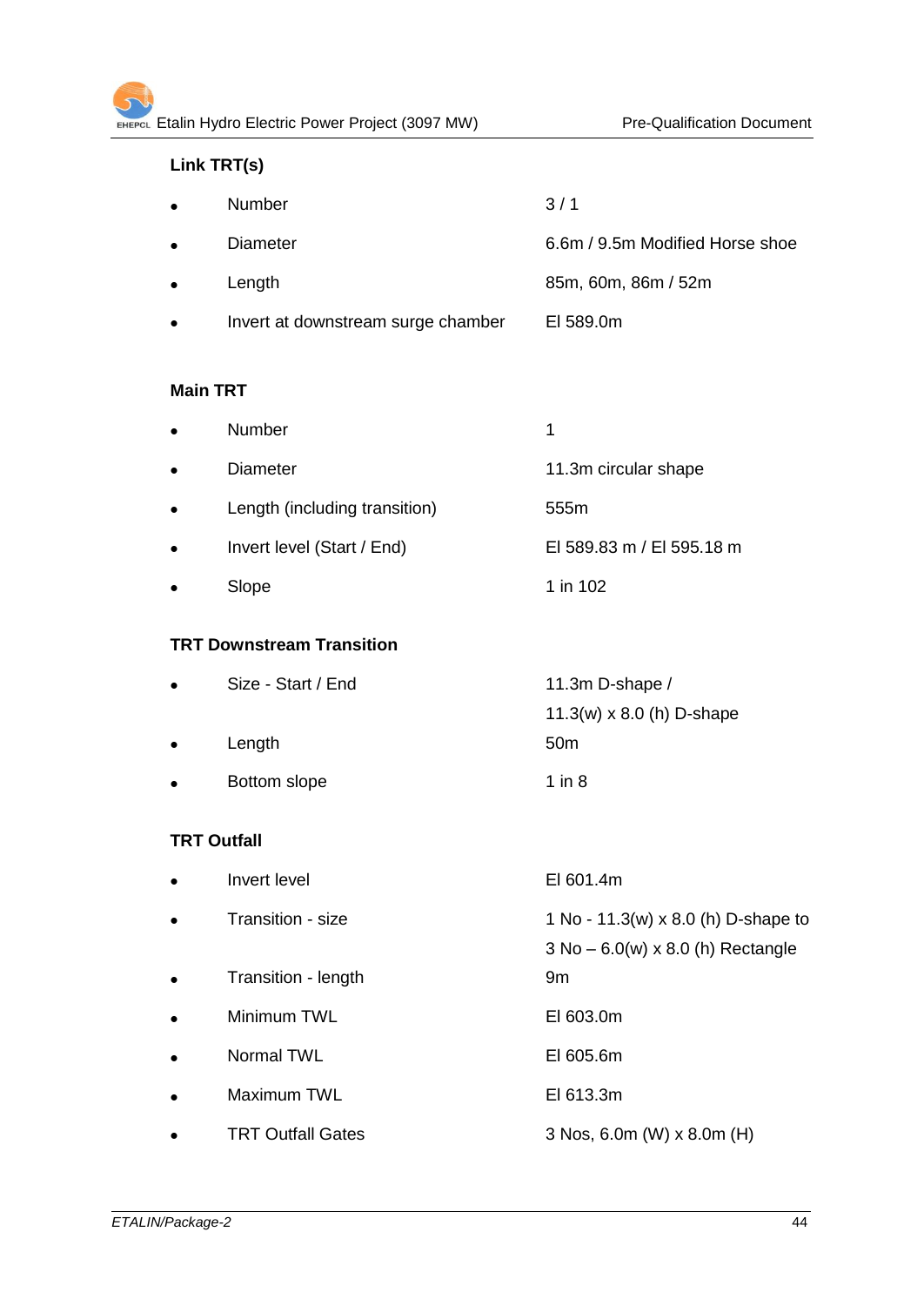**Link TRT(s)**

| | |
|---|---|
| • Number | 3 / 1 |
| • Diameter | 6.6m / 9.5m Modified Horse shoe |
| • Length | 85m, 60m, 86m / 52m |
| • Invert at downstream surge chamber | El 589.0m |

**Main TRT**

| | |
|---|---|
| • Number | 1 |
| • Diameter | 11.3m circular shape |
| • Length (including transition) | 555m |
| • Invert level (Start / End) | El 589.83 m / El 595.18 m |
| • Slope | 1 in 102 |

**TRT Downstream Transition**

| | |
|---|---|
| • Size - Start / End | 11.3m D-shape / 11.3(w) x 8.0 (h) D-shape |
| • Length | 50m |
| • Bottom slope | 1 in 8 |

**TRT Outfall**

| | |
|---|---|
| • Invert level | El 601.4m |
| • Transition - size | 1 No - 11.3(w) x 8.0 (h) D-shape to 3 No – 6.0(w) x 8.0 (h) Rectangle |
| • Transition - length | 9m |
| • Minimum TWL | El 603.0m |
| • Normal TWL | El 605.6m |
| • Maximum TWL | El 613.3m |
| • TRT Outfall Gates | 3 Nos, 6.0m (W) x 8.0m (H) |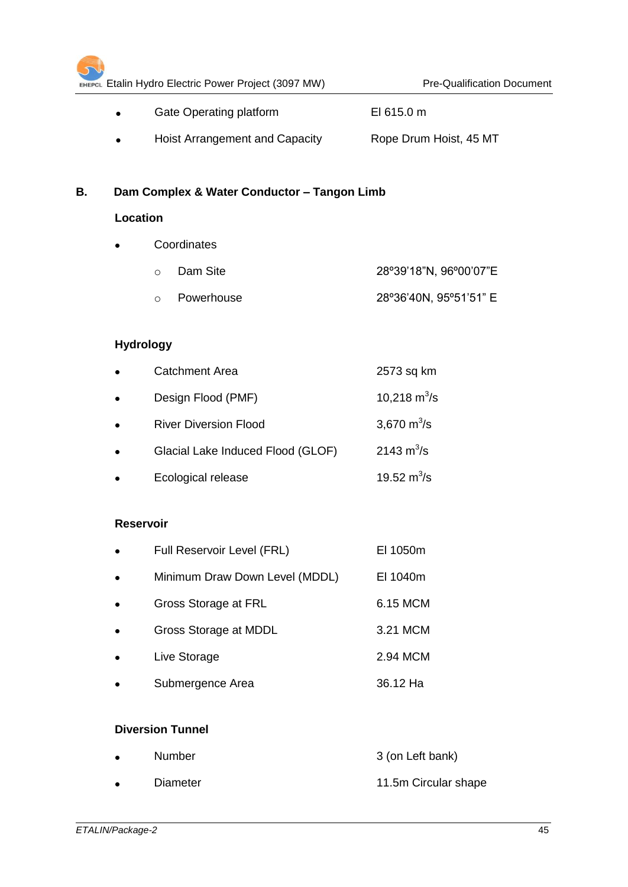- Gate Operating platform — El 615.0 m
- Hoist Arrangement and Capacity — Rope Drum Hoist, 45 MT

## B. Dam Complex & Water Conductor – Tangon Limb

### Location

- Coordinates
  - Dam Site — 28º39'18"N, 96º00'07"E
  - Powerhouse — 28º36'40N, 95º51'51" E

### Hydrology

- Catchment Area — 2573 sq km
- Design Flood (PMF) — 10,218 $m^3/s$
- River Diversion Flood — 3,670 $m^3/s$
- Glacial Lake Induced Flood (GLOF) — 2143 $m^3/s$
- Ecological release — 19.52 $m^3/s$

### Reservoir

- Full Reservoir Level (FRL) — El 1050m
- Minimum Draw Down Level (MDDL) — El 1040m
- Gross Storage at FRL — 6.15 MCM
- Gross Storage at MDDL — 3.21 MCM
- Live Storage — 2.94 MCM
- Submergence Area — 36.12 Ha

### Diversion Tunnel

- Number — 3 (on Left bank)
- Diameter — 11.5m Circular shape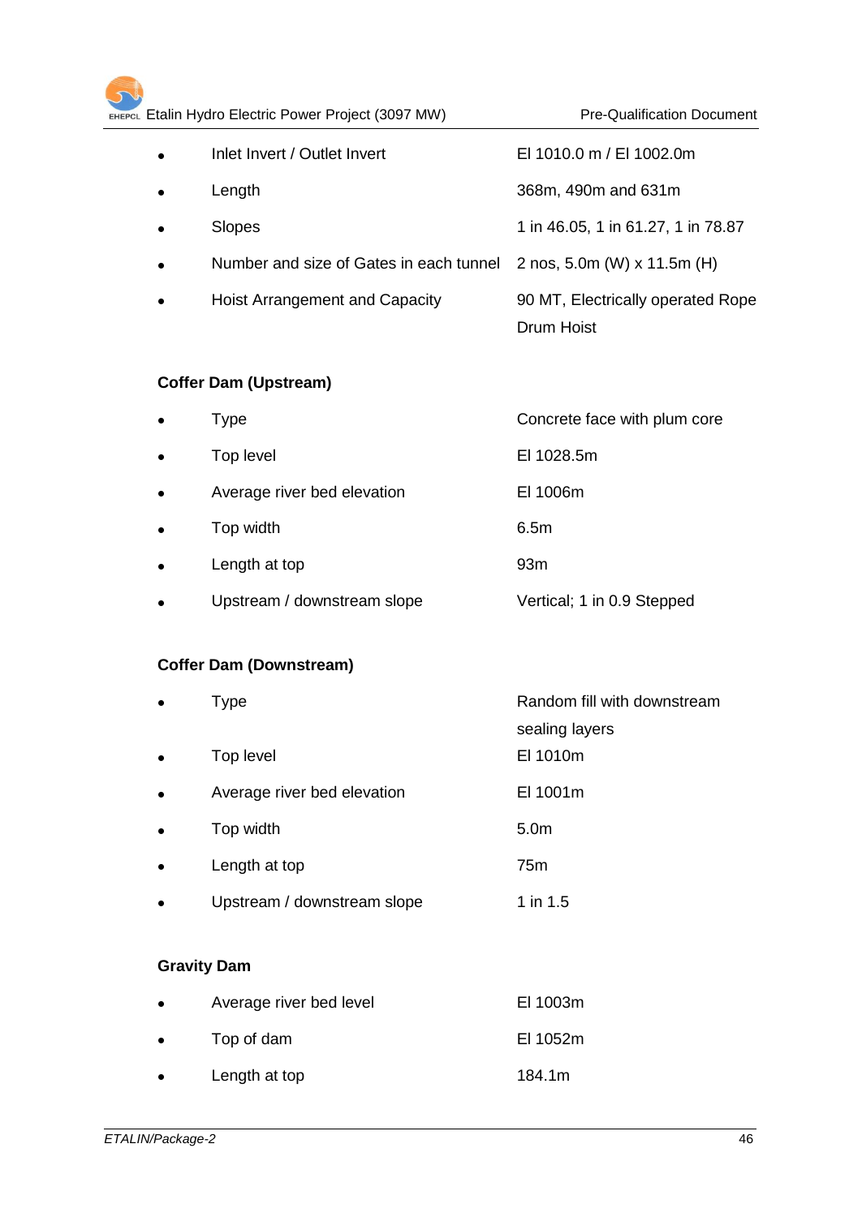- Inlet Invert / Outlet Invert — El 1010.0 m / El 1002.0m
- Length — 368m, 490m and 631m
- Slopes — 1 in 46.05, 1 in 61.27, 1 in 78.87
- Number and size of Gates in each tunnel — 2 nos, 5.0m (W) x 11.5m (H)
- Hoist Arrangement and Capacity — 90 MT, Electrically operated Rope Drum Hoist

**Coffer Dam (Upstream)**

- Type — Concrete face with plum core
- Top level — El 1028.5m
- Average river bed elevation — El 1006m
- Top width — 6.5m
- Length at top — 93m
- Upstream / downstream slope — Vertical; 1 in 0.9 Stepped

**Coffer Dam (Downstream)**

- Type — Random fill with downstream sealing layers
- Top level — El 1010m
- Average river bed elevation — El 1001m
- Top width — 5.0m
- Length at top — 75m
- Upstream / downstream slope — 1 in 1.5

**Gravity Dam**

- Average river bed level — El 1003m
- Top of dam — El 1052m
- Length at top — 184.1m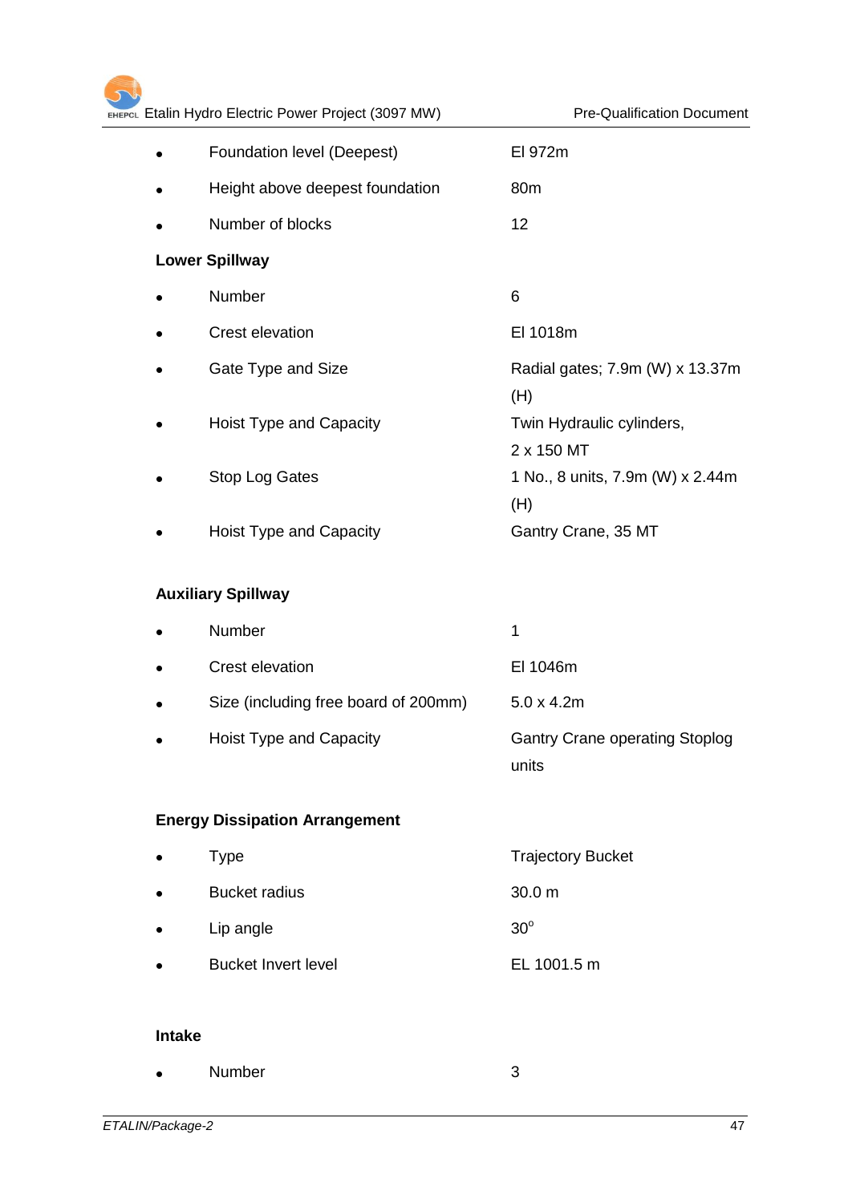- Foundation level (Deepest) El 972m
- Height above deepest foundation 80m
- Number of blocks 12

**Lower Spillway**

- Number 6
- Crest elevation El 1018m
- Gate Type and Size Radial gates; 7.9m (W) x 13.37m (H)
- Hoist Type and Capacity Twin Hydraulic cylinders, 2 x 150 MT
- Stop Log Gates 1 No., 8 units, 7.9m (W) x 2.44m (H)
- Hoist Type and Capacity Gantry Crane, 35 MT

**Auxiliary Spillway**

- Number 1
- Crest elevation El 1046m
- Size (including free board of 200mm) 5.0 x 4.2m
- Hoist Type and Capacity Gantry Crane operating Stoplog units

**Energy Dissipation Arrangement**

- Type Trajectory Bucket
- Bucket radius 30.0 m
- Lip angle $30^{o}$
- Bucket Invert level EL 1001.5 m

**Intake**

- Number 3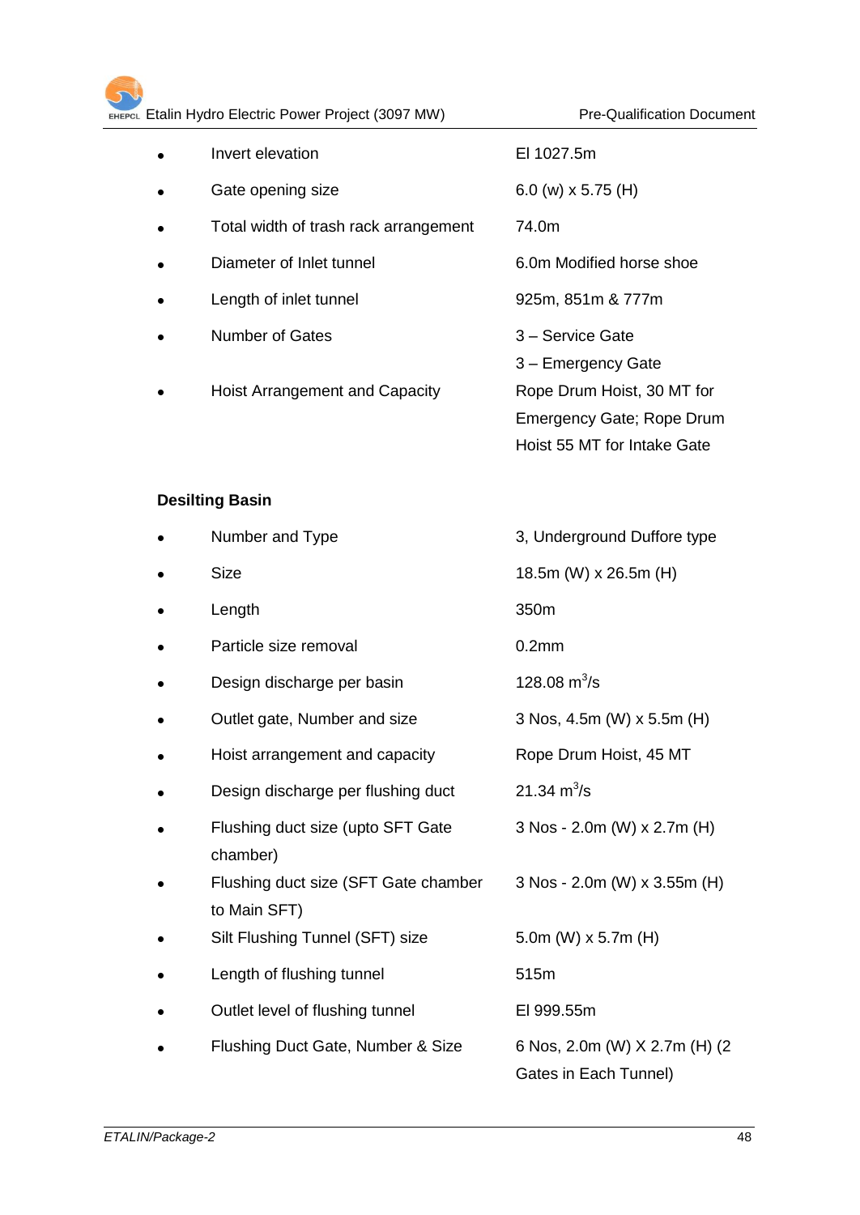- Invert elevation — El 1027.5m
- Gate opening size — 6.0 (w) x 5.75 (H)
- Total width of trash rack arrangement — 74.0m
- Diameter of Inlet tunnel — 6.0m Modified horse shoe
- Length of inlet tunnel — 925m, 851m & 777m
- Number of Gates — 3 – Service Gate
  3 – Emergency Gate
- Hoist Arrangement and Capacity — Rope Drum Hoist, 30 MT for Emergency Gate; Rope Drum Hoist 55 MT for Intake Gate

**Desilting Basin**

- Number and Type — 3, Underground Duffore type
- Size — 18.5m (W) x 26.5m (H)
- Length — 350m
- Particle size removal — 0.2mm
- Design discharge per basin — 128.08 $m^3/s$
- Outlet gate, Number and size — 3 Nos, 4.5m (W) x 5.5m (H)
- Hoist arrangement and capacity — Rope Drum Hoist, 45 MT
- Design discharge per flushing duct — 21.34 $m^3/s$
- Flushing duct size (upto SFT Gate chamber) — 3 Nos - 2.0m (W) x 2.7m (H)
- Flushing duct size (SFT Gate chamber to Main SFT) — 3 Nos - 2.0m (W) x 3.55m (H)
- Silt Flushing Tunnel (SFT) size — 5.0m (W) x 5.7m (H)
- Length of flushing tunnel — 515m
- Outlet level of flushing tunnel — El 999.55m
- Flushing Duct Gate, Number & Size — 6 Nos, 2.0m (W) X 2.7m (H) (2 Gates in Each Tunnel)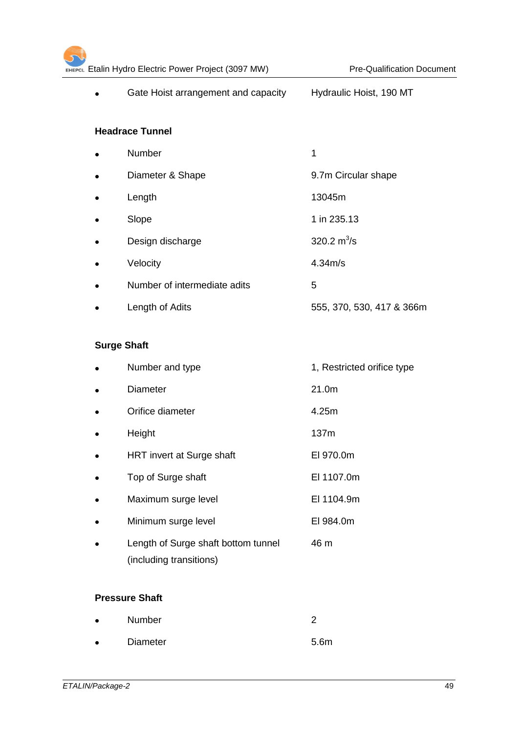- Gate Hoist arrangement and capacity — Hydraulic Hoist, 190 MT

**Headrace Tunnel**

- Number — 1
- Diameter & Shape — 9.7m Circular shape
- Length — 13045m
- Slope — 1 in 235.13
- Design discharge — 320.2 $m^3/s$
- Velocity — 4.34m/s
- Number of intermediate adits — 5
- Length of Adits — 555, 370, 530, 417 & 366m

**Surge Shaft**

- Number and type — 1, Restricted orifice type
- Diameter — 21.0m
- Orifice diameter — 4.25m
- Height — 137m
- HRT invert at Surge shaft — El 970.0m
- Top of Surge shaft — El 1107.0m
- Maximum surge level — El 1104.9m
- Minimum surge level — El 984.0m
- Length of Surge shaft bottom tunnel (including transitions) — 46 m

**Pressure Shaft**

- Number — 2
- Diameter — 5.6m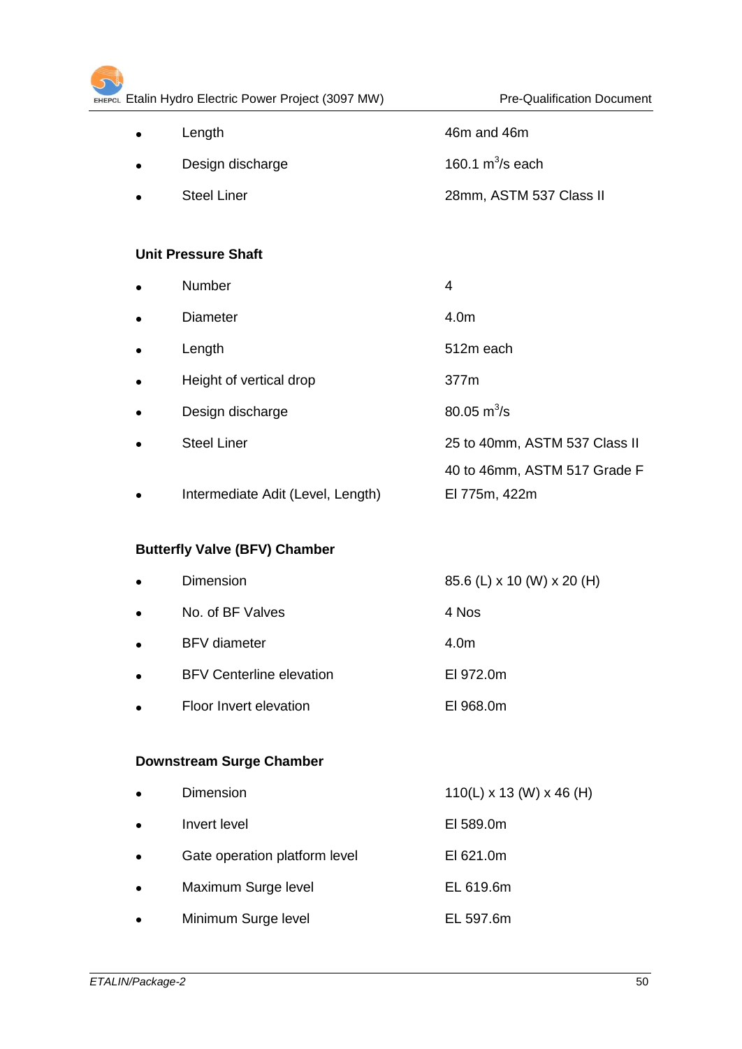- Length — 46m and 46m
- Design discharge — 160.1 $m^3/s$ each
- Steel Liner — 28mm, ASTM 537 Class II

**Unit Pressure Shaft**

- Number — 4
- Diameter — 4.0m
- Length — 512m each
- Height of vertical drop — 377m
- Design discharge — 80.05 $m^3/s$
- Steel Liner — 25 to 40mm, ASTM 537 Class II
  40 to 46mm, ASTM 517 Grade F
- Intermediate Adit (Level, Length) — El 775m, 422m

**Butterfly Valve (BFV) Chamber**

- Dimension — 85.6 (L) x 10 (W) x 20 (H)
- No. of BF Valves — 4 Nos
- BFV diameter — 4.0m
- BFV Centerline elevation — El 972.0m
- Floor Invert elevation — El 968.0m

**Downstream Surge Chamber**

- Dimension — 110(L) x 13 (W) x 46 (H)
- Invert level — El 589.0m
- Gate operation platform level — El 621.0m
- Maximum Surge level — EL 619.6m
- Minimum Surge level — EL 597.6m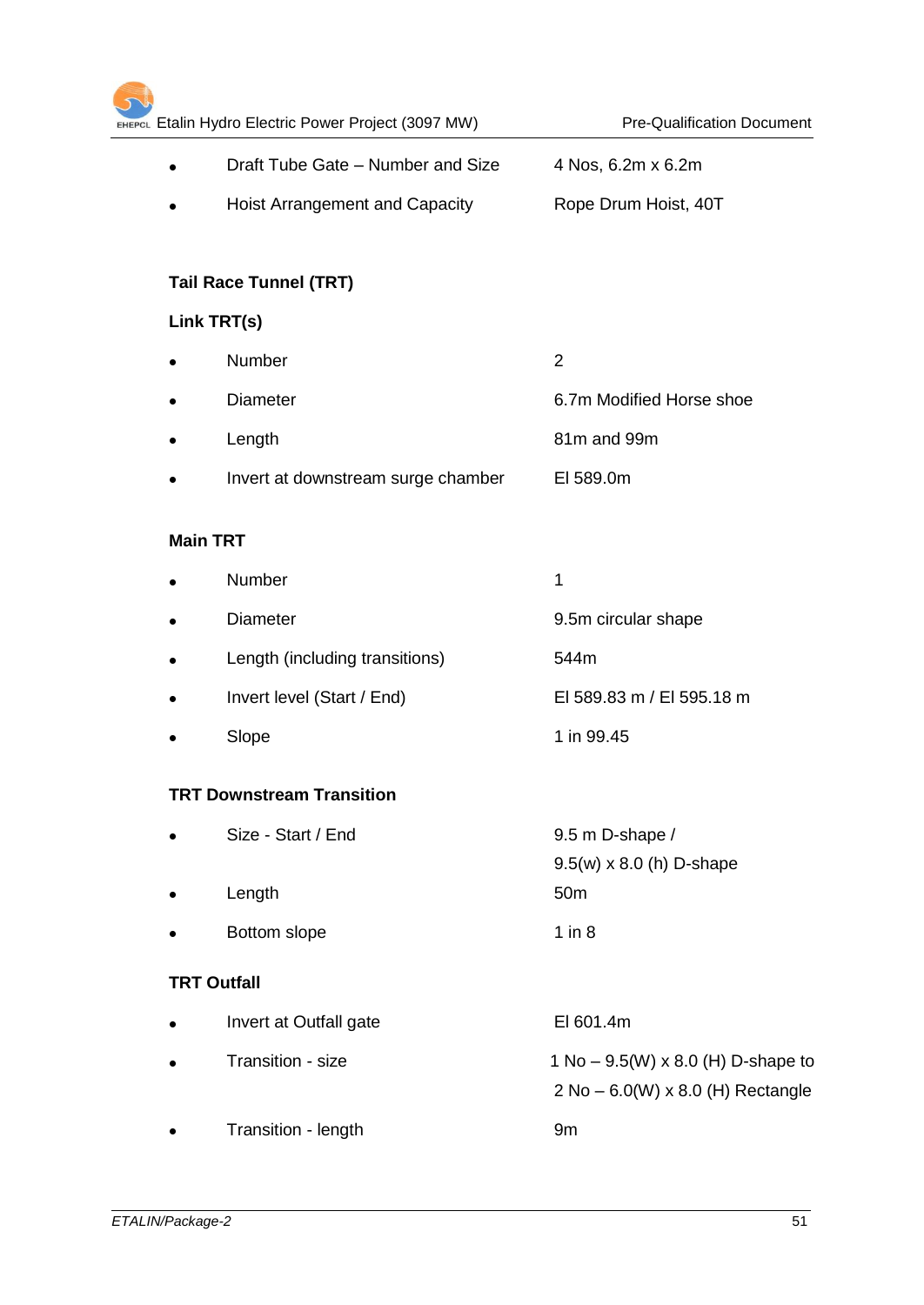- Draft Tube Gate – Number and Size 4 Nos, 6.2m x 6.2m
- Hoist Arrangement and Capacity Rope Drum Hoist, 40T

**Tail Race Tunnel (TRT)**

**Link TRT(s)**

- Number 2
- Diameter 6.7m Modified Horse shoe
- Length 81m and 99m
- Invert at downstream surge chamber El 589.0m

**Main TRT**

- Number 1
- Diameter 9.5m circular shape
- Length (including transitions) 544m
- Invert level (Start / End) El 589.83 m / El 595.18 m
- Slope 1 in 99.45

**TRT Downstream Transition**

- Size - Start / End 9.5 m D-shape / 9.5(w) x 8.0 (h) D-shape
- Length 50m
- Bottom slope 1 in 8

**TRT Outfall**

- Invert at Outfall gate El 601.4m
- Transition - size 1 No – 9.5(W) x 8.0 (H) D-shape to 2 No – 6.0(W) x 8.0 (H) Rectangle
- Transition - length 9m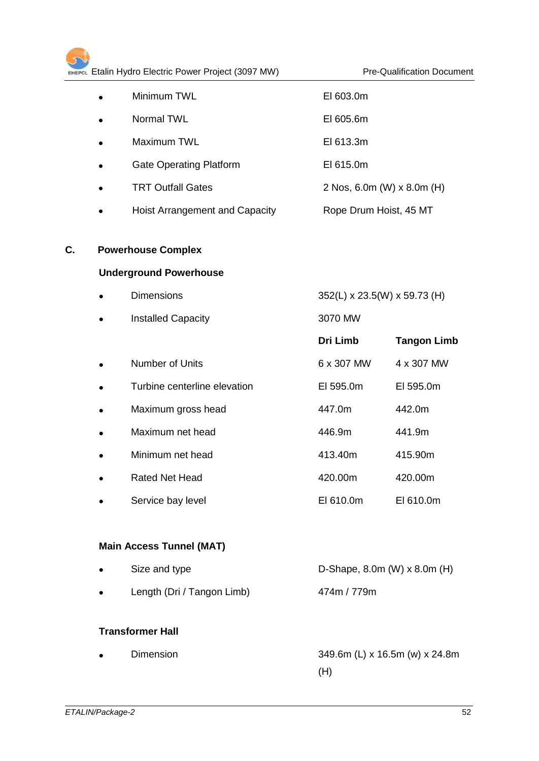- Minimum TWL — El 603.0m
- Normal TWL — El 605.6m
- Maximum TWL — El 613.3m
- Gate Operating Platform — El 615.0m
- TRT Outfall Gates — 2 Nos, 6.0m (W) x 8.0m (H)
- Hoist Arrangement and Capacity — Rope Drum Hoist, 45 MT

## C. Powerhouse Complex

### Underground Powerhouse

- Dimensions — 352(L) x 23.5(W) x 59.73 (H)
- Installed Capacity — 3070 MW

| | Dri Limb | Tangon Limb |
|---|---|---|
| • Number of Units | 6 x 307 MW | 4 x 307 MW |
| • Turbine centerline elevation | El 595.0m | El 595.0m |
| • Maximum gross head | 447.0m | 442.0m |
| • Maximum net head | 446.9m | 441.9m |
| • Minimum net head | 413.40m | 415.90m |
| • Rated Net Head | 420.00m | 420.00m |
| • Service bay level | El 610.0m | El 610.0m |

### Main Access Tunnel (MAT)

- Size and type — D-Shape, 8.0m (W) x 8.0m (H)
- Length (Dri / Tangon Limb) — 474m / 779m

### Transformer Hall

- Dimension — 349.6m (L) x 16.5m (w) x 24.8m (H)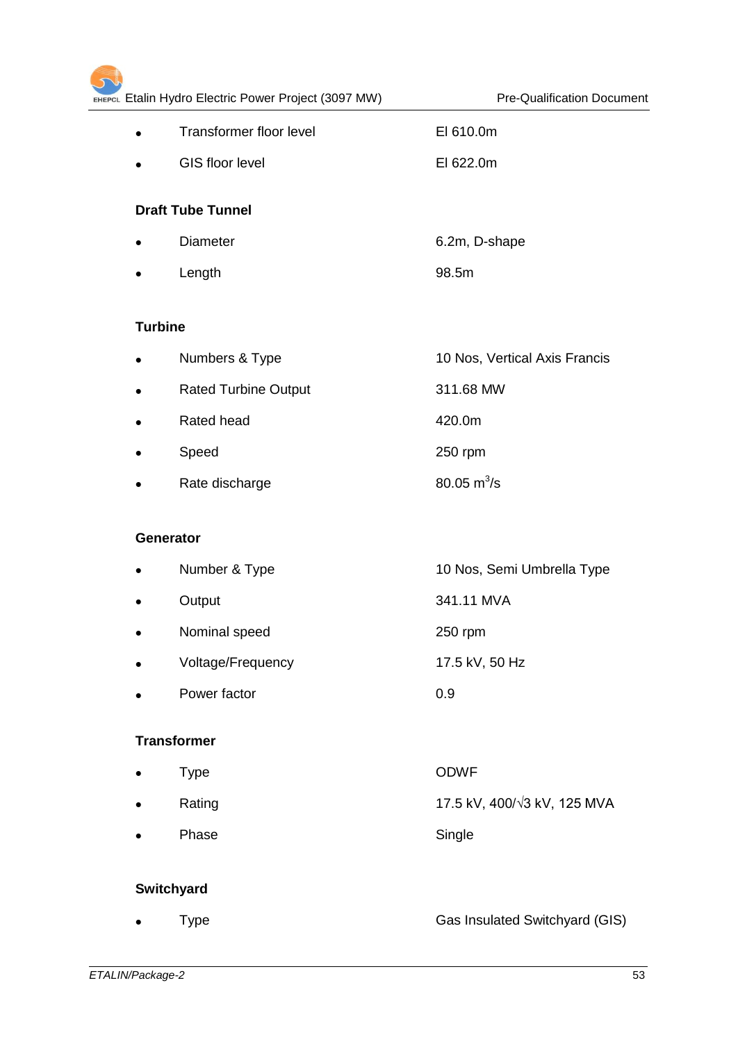- Transformer floor level — El 610.0m
- GIS floor level — El 622.0m

**Draft Tube Tunnel**

- Diameter — 6.2m, D-shape
- Length — 98.5m

**Turbine**

- Numbers & Type — 10 Nos, Vertical Axis Francis
- Rated Turbine Output — 311.68 MW
- Rated head — 420.0m
- Speed — 250 rpm
- Rate discharge — 80.05 $m^3/s$

**Generator**

- Number & Type — 10 Nos, Semi Umbrella Type
- Output — 341.11 MVA
- Nominal speed — 250 rpm
- Voltage/Frequency — 17.5 kV, 50 Hz
- Power factor — 0.9

**Transformer**

- Type — ODWF
- Rating — 17.5 kV, 400/√3 kV, 125 MVA
- Phase — Single

**Switchyard**

- Type — Gas Insulated Switchyard (GIS)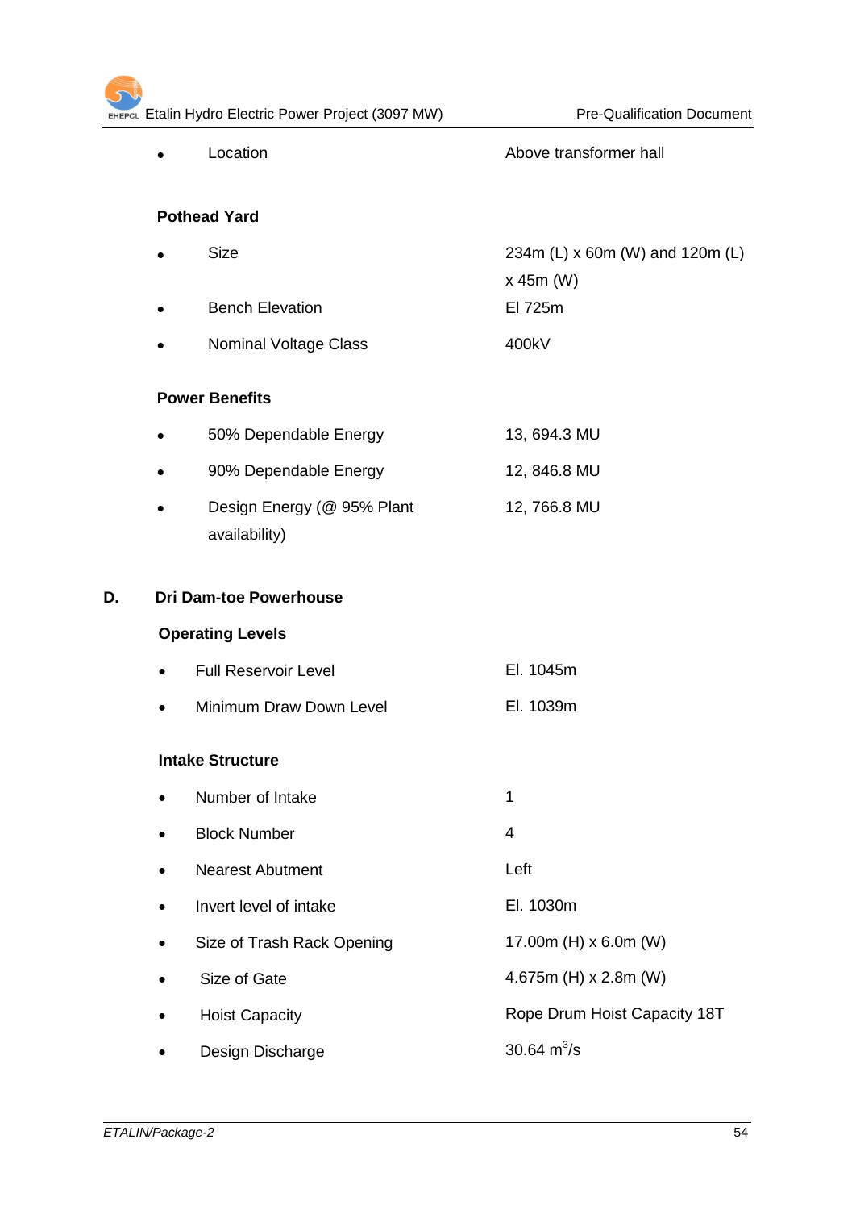- Location — Above transformer hall

**Pothead Yard**

- Size — 234m (L) x 60m (W) and 120m (L) x 45m (W)
- Bench Elevation — El 725m
- Nominal Voltage Class — 400kV

**Power Benefits**

- 50% Dependable Energy — 13, 694.3 MU
- 90% Dependable Energy — 12, 846.8 MU
- Design Energy (@ 95% Plant availability) — 12, 766.8 MU

## D. Dri Dam-toe Powerhouse

**Operating Levels**

- Full Reservoir Level — El. 1045m
- Minimum Draw Down Level — El. 1039m

**Intake Structure**

- Number of Intake — 1
- Block Number — 4
- Nearest Abutment — Left
- Invert level of intake — El. 1030m
- Size of Trash Rack Opening — 17.00m (H) x 6.0m (W)
- Size of Gate — 4.675m (H) x 2.8m (W)
- Hoist Capacity — Rope Drum Hoist Capacity 18T
- Design Discharge — 30.64 $m^3$/s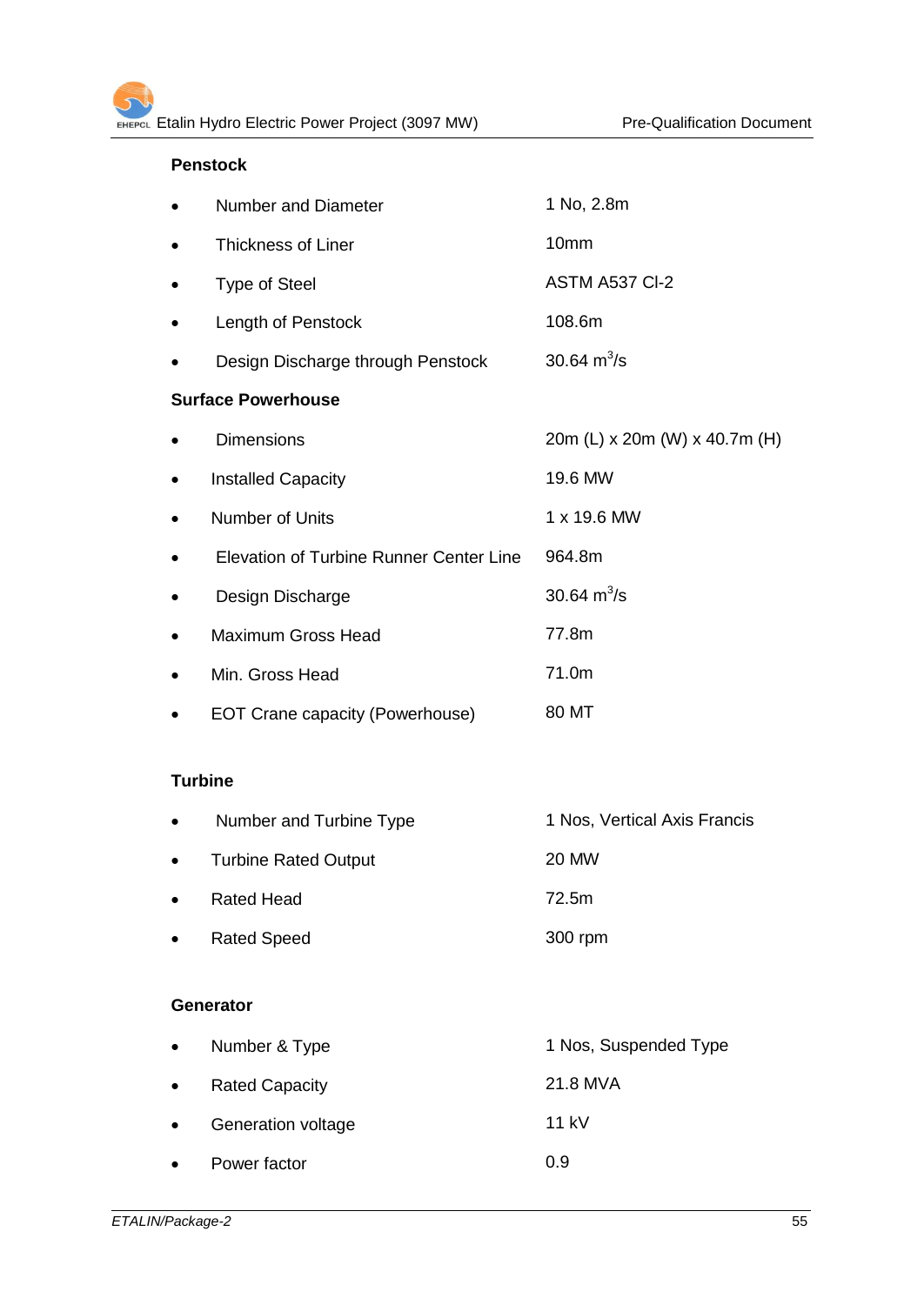**Penstock**

- Number and Diameter — 1 No, 2.8m
- Thickness of Liner — 10mm
- Type of Steel — ASTM A537 Cl-2
- Length of Penstock — 108.6m
- Design Discharge through Penstock — 30.64 $m^3/s$

**Surface Powerhouse**

- Dimensions — 20m (L) x 20m (W) x 40.7m (H)
- Installed Capacity — 19.6 MW
- Number of Units — 1 x 19.6 MW
- Elevation of Turbine Runner Center Line — 964.8m
- Design Discharge — 30.64 $m^3/s$
- Maximum Gross Head — 77.8m
- Min. Gross Head — 71.0m
- EOT Crane capacity (Powerhouse) — 80 MT

**Turbine**

- Number and Turbine Type — 1 Nos, Vertical Axis Francis
- Turbine Rated Output — 20 MW
- Rated Head — 72.5m
- Rated Speed — 300 rpm

**Generator**

- Number & Type — 1 Nos, Suspended Type
- Rated Capacity — 21.8 MVA
- Generation voltage — 11 kV
- Power factor — 0.9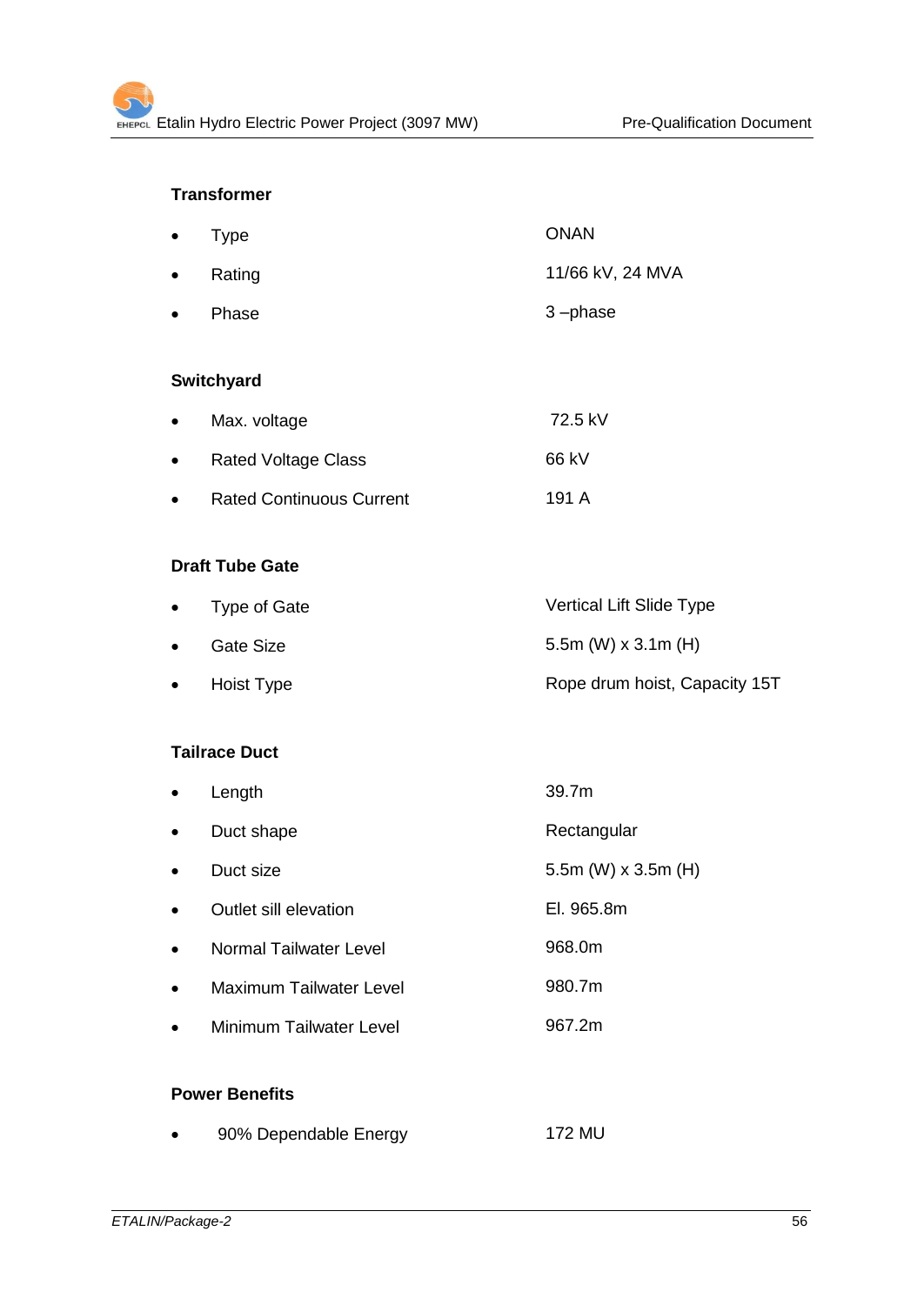**Transformer**

- Type — ONAN
- Rating — 11/66 kV, 24 MVA
- Phase — 3 –phase

**Switchyard**

- Max. voltage — 72.5 kV
- Rated Voltage Class — 66 kV
- Rated Continuous Current — 191 A

**Draft Tube Gate**

- Type of Gate — Vertical Lift Slide Type
- Gate Size — 5.5m (W) x 3.1m (H)
- Hoist Type — Rope drum hoist, Capacity 15T

**Tailrace Duct**

- Length — 39.7m
- Duct shape — Rectangular
- Duct size — 5.5m (W) x 3.5m (H)
- Outlet sill elevation — El. 965.8m
- Normal Tailwater Level — 968.0m
- Maximum Tailwater Level — 980.7m
- Minimum Tailwater Level — 967.2m

**Power Benefits**

- 90% Dependable Energy — 172 MU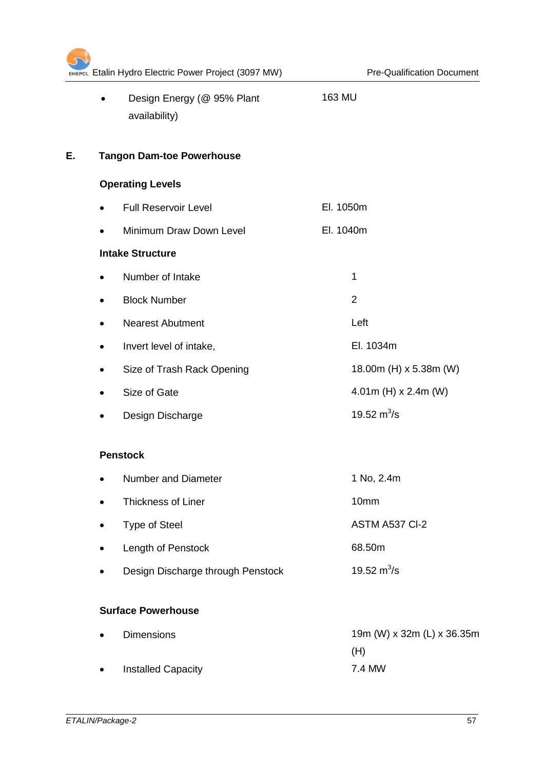- Design Energy (@ 95% Plant availability) 163 MU

## E. Tangon Dam-toe Powerhouse

**Operating Levels**

- Full Reservoir Level El. 1050m
- Minimum Draw Down Level El. 1040m

**Intake Structure**

- Number of Intake 1
- Block Number 2
- Nearest Abutment Left
- Invert level of intake, El. 1034m
- Size of Trash Rack Opening 18.00m (H) x 5.38m (W)
- Size of Gate 4.01m (H) x 2.4m (W)
- Design Discharge 19.52 $m^3/s$

**Penstock**

- Number and Diameter 1 No, 2.4m
- Thickness of Liner 10mm
- Type of Steel ASTM A537 Cl-2
- Length of Penstock 68.50m
- Design Discharge through Penstock 19.52 $m^3/s$

**Surface Powerhouse**

- Dimensions 19m (W) x 32m (L) x 36.35m (H)
- Installed Capacity 7.4 MW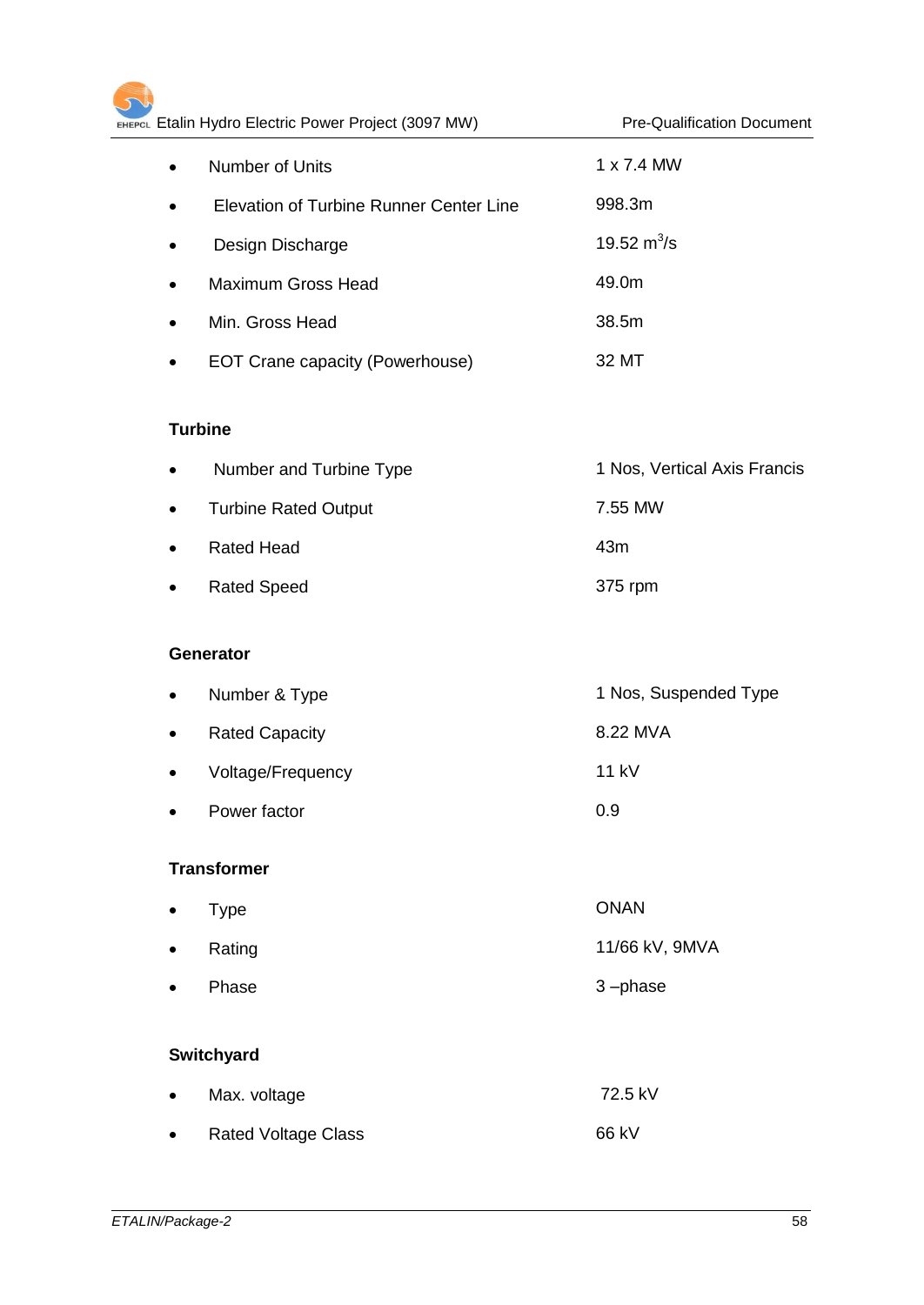- Number of Units — 1 x 7.4 MW
- Elevation of Turbine Runner Center Line — 998.3m
- Design Discharge — 19.52 $m^3/s$
- Maximum Gross Head — 49.0m
- Min. Gross Head — 38.5m
- EOT Crane capacity (Powerhouse) — 32 MT

**Turbine**

- Number and Turbine Type — 1 Nos, Vertical Axis Francis
- Turbine Rated Output — 7.55 MW
- Rated Head — 43m
- Rated Speed — 375 rpm

**Generator**

- Number & Type — 1 Nos, Suspended Type
- Rated Capacity — 8.22 MVA
- Voltage/Frequency — 11 kV
- Power factor — 0.9

**Transformer**

- Type — ONAN
- Rating — 11/66 kV, 9MVA
- Phase — 3 –phase

**Switchyard**

- Max. voltage — 72.5 kV
- Rated Voltage Class — 66 kV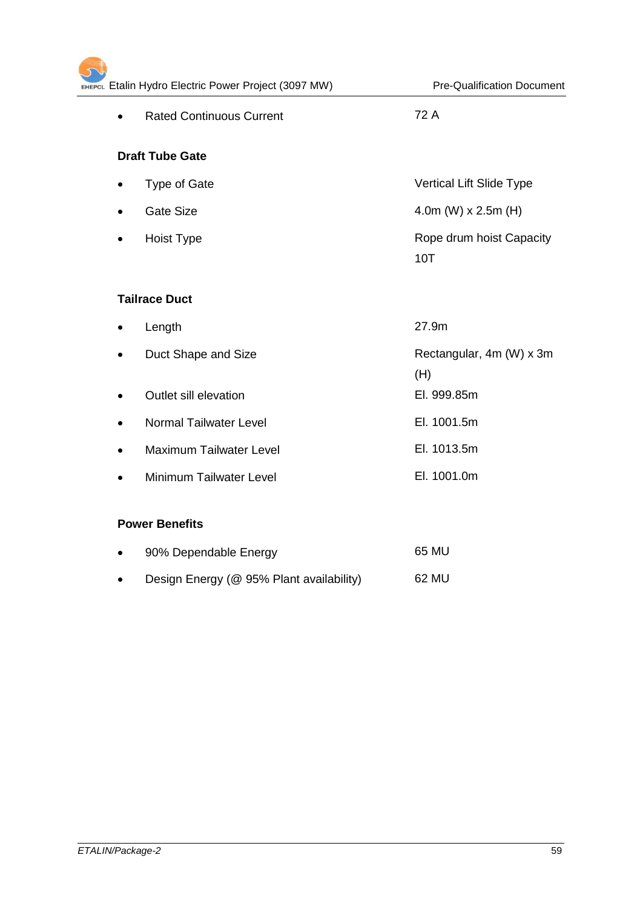- Rated Continuous Current	72 A

**Draft Tube Gate**

- Type of Gate	Vertical Lift Slide Type
- Gate Size	4.0m (W) x 2.5m (H)
- Hoist Type	Rope drum hoist Capacity 10T

**Tailrace Duct**

- Length	27.9m
- Duct Shape and Size	Rectangular, 4m (W) x 3m (H)
- Outlet sill elevation	El. 999.85m
- Normal Tailwater Level	El. 1001.5m
- Maximum Tailwater Level	El. 1013.5m
- Minimum Tailwater Level	El. 1001.0m

**Power Benefits**

- 90% Dependable Energy	65 MU
- Design Energy (@ 95% Plant availability)	62 MU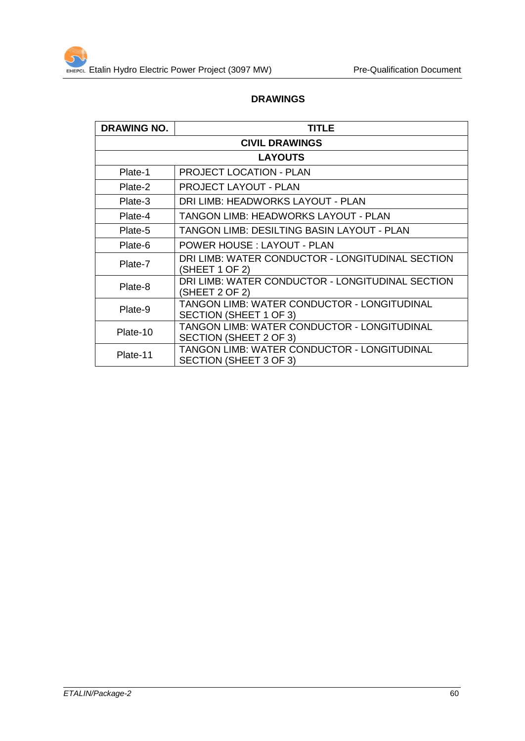## DRAWINGS

| DRAWING NO. | TITLE |
|---|---|
| **CIVIL DRAWINGS** | |
| **LAYOUTS** | |
| Plate-1 | PROJECT LOCATION - PLAN |
| Plate-2 | PROJECT LAYOUT - PLAN |
| Plate-3 | DRI LIMB: HEADWORKS LAYOUT - PLAN |
| Plate-4 | TANGON LIMB: HEADWORKS LAYOUT - PLAN |
| Plate-5 | TANGON LIMB: DESILTING BASIN LAYOUT - PLAN |
| Plate-6 | POWER HOUSE : LAYOUT - PLAN |
| Plate-7 | DRI LIMB: WATER CONDUCTOR - LONGITUDINAL SECTION (SHEET 1 OF 2) |
| Plate-8 | DRI LIMB: WATER CONDUCTOR - LONGITUDINAL SECTION (SHEET 2 OF 2) |
| Plate-9 | TANGON LIMB: WATER CONDUCTOR - LONGITUDINAL SECTION (SHEET 1 OF 3) |
| Plate-10 | TANGON LIMB: WATER CONDUCTOR - LONGITUDINAL SECTION (SHEET 2 OF 3) |
| Plate-11 | TANGON LIMB: WATER CONDUCTOR - LONGITUDINAL SECTION (SHEET 3 OF 3) |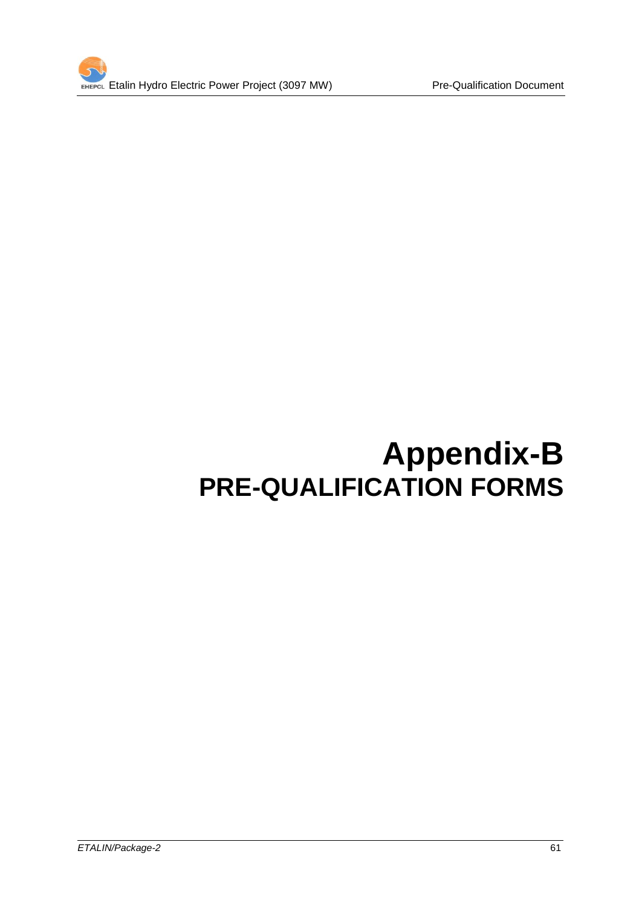# Appendix-B
## PRE-QUALIFICATION FORMS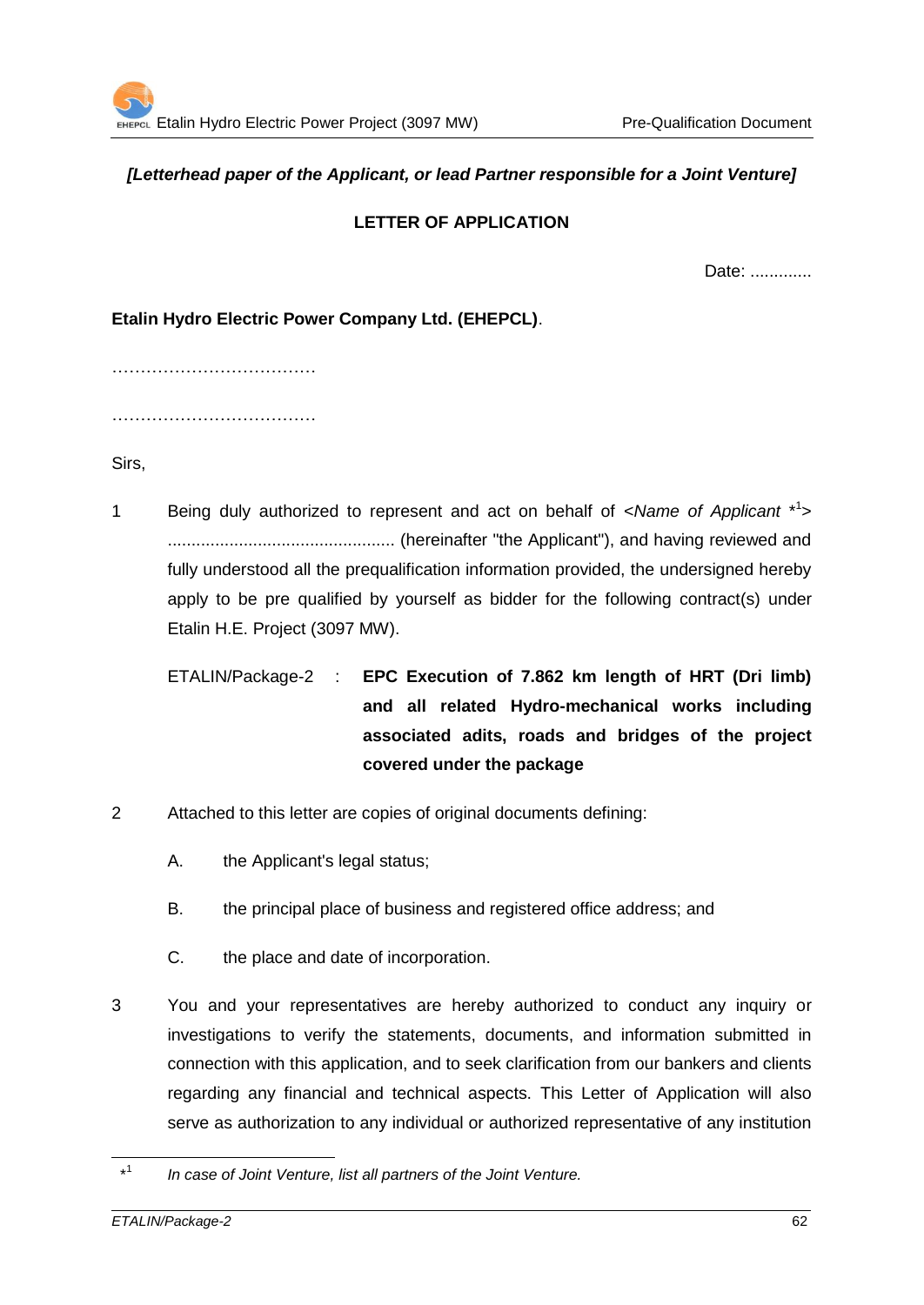*[Letterhead paper of the Applicant, or lead Partner responsible for a Joint Venture]*

**LETTER OF APPLICATION**

Date: .............

**Etalin Hydro Electric Power Company Ltd. (EHEPCL)**.

………………………………

………………………………

Sirs,

1 Being duly authorized to represent and act on behalf of <*Name of Applicant* *[1]> ................................................ (hereinafter "the Applicant"), and having reviewed and fully understood all the prequalification information provided, the undersigned hereby apply to be pre qualified by yourself as bidder for the following contract(s) under Etalin H.E. Project (3097 MW).

ETALIN/Package-2 : **EPC Execution of 7.862 km length of HRT (Dri limb) and all related Hydro-mechanical works including associated adits, roads and bridges of the project covered under the package**

2 Attached to this letter are copies of original documents defining:

A. the Applicant's legal status;

B. the principal place of business and registered office address; and

C. the place and date of incorporation.

3 You and your representatives are hereby authorized to conduct any inquiry or investigations to verify the statements, documents, and information submitted in connection with this application, and to seek clarification from our bankers and clients regarding any financial and technical aspects. This Letter of Application will also serve as authorization to any individual or authorized representative of any institution

*[1] *In case of Joint Venture, list all partners of the Joint Venture.*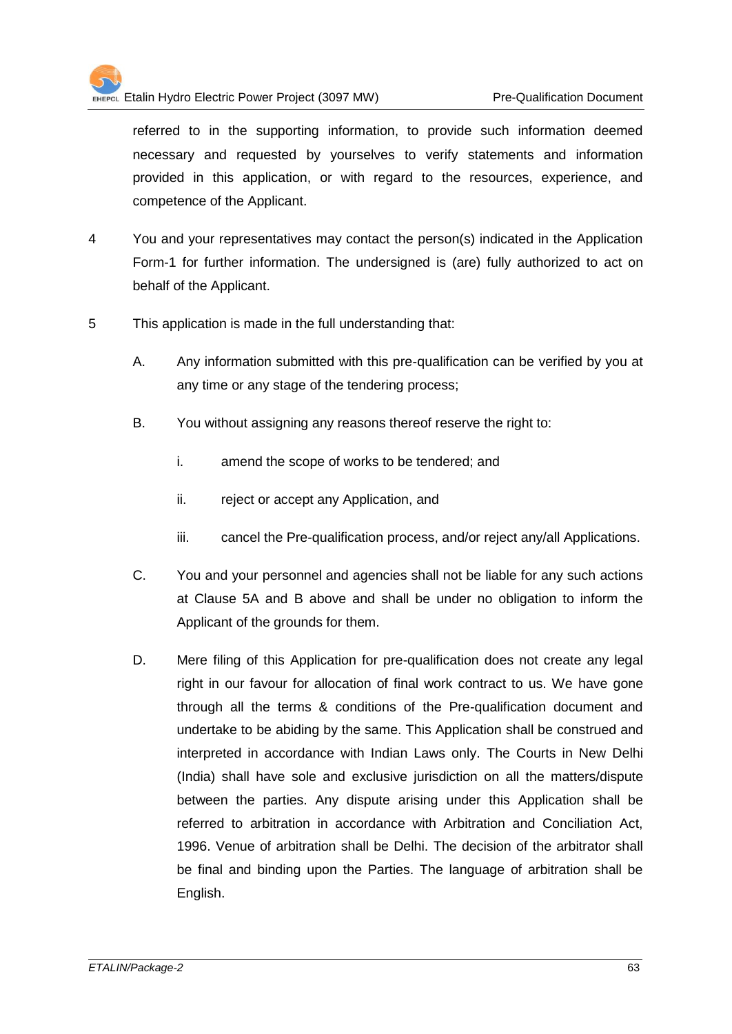referred to in the supporting information, to provide such information deemed necessary and requested by yourselves to verify statements and information provided in this application, or with regard to the resources, experience, and competence of the Applicant.

4 You and your representatives may contact the person(s) indicated in the Application Form-1 for further information. The undersigned is (are) fully authorized to act on behalf of the Applicant.

5 This application is made in the full understanding that:

A. Any information submitted with this pre-qualification can be verified by you at any time or any stage of the tendering process;

B. You without assigning any reasons thereof reserve the right to:

i. amend the scope of works to be tendered; and

ii. reject or accept any Application, and

iii. cancel the Pre-qualification process, and/or reject any/all Applications.

C. You and your personnel and agencies shall not be liable for any such actions at Clause 5A and B above and shall be under no obligation to inform the Applicant of the grounds for them.

D. Mere filing of this Application for pre-qualification does not create any legal right in our favour for allocation of final work contract to us. We have gone through all the terms & conditions of the Pre-qualification document and undertake to be abiding by the same. This Application shall be construed and interpreted in accordance with Indian Laws only. The Courts in New Delhi (India) shall have sole and exclusive jurisdiction on all the matters/dispute between the parties. Any dispute arising under this Application shall be referred to arbitration in accordance with Arbitration and Conciliation Act, 1996. Venue of arbitration shall be Delhi. The decision of the arbitrator shall be final and binding upon the Parties. The language of arbitration shall be English.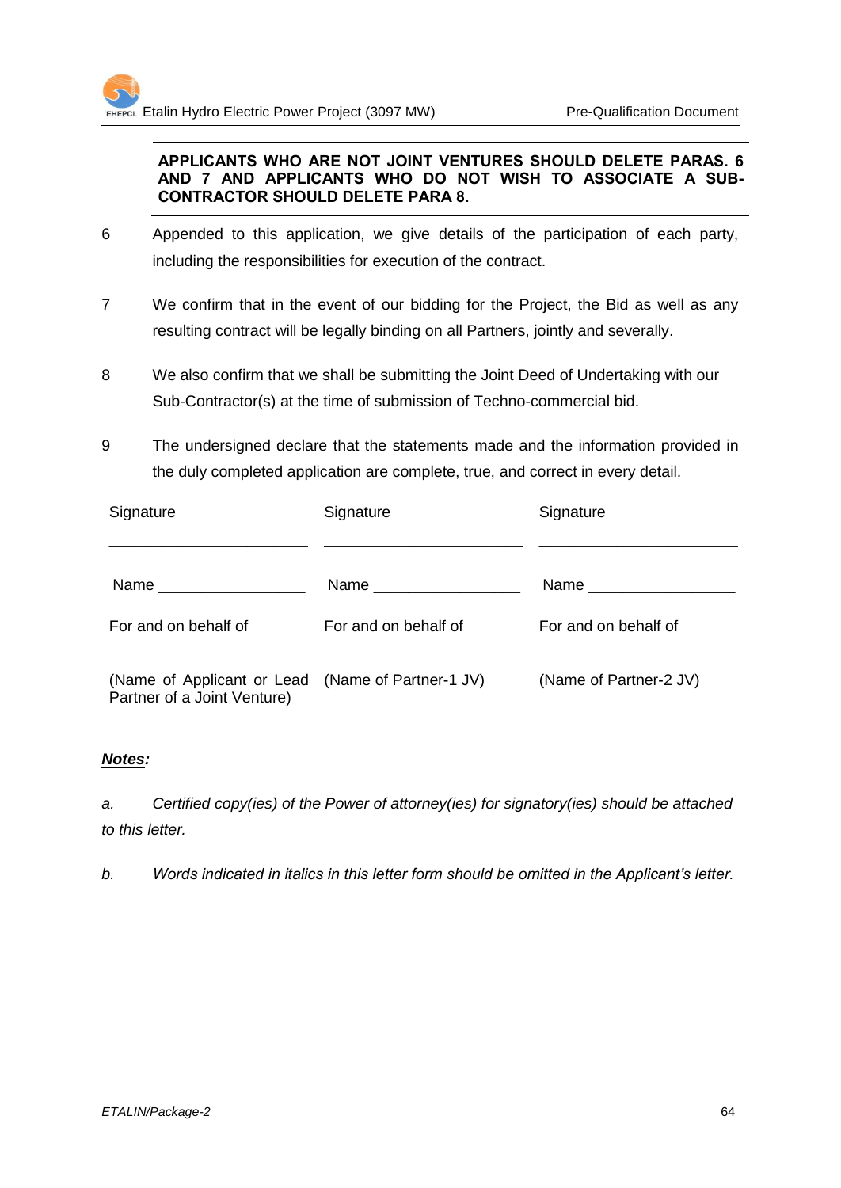**APPLICANTS WHO ARE NOT JOINT VENTURES SHOULD DELETE PARAS. 6 AND 7 AND APPLICANTS WHO DO NOT WISH TO ASSOCIATE A SUB-CONTRACTOR SHOULD DELETE PARA 8.**

6 Appended to this application, we give details of the participation of each party, including the responsibilities for execution of the contract.

7 We confirm that in the event of our bidding for the Project, the Bid as well as any resulting contract will be legally binding on all Partners, jointly and severally.

8 We also confirm that we shall be submitting the Joint Deed of Undertaking with our Sub-Contractor(s) at the time of submission of Techno-commercial bid.

9 The undersigned declare that the statements made and the information provided in the duly completed application are complete, true, and correct in every detail.

| Signature | Signature | Signature |
|---|---|---|
| ______________________ | ______________________ | ______________________ |
| Name ________________ | Name ________________ | Name ________________ |
| For and on behalf of | For and on behalf of | For and on behalf of |
| (Name of Applicant or Lead Partner of a Joint Venture) | (Name of Partner-1 JV) | (Name of Partner-2 JV) |

***Notes:***

*a. Certified copy(ies) of the Power of attorney(ies) for signatory(ies) should be attached to this letter.*

*b. Words indicated in italics in this letter form should be omitted in the Applicant's letter.*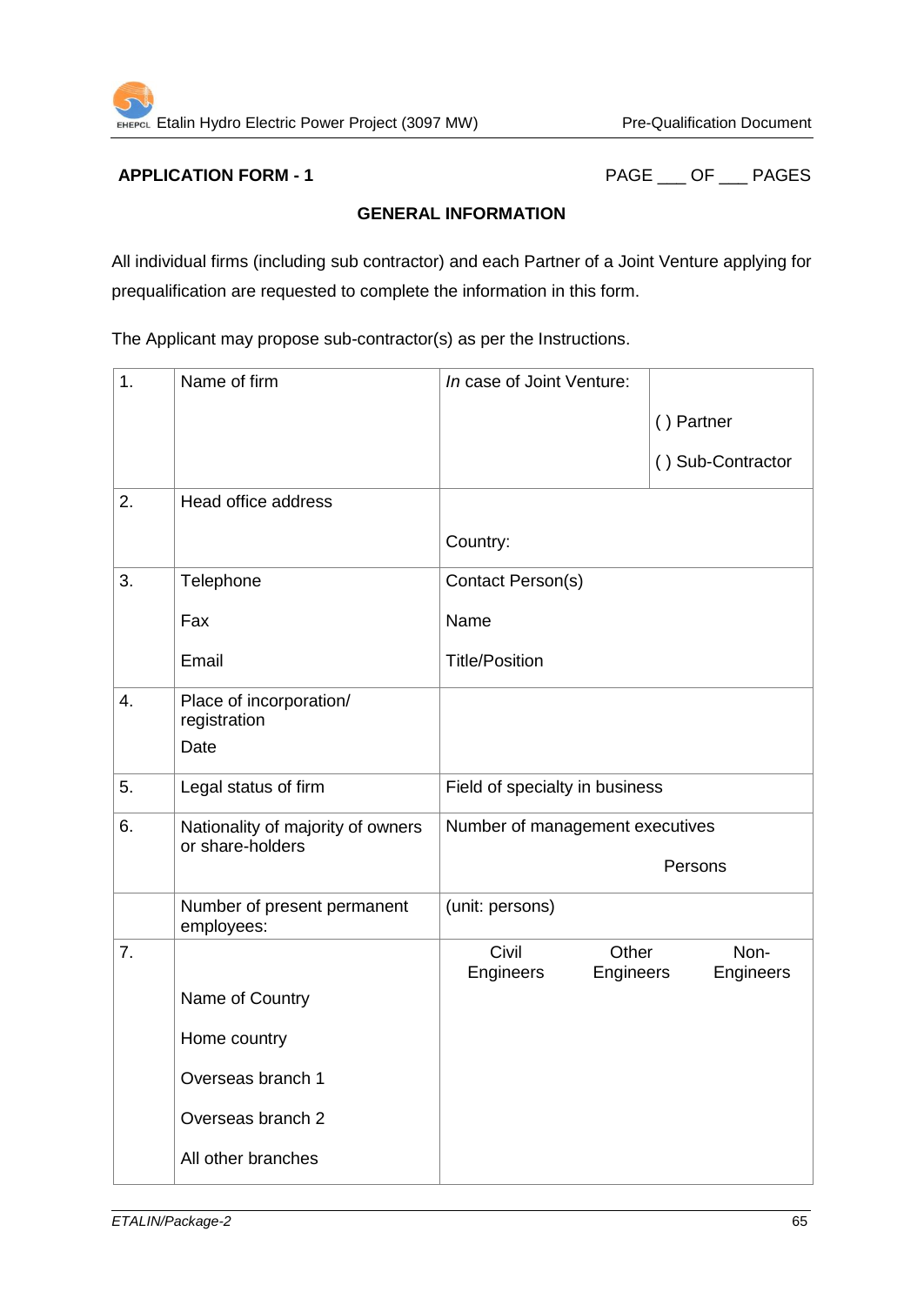**APPLICATION FORM - 1** PAGE ___ OF ___ PAGES

## GENERAL INFORMATION

All individual firms (including sub contractor) and each Partner of a Joint Venture applying for prequalification are requested to complete the information in this form.

The Applicant may propose sub-contractor(s) as per the Instructions.

| | | | | |
|---|---|---|---|---|
| 1. | Name of firm | *In* case of Joint Venture: | | ( ) Partner<br>( ) Sub-Contractor |
| 2. | Head office address | Country: | | |
| 3. | Telephone<br>Fax<br>Email | Contact Person(s)<br>Name<br>Title/Position | | |
| 4. | Place of incorporation/ registration<br>Date | | | |
| 5. | Legal status of firm | Field of specialty in business | | |
| 6. | Nationality of majority of owners or share-holders | Number of management executives<br>Persons | | |
| | Number of present permanent employees: | (unit: persons) | | |
| 7. | | Civil Engineers | Other Engineers | Non-Engineers |
| | Name of Country | | | |
| | Home country | | | |
| | Overseas branch 1 | | | |
| | Overseas branch 2 | | | |
| | All other branches | | | |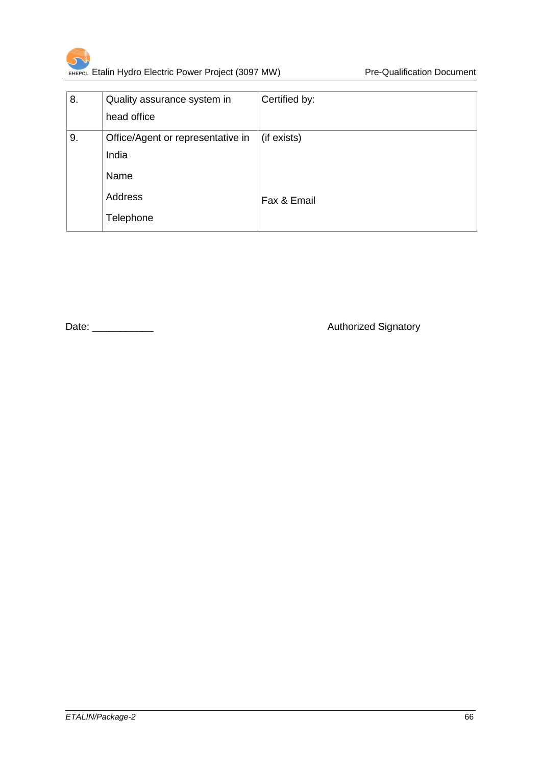| | | |
|---|---|---|
| 8. | Quality assurance system in head office | Certified by: |
| 9. | Office/Agent or representative in India<br><br>Name<br><br>Address<br><br>Telephone | (if exists)<br><br><br><br>Fax & Email |

Date: ___________ Authorized Signatory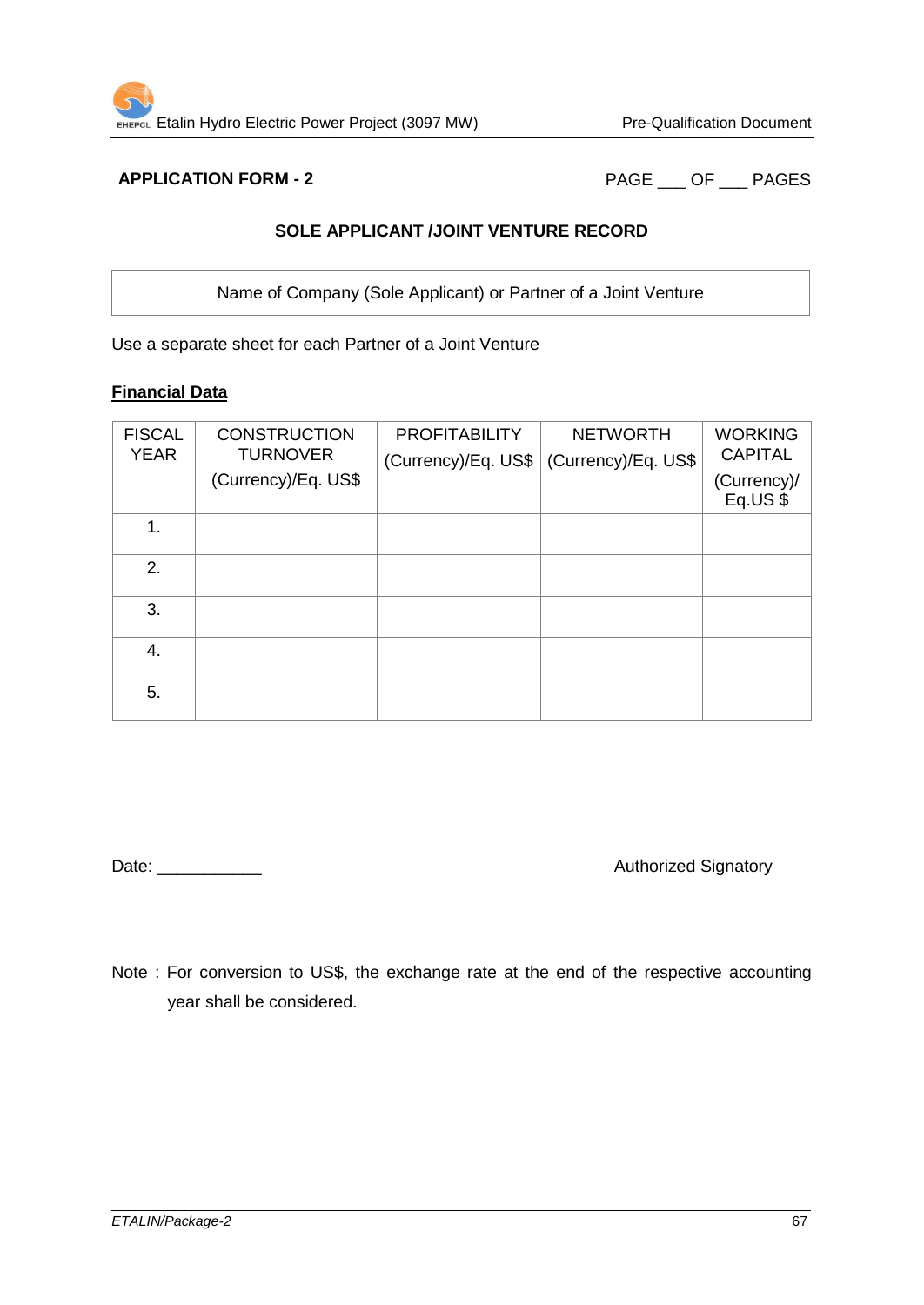**APPLICATION FORM - 2** PAGE ___ OF ___ PAGES

## SOLE APPLICANT /JOINT VENTURE RECORD

| Name of Company (Sole Applicant) or Partner of a Joint Venture |
|---|

Use a separate sheet for each Partner of a Joint Venture

**Financial Data**

| FISCAL YEAR | CONSTRUCTION TURNOVER (Currency)/Eq. US$ | PROFITABILITY (Currency)/Eq. US$ | NETWORTH (Currency)/Eq. US$ | WORKING CAPITAL (Currency)/ Eq.US $ |
|---|---|---|---|---|
| 1. | | | | |
| 2. | | | | |
| 3. | | | | |
| 4. | | | | |
| 5. | | | | |

Date: ___________ Authorized Signatory

Note : For conversion to US$, the exchange rate at the end of the respective accounting year shall be considered.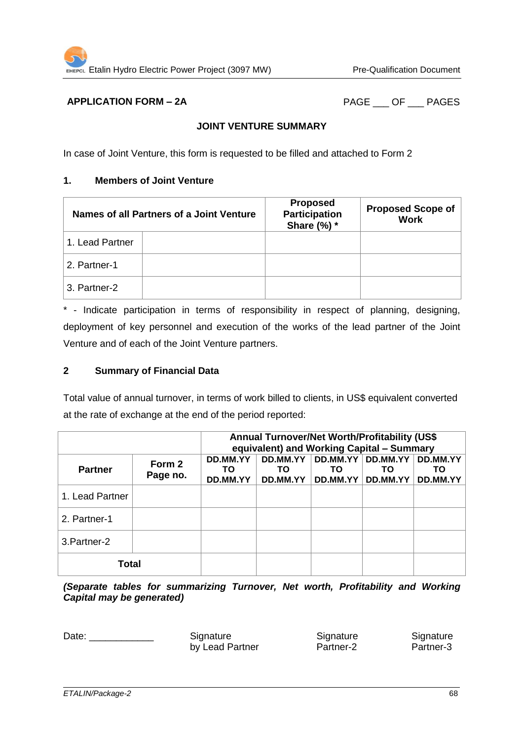**APPLICATION FORM – 2A** PAGE ___ OF ___ PAGES

## JOINT VENTURE SUMMARY

In case of Joint Venture, this form is requested to be filled and attached to Form 2

### 1. Members of Joint Venture

| Names of all Partners of a Joint Venture | | Proposed Participation Share (%) * | Proposed Scope of Work |
|---|---|---|---|
| 1. Lead Partner | | | |
| 2. Partner-1 | | | |
| 3. Partner-2 | | | |

* - Indicate participation in terms of responsibility in respect of planning, designing, deployment of key personnel and execution of the works of the lead partner of the Joint Venture and of each of the Joint Venture partners.

### 2 Summary of Financial Data

Total value of annual turnover, in terms of work billed to clients, in US$ equivalent converted at the rate of exchange at the end of the period reported:

| | | Annual Turnover/Net Worth/Profitability (US$ equivalent) and Working Capital – Summary | | | | |
|---|---|---|---|---|---|---|
| **Partner** | **Form 2 Page no.** | **DD.MM.YY TO DD.MM.YY** | **DD.MM.YY TO DD.MM.YY** | **DD.MM.YY TO DD.MM.YY** | **DD.MM.YY TO DD.MM.YY** | **DD.MM.YY TO DD.MM.YY** |
| 1. Lead Partner | | | | | | |
| 2. Partner-1 | | | | | | |
| 3.Partner-2 | | | | | | |
| **Total** | | | | | | |

***(Separate tables for summarizing Turnover, Net worth, Profitability and Working Capital may be generated)***

Date: ____________

Signature by Lead Partner

Signature Partner-2

Signature Partner-3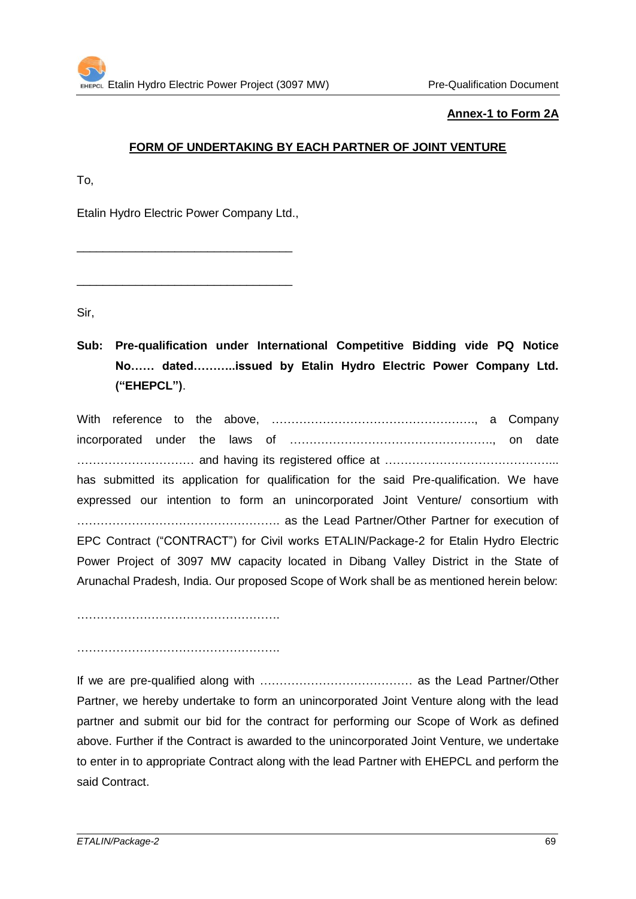**Annex-1 to Form 2A**

## FORM OF UNDERTAKING BY EACH PARTNER OF JOINT VENTURE

To,

Etalin Hydro Electric Power Company Ltd.,

_________________________________

_________________________________

Sir,

**Sub: Pre-qualification under International Competitive Bidding vide PQ Notice No…… dated………..issued by Etalin Hydro Electric Power Company Ltd. (“EHEPCL”)**.

With reference to the above, ……………………………………………., a Company incorporated under the laws of ……………………………………………., on date ………………………… and having its registered office at ……………………………………... has submitted its application for qualification for the said Pre-qualification. We have expressed our intention to form an unincorporated Joint Venture/ consortium with ……………………………………………. as the Lead Partner/Other Partner for execution of EPC Contract (“CONTRACT”) for Civil works ETALIN/Package-2 for Etalin Hydro Electric Power Project of 3097 MW capacity located in Dibang Valley District in the State of Arunachal Pradesh, India. Our proposed Scope of Work shall be as mentioned herein below:

…………………………………………….

…………………………………………….

If we are pre-qualified along with ………………………………… as the Lead Partner/Other Partner, we hereby undertake to form an unincorporated Joint Venture along with the lead partner and submit our bid for the contract for performing our Scope of Work as defined above. Further if the Contract is awarded to the unincorporated Joint Venture, we undertake to enter in to appropriate Contract along with the lead Partner with EHEPCL and perform the said Contract.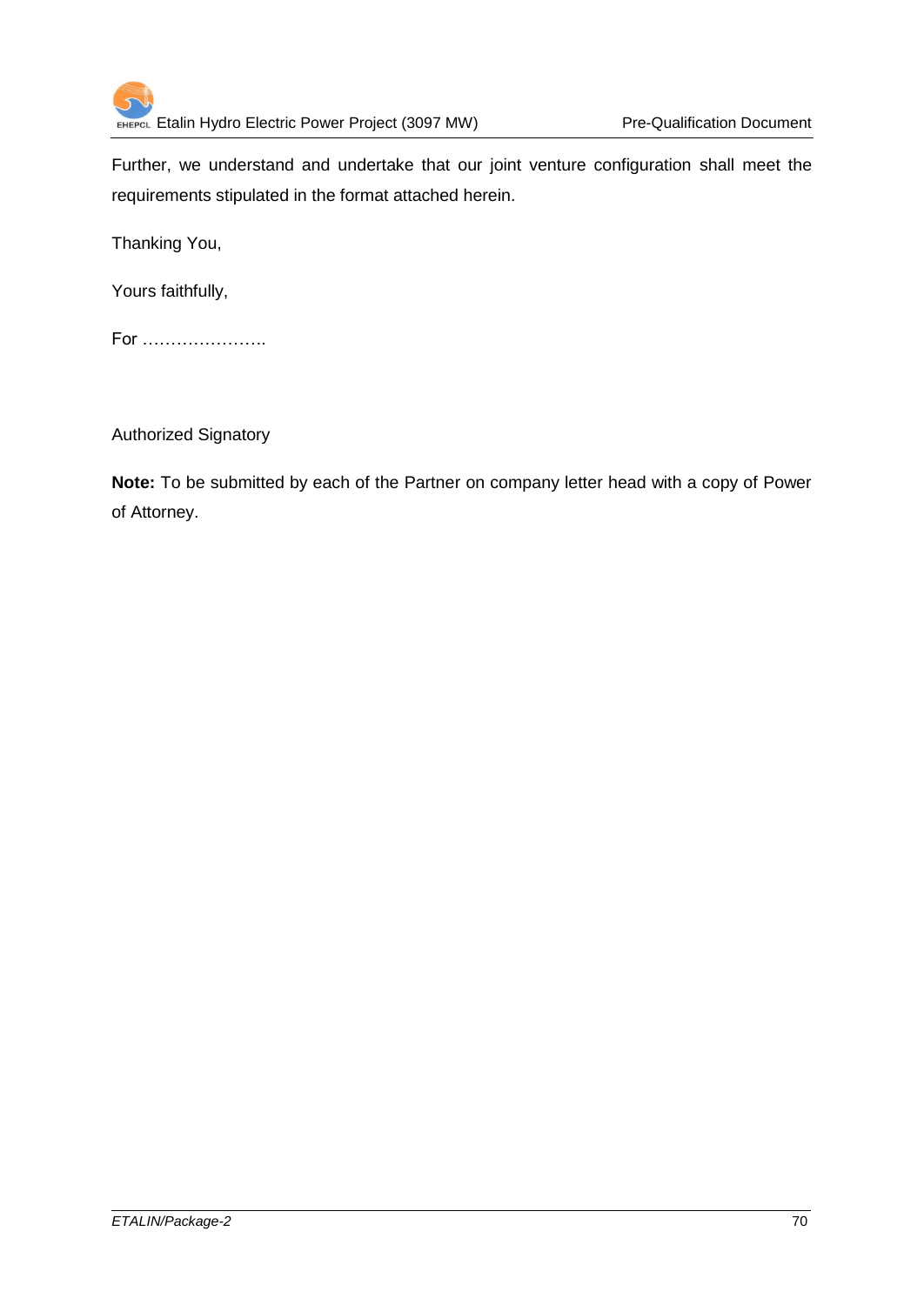Further, we understand and undertake that our joint venture configuration shall meet the requirements stipulated in the format attached herein.

Thanking You,

Yours faithfully,

For ………………….

Authorized Signatory

**Note:** To be submitted by each of the Partner on company letter head with a copy of Power of Attorney.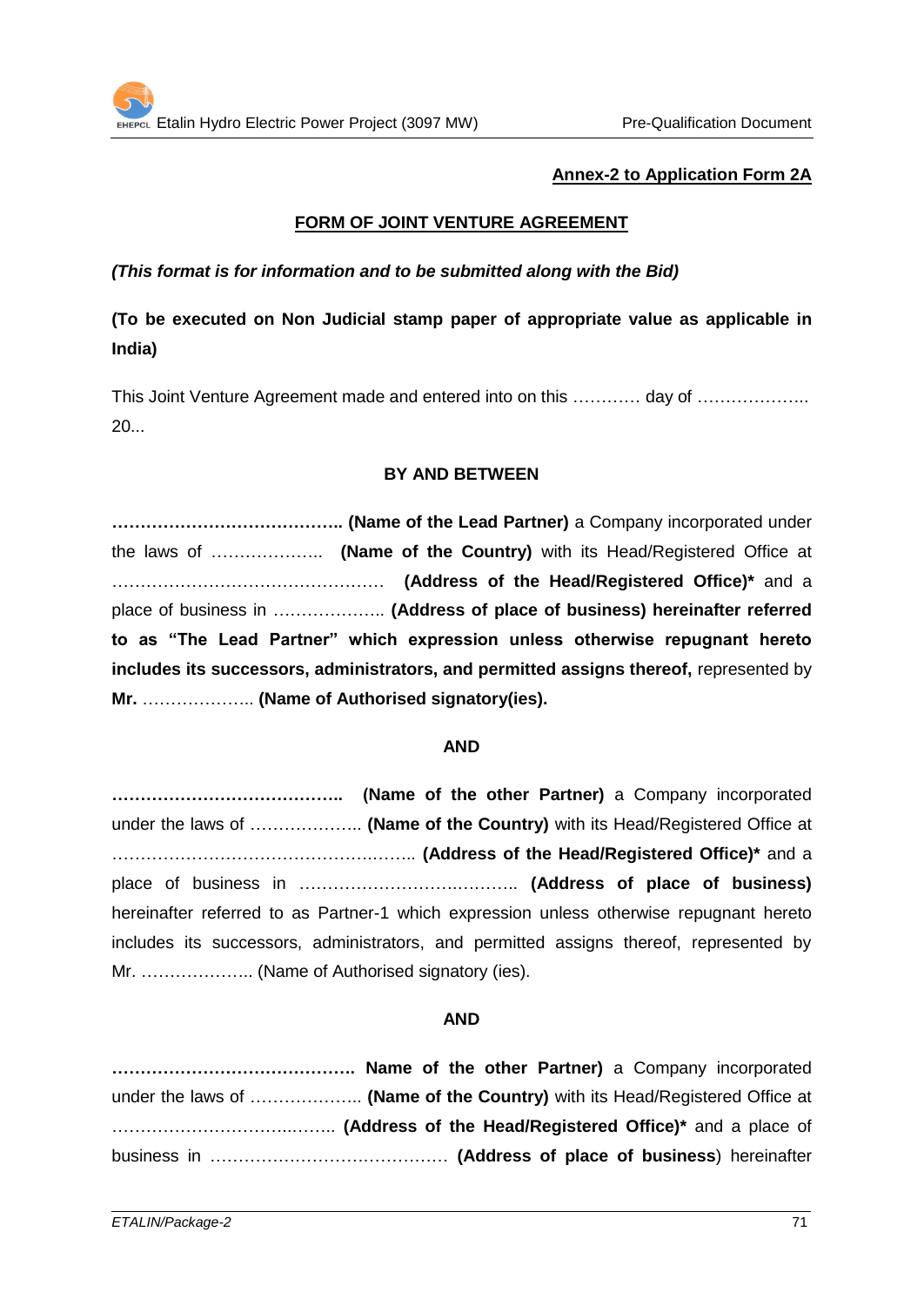**Annex-2 to Application Form 2A**

**FORM OF JOINT VENTURE AGREEMENT**

***(This format is for information and to be submitted along with the Bid)***

**(To be executed on Non Judicial stamp paper of appropriate value as applicable in India)**

This Joint Venture Agreement made and entered into on this ………… day of ……………….. 20...

**BY AND BETWEEN**

**………………………………….. (Name of the Lead Partner)** a Company incorporated under the laws of ……………….. **(Name of the Country)** with its Head/Registered Office at ………………………………………… **(Address of the Head/Registered Office)*** and a place of business in ……………….. **(Address of place of business) hereinafter referred to as "The Lead Partner" which expression unless otherwise repugnant hereto includes its successors, administrators, and permitted assigns thereof,** represented by **Mr.** ……………….. **(Name of Authorised signatory(ies).**

**AND**

**………………………………….. (Name of the other Partner)** a Company incorporated under the laws of ……………….. **(Name of the Country)** with its Head/Registered Office at ……………………………………….….. **(Address of the Head/Registered Office)*** and a place of business in ……………………….……….. **(Address of place of business)** hereinafter referred to as Partner-1 which expression unless otherwise repugnant hereto includes its successors, administrators, and permitted assigns thereof, represented by Mr. ……………….. (Name of Authorised signatory (ies).

**AND**

**……………………………………. Name of the other Partner)** a Company incorporated under the laws of ……………….. **(Name of the Country)** with its Head/Registered Office at ……………………………..…….. **(Address of the Head/Registered Office)*** and a place of business in …………………………………… **(Address of place of business**) hereinafter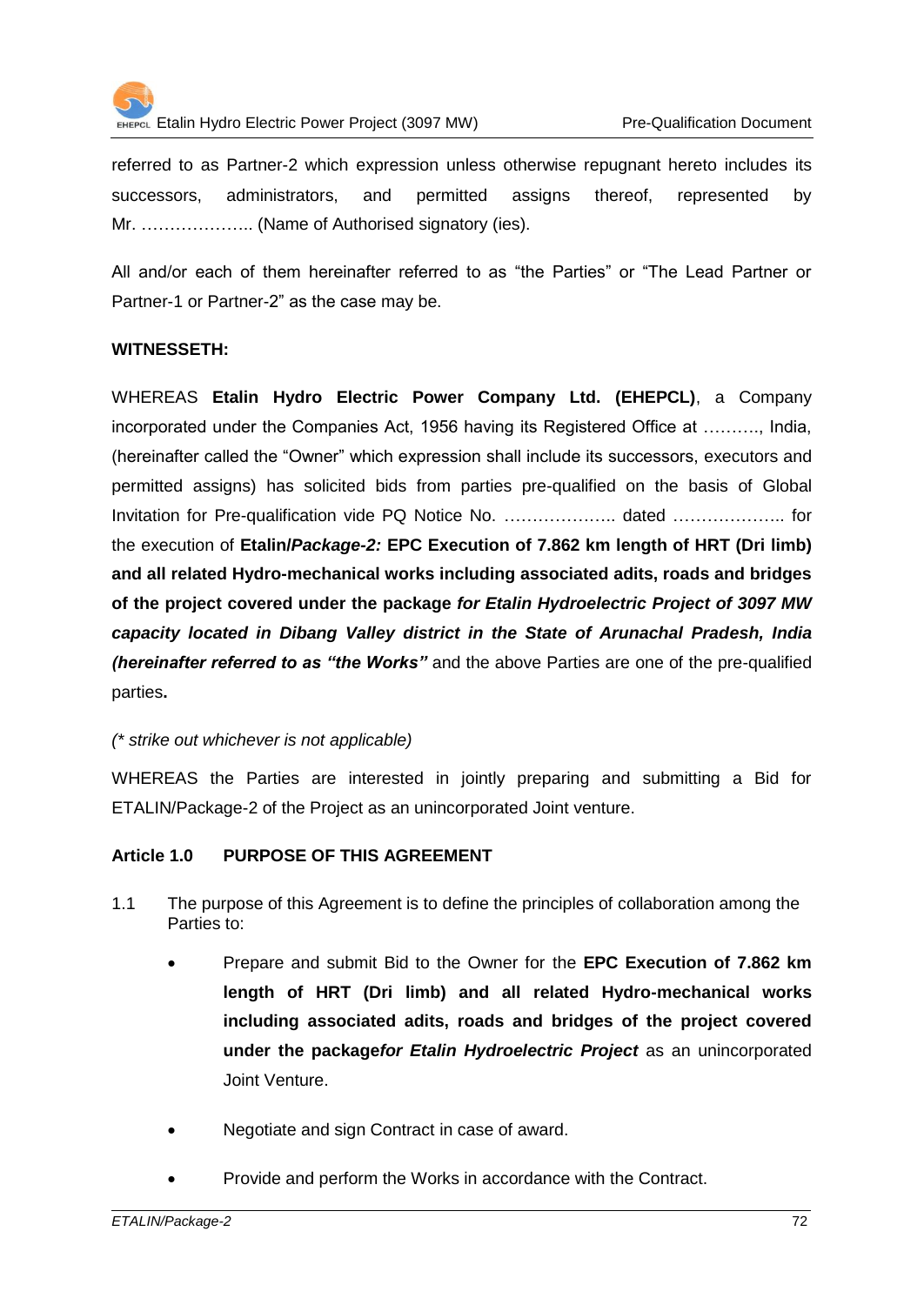referred to as Partner-2 which expression unless otherwise repugnant hereto includes its successors, administrators, and permitted assigns thereof, represented by Mr. ……………….. (Name of Authorised signatory (ies).

All and/or each of them hereinafter referred to as “the Parties” or “The Lead Partner or Partner-1 or Partner-2” as the case may be.

**WITNESSETH:**

WHEREAS **Etalin Hydro Electric Power Company Ltd. (EHEPCL)**, a Company incorporated under the Companies Act, 1956 having its Registered Office at ………., India, (hereinafter called the “Owner” which expression shall include its successors, executors and permitted assigns) has solicited bids from parties pre-qualified on the basis of Global Invitation for Pre-qualification vide PQ Notice No. ……………….. dated ……………….. for the execution of **Etalin/*Package-2:* EPC Execution of 7.862 km length of HRT (Dri limb) and all related Hydro-mechanical works including associated adits, roads and bridges of the project covered under the package *for Etalin Hydroelectric Project of 3097 MW capacity located in Dibang Valley district in the State of Arunachal Pradesh, India (hereinafter referred to as “the Works”*** and the above Parties are one of the pre-qualified parties**.**

*(\* strike out whichever is not applicable)*

WHEREAS the Parties are interested in jointly preparing and submitting a Bid for ETALIN/Package-2 of the Project as an unincorporated Joint venture.

**Article 1.0 PURPOSE OF THIS AGREEMENT**

1.1 The purpose of this Agreement is to define the principles of collaboration among the Parties to:

- Prepare and submit Bid to the Owner for the **EPC Execution of 7.862 km length of HRT (Dri limb) and all related Hydro-mechanical works including associated adits, roads and bridges of the project covered under the package*for Etalin Hydroelectric Project*** as an unincorporated Joint Venture.
- Negotiate and sign Contract in case of award.
- Provide and perform the Works in accordance with the Contract.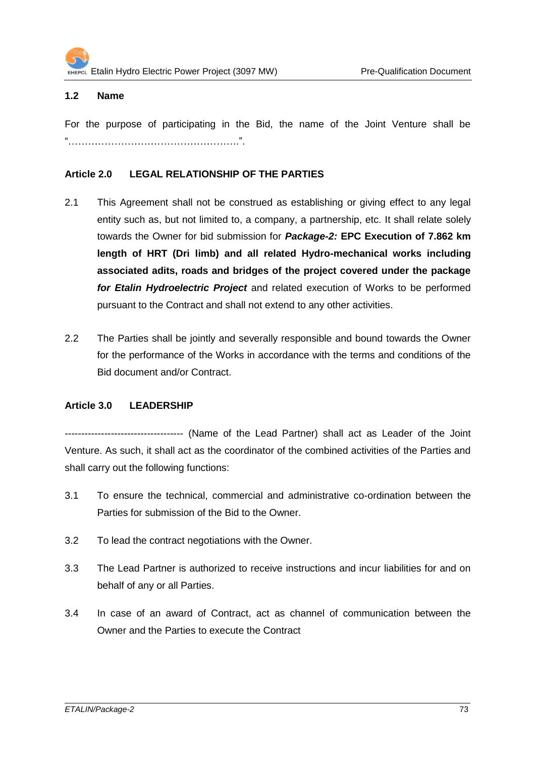### 1.2 Name

For the purpose of participating in the Bid, the name of the Joint Venture shall be "……………………………………………..".

### Article 2.0 LEGAL RELATIONSHIP OF THE PARTIES

2.1 This Agreement shall not be construed as establishing or giving effect to any legal entity such as, but not limited to, a company, a partnership, etc. It shall relate solely towards the Owner for bid submission for ***Package-2:*** **EPC Execution of 7.862 km length of HRT (Dri limb) and all related Hydro-mechanical works including associated adits, roads and bridges of the project covered under the package *for Etalin Hydroelectric Project*** and related execution of Works to be performed pursuant to the Contract and shall not extend to any other activities.

2.2 The Parties shall be jointly and severally responsible and bound towards the Owner for the performance of the Works in accordance with the terms and conditions of the Bid document and/or Contract.

### Article 3.0 LEADERSHIP

------------------------------------ (Name of the Lead Partner) shall act as Leader of the Joint Venture. As such, it shall act as the coordinator of the combined activities of the Parties and shall carry out the following functions:

3.1 To ensure the technical, commercial and administrative co-ordination between the Parties for submission of the Bid to the Owner.

3.2 To lead the contract negotiations with the Owner.

3.3 The Lead Partner is authorized to receive instructions and incur liabilities for and on behalf of any or all Parties.

3.4 In case of an award of Contract, act as channel of communication between the Owner and the Parties to execute the Contract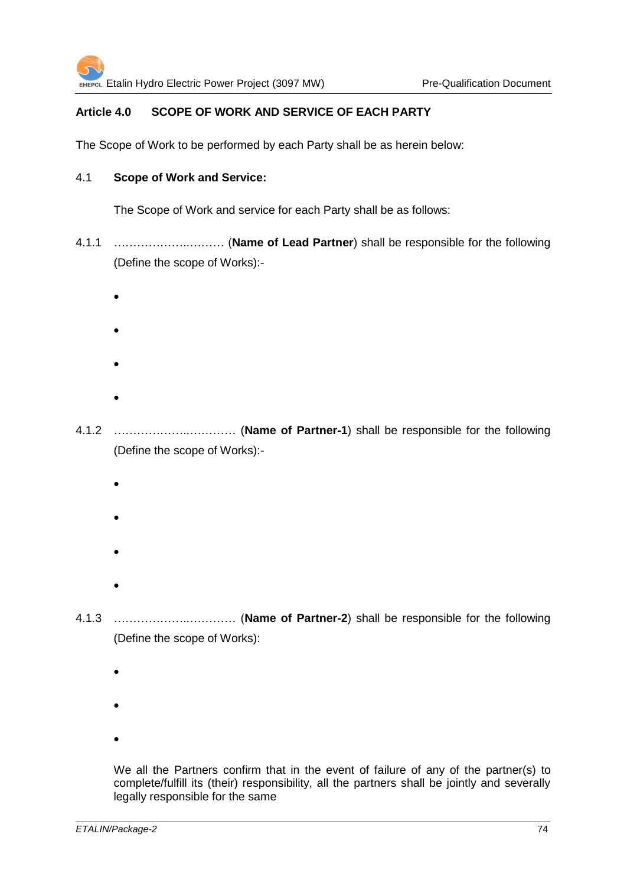## Article 4.0 SCOPE OF WORK AND SERVICE OF EACH PARTY

The Scope of Work to be performed by each Party shall be as herein below:

4.1 **Scope of Work and Service:**

The Scope of Work and service for each Party shall be as follows:

4.1.1 ………………..……… (**Name of Lead Partner**) shall be responsible for the following (Define the scope of Works):-

- 
- 
- 
- 

4.1.2 ………………..………… (**Name of Partner-1**) shall be responsible for the following (Define the scope of Works):-

- 
- 
- 
- 

4.1.3 ………………..………… (**Name of Partner-2**) shall be responsible for the following (Define the scope of Works):

- 
- 
- 

We all the Partners confirm that in the event of failure of any of the partner(s) to complete/fulfill its (their) responsibility, all the partners shall be jointly and severally legally responsible for the same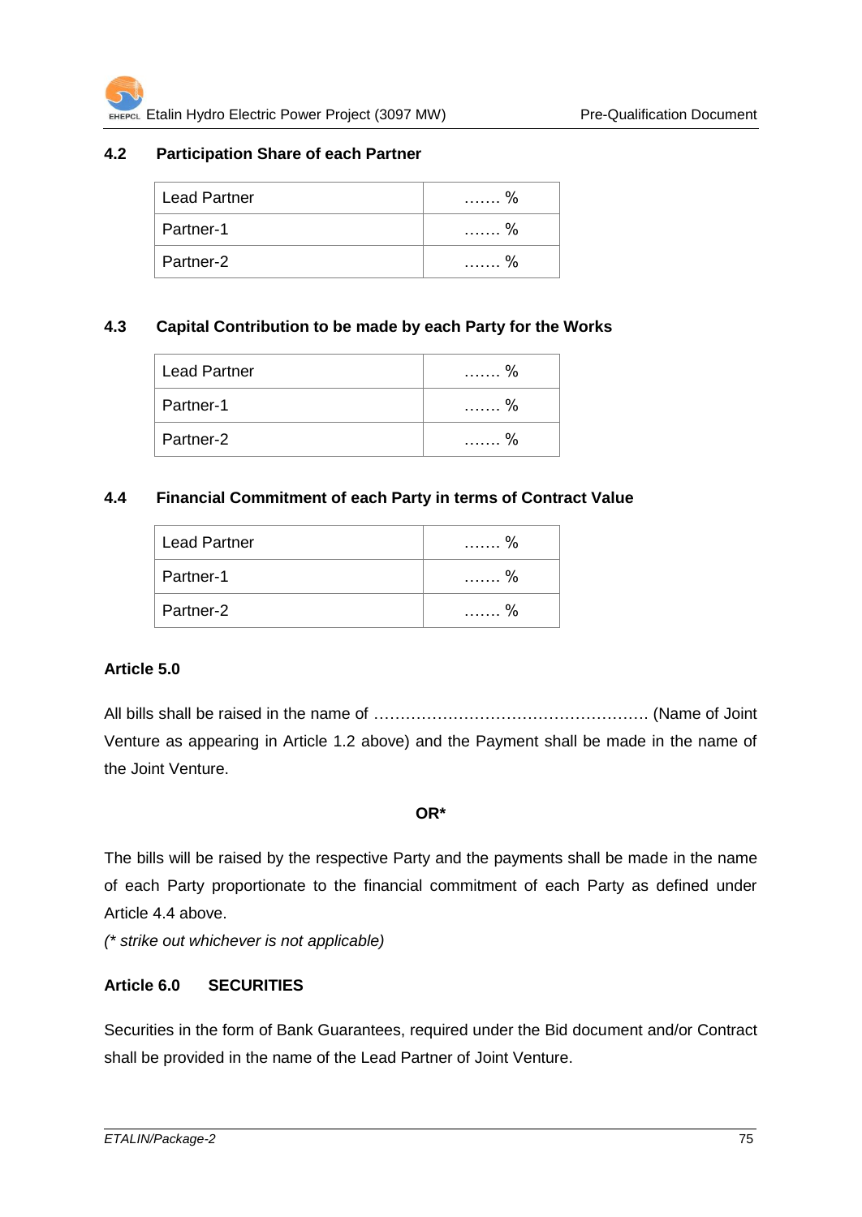### 4.2 Participation Share of each Partner

| | |
|---|---|
| Lead Partner | ……. % |
| Partner-1 | ……. % |
| Partner-2 | ……. % |

### 4.3 Capital Contribution to be made by each Party for the Works

| | |
|---|---|
| Lead Partner | ……. % |
| Partner-1 | ……. % |
| Partner-2 | ……. % |

### 4.4 Financial Commitment of each Party in terms of Contract Value

| | |
|---|---|
| Lead Partner | ……. % |
| Partner-1 | ……. % |
| Partner-2 | ……. % |

**Article 5.0**

All bills shall be raised in the name of …………………………………………… (Name of Joint Venture as appearing in Article 1.2 above) and the Payment shall be made in the name of the Joint Venture.

**OR***

The bills will be raised by the respective Party and the payments shall be made in the name of each Party proportionate to the financial commitment of each Party as defined under Article 4.4 above.

*(* strike out whichever is not applicable)*

**Article 6.0 SECURITIES**

Securities in the form of Bank Guarantees, required under the Bid document and/or Contract shall be provided in the name of the Lead Partner of Joint Venture.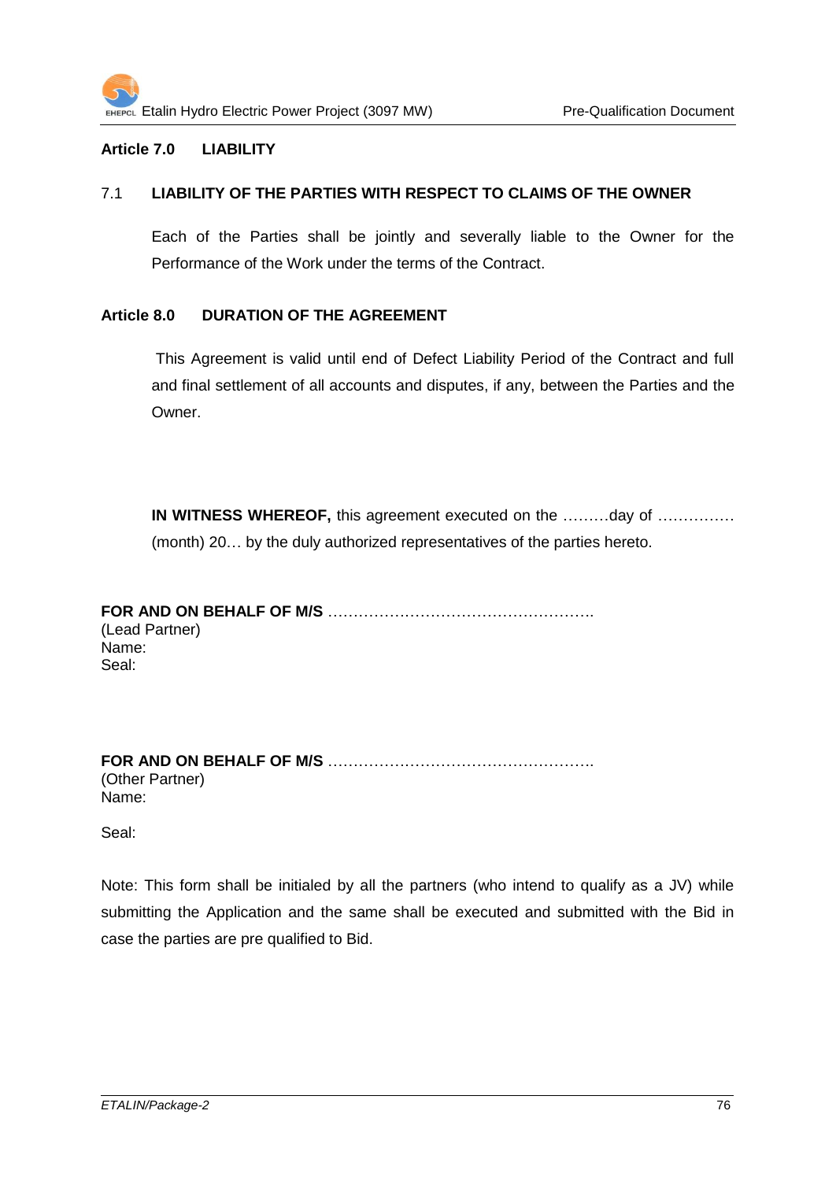**Article 7.0 LIABILITY**

7.1 **LIABILITY OF THE PARTIES WITH RESPECT TO CLAIMS OF THE OWNER**

Each of the Parties shall be jointly and severally liable to the Owner for the Performance of the Work under the terms of the Contract.

**Article 8.0 DURATION OF THE AGREEMENT**

This Agreement is valid until end of Defect Liability Period of the Contract and full and final settlement of all accounts and disputes, if any, between the Parties and the Owner.

**IN WITNESS WHEREOF,** this agreement executed on the ………day of …………… (month) 20… by the duly authorized representatives of the parties hereto.

**FOR AND ON BEHALF OF M/S** ……………………………………………..
(Lead Partner)
Name:
Seal:

**FOR AND ON BEHALF OF M/S** ……………………………………………..
(Other Partner)
Name:

Seal:

Note: This form shall be initialed by all the partners (who intend to qualify as a JV) while submitting the Application and the same shall be executed and submitted with the Bid in case the parties are pre qualified to Bid.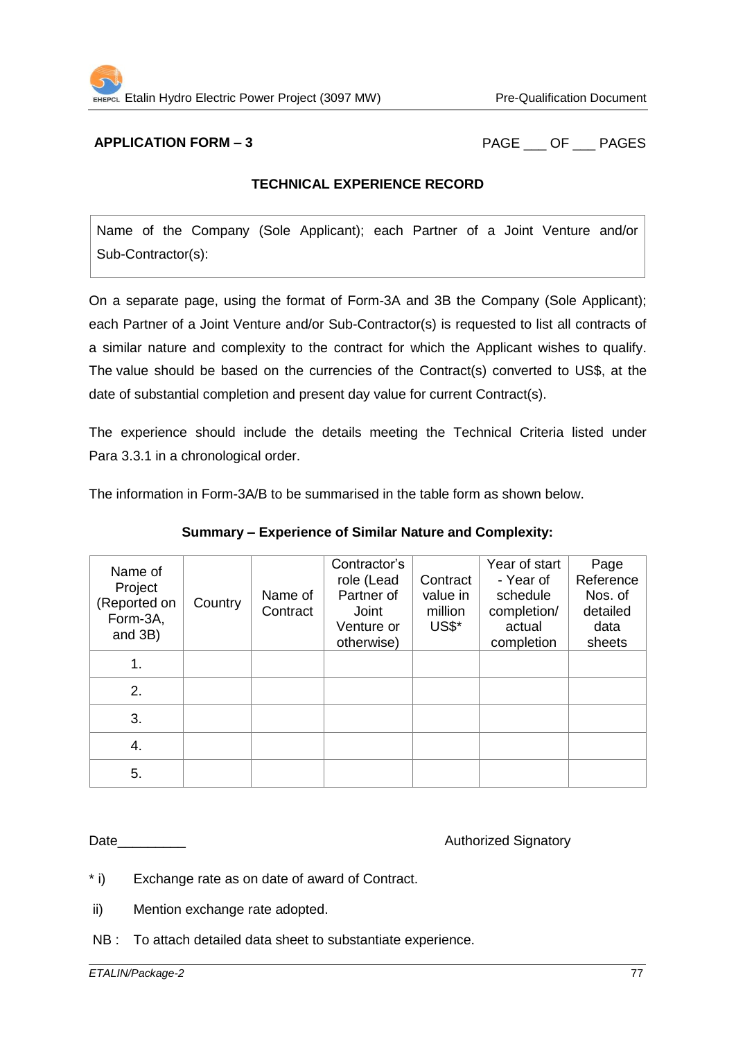**APPLICATION FORM – 3** PAGE ___ OF ___ PAGES

## TECHNICAL EXPERIENCE RECORD

| Name of the Company (Sole Applicant); each Partner of a Joint Venture and/or Sub-Contractor(s): |
|---|

On a separate page, using the format of Form-3A and 3B the Company (Sole Applicant); each Partner of a Joint Venture and/or Sub-Contractor(s) is requested to list all contracts of a similar nature and complexity to the contract for which the Applicant wishes to qualify. The value should be based on the currencies of the Contract(s) converted to US$, at the date of substantial completion and present day value for current Contract(s).

The experience should include the details meeting the Technical Criteria listed under Para 3.3.1 in a chronological order.

The information in Form-3A/B to be summarised in the table form as shown below.

**Summary – Experience of Similar Nature and Complexity:**

| Name of Project (Reported on Form-3A, and 3B) | Country | Name of Contract | Contractor's role (Lead Partner of Joint Venture or otherwise) | Contract value in million US$* | Year of start - Year of schedule completion/ actual completion | Page Reference Nos. of detailed data sheets |
|---|---|---|---|---|---|---|
| 1. | | | | | | |
| 2. | | | | | | |
| 3. | | | | | | |
| 4. | | | | | | |
| 5. | | | | | | |

Date_________ Authorized Signatory

\* i) Exchange rate as on date of award of Contract.

ii) Mention exchange rate adopted.

NB : To attach detailed data sheet to substantiate experience.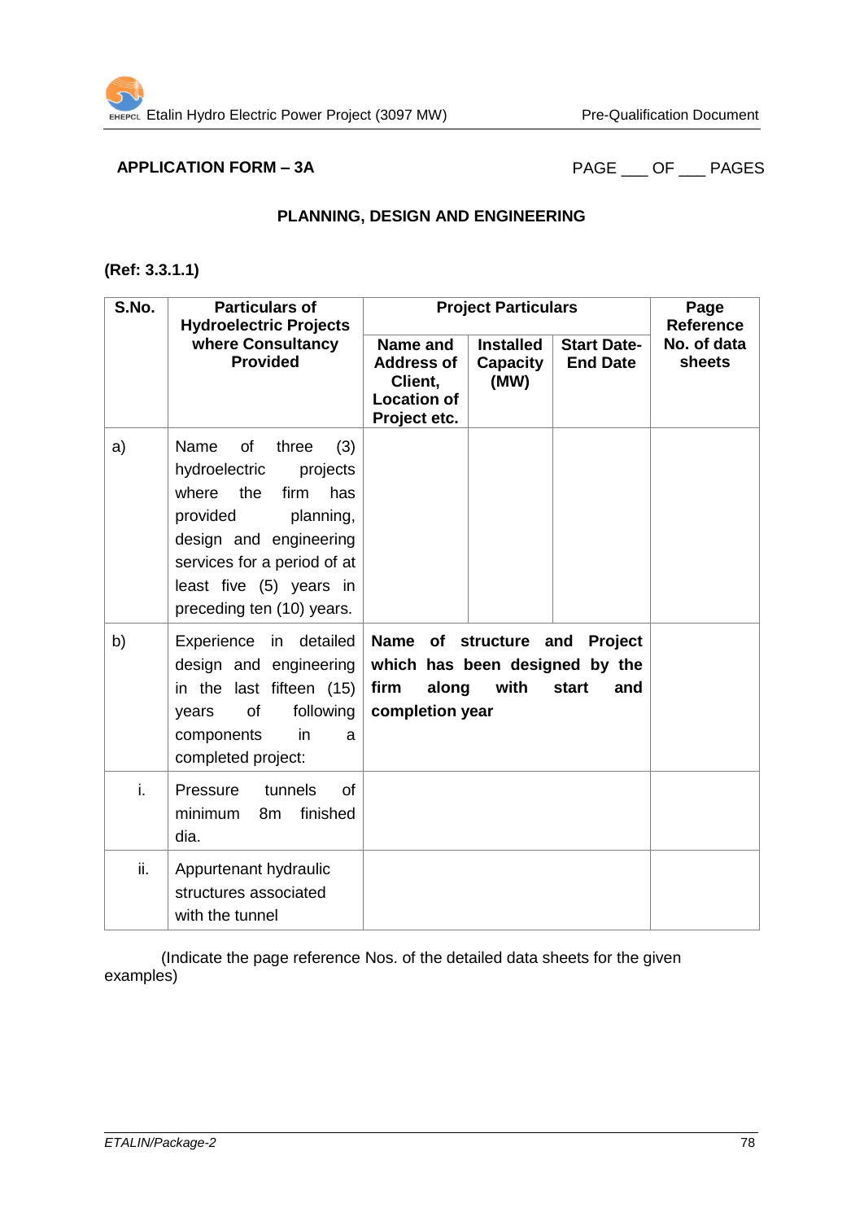**APPLICATION FORM – 3A** PAGE ___ OF ___ PAGES

**PLANNING, DESIGN AND ENGINEERING**

**(Ref: 3.3.1.1)**

| S.No. | Particulars of Hydroelectric Projects where Consultancy Provided | Project Particulars | | | Page Reference No. of data sheets |
|---|---|---|---|---|---|
| | | Name and Address of Client, Location of Project etc. | Installed Capacity (MW) | Start Date-End Date | |
| a) | Name of three (3) hydroelectric projects where the firm has provided planning, design and engineering services for a period of at least five (5) years in preceding ten (10) years. | | | | |
| b) | Experience in detailed design and engineering in the last fifteen (15) years of following components in a completed project: | **Name of structure and Project which has been designed by the firm along with start and completion year** | | | |
| i. | Pressure tunnels of minimum 8m finished dia. | | | | |
| ii. | Appurtenant hydraulic structures associated with the tunnel | | | | |

(Indicate the page reference Nos. of the detailed data sheets for the given examples)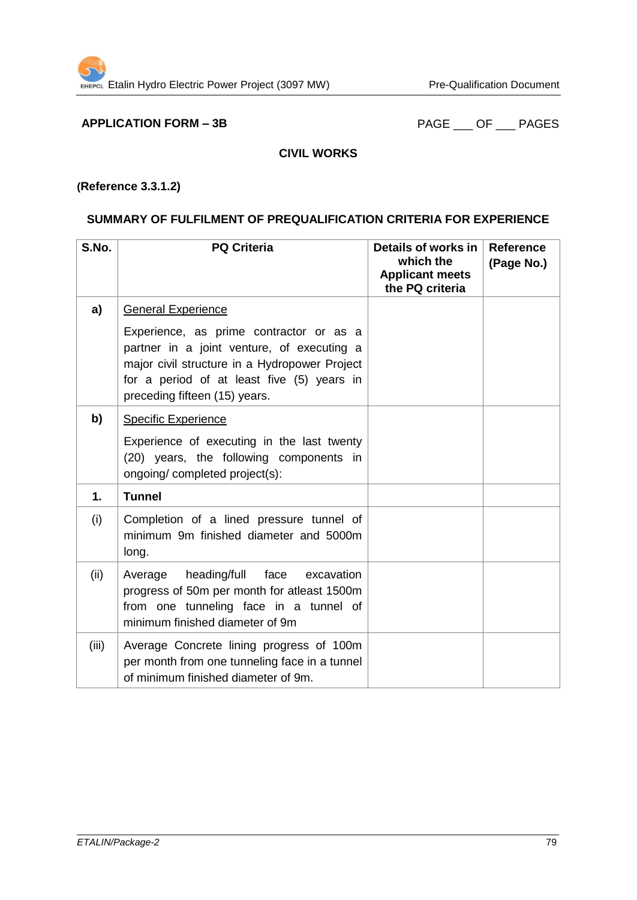**APPLICATION FORM – 3B** PAGE ___ OF ___ PAGES

**CIVIL WORKS**

**(Reference 3.3.1.2)**

**SUMMARY OF FULFILMENT OF PREQUALIFICATION CRITERIA FOR EXPERIENCE**

| S.No. | PQ Criteria | Details of works in which the Applicant meets the PQ criteria | Reference (Page No.) |
|---|---|---|---|
| **a)** | General Experience<br><br>Experience, as prime contractor or as a partner in a joint venture, of executing a major civil structure in a Hydropower Project for a period of at least five (5) years in preceding fifteen (15) years. | | |
| **b)** | Specific Experience<br><br>Experience of executing in the last twenty (20) years, the following components in ongoing/ completed project(s): | | |
| **1.** | **Tunnel** | | |
| (i) | Completion of a lined pressure tunnel of minimum 9m finished diameter and 5000m long. | | |
| (ii) | Average heading/full face excavation progress of 50m per month for atleast 1500m from one tunneling face in a tunnel of minimum finished diameter of 9m | | |
| (iii) | Average Concrete lining progress of 100m per month from one tunneling face in a tunnel of minimum finished diameter of 9m. | | |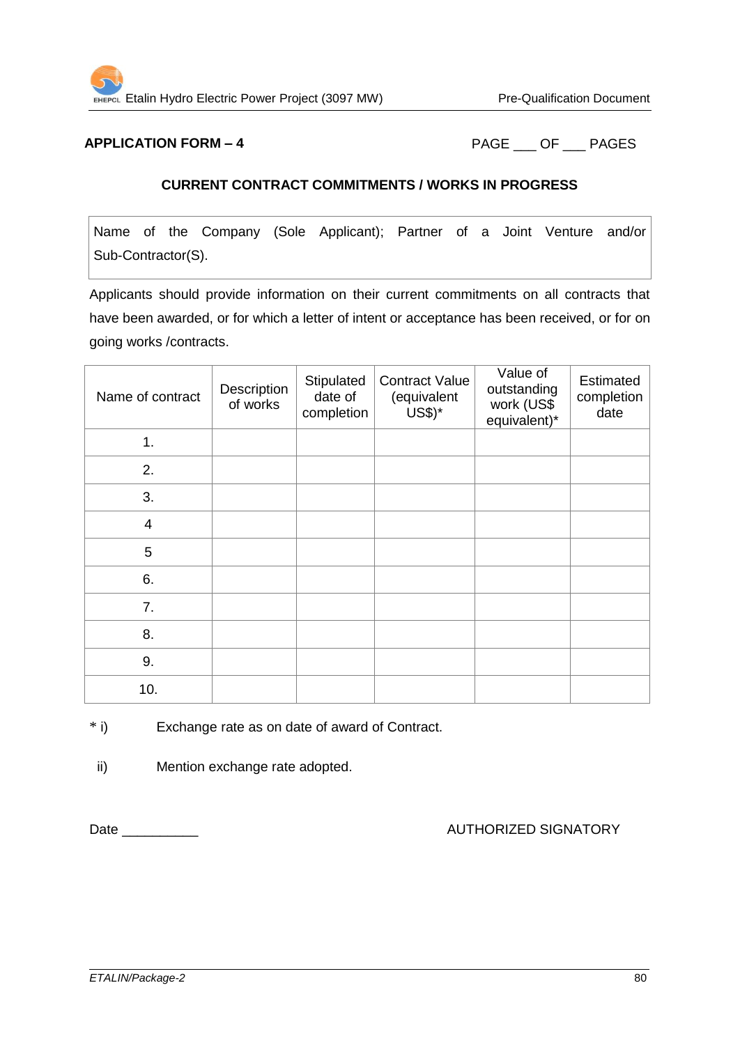**APPLICATION FORM – 4** PAGE ___ OF ___ PAGES

**CURRENT CONTRACT COMMITMENTS / WORKS IN PROGRESS**

| Name of the Company (Sole Applicant); Partner of a Joint Venture and/or Sub-Contractor(S). |
|---|

Applicants should provide information on their current commitments on all contracts that have been awarded, or for which a letter of intent or acceptance has been received, or for on going works /contracts.

| Name of contract | Description of works | Stipulated date of completion | Contract Value (equivalent US$)* | Value of outstanding work (US$ equivalent)* | Estimated completion date |
|---|---|---|---|---|---|
| 1. | | | | | |
| 2. | | | | | |
| 3. | | | | | |
| 4 | | | | | |
| 5 | | | | | |
| 6. | | | | | |
| 7. | | | | | |
| 8. | | | | | |
| 9. | | | | | |
| 10. | | | | | |

\* i) Exchange rate as on date of award of Contract.

ii) Mention exchange rate adopted.

Date __________ AUTHORIZED SIGNATORY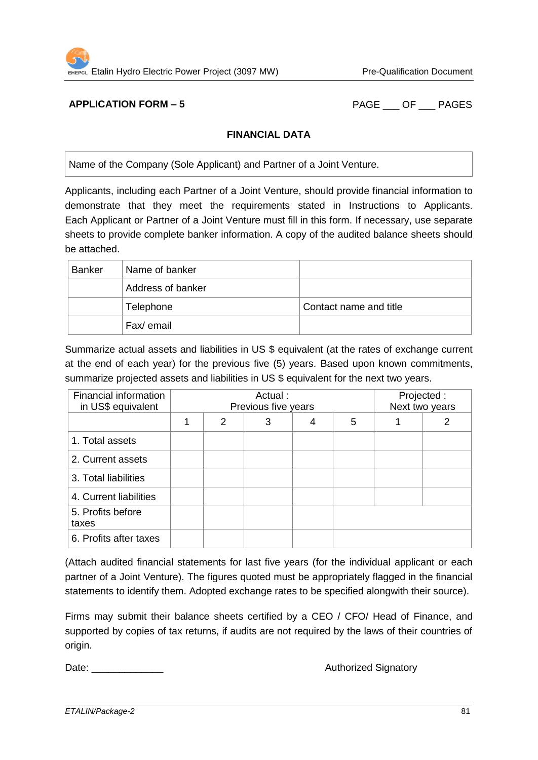**APPLICATION FORM – 5** PAGE ___ OF ___ PAGES

**FINANCIAL DATA**

| Name of the Company (Sole Applicant) and Partner of a Joint Venture. |
|---|

Applicants, including each Partner of a Joint Venture, should provide financial information to demonstrate that they meet the requirements stated in Instructions to Applicants. Each Applicant or Partner of a Joint Venture must fill in this form. If necessary, use separate sheets to provide complete banker information. A copy of the audited balance sheets should be attached.

| Banker | Name of banker | |
|---|---|---|
| | Address of banker | |
| | Telephone | Contact name and title |
| | Fax/ email | |

Summarize actual assets and liabilities in US $ equivalent (at the rates of exchange current at the end of each year) for the previous five (5) years. Based upon known commitments, summarize projected assets and liabilities in US $ equivalent for the next two years.

| Financial information in US$ equivalent | Actual : Previous five years | | | | | Projected : Next two years | |
|---|---|---|---|---|---|---|---|
| | 1 | 2 | 3 | 4 | 5 | 1 | 2 |
| 1. Total assets | | | | | | | |
| 2. Current assets | | | | | | | |
| 3. Total liabilities | | | | | | | |
| 4. Current liabilities | | | | | | | |
| 5. Profits before taxes | | | | | | | |
| 6. Profits after taxes | | | | | | | |

(Attach audited financial statements for last five years (for the individual applicant or each partner of a Joint Venture). The figures quoted must be appropriately flagged in the financial statements to identify them. Adopted exchange rates to be specified alongwith their source).

Firms may submit their balance sheets certified by a CEO / CFO/ Head of Finance, and supported by copies of tax returns, if audits are not required by the laws of their countries of origin.

Date: _____________ Authorized Signatory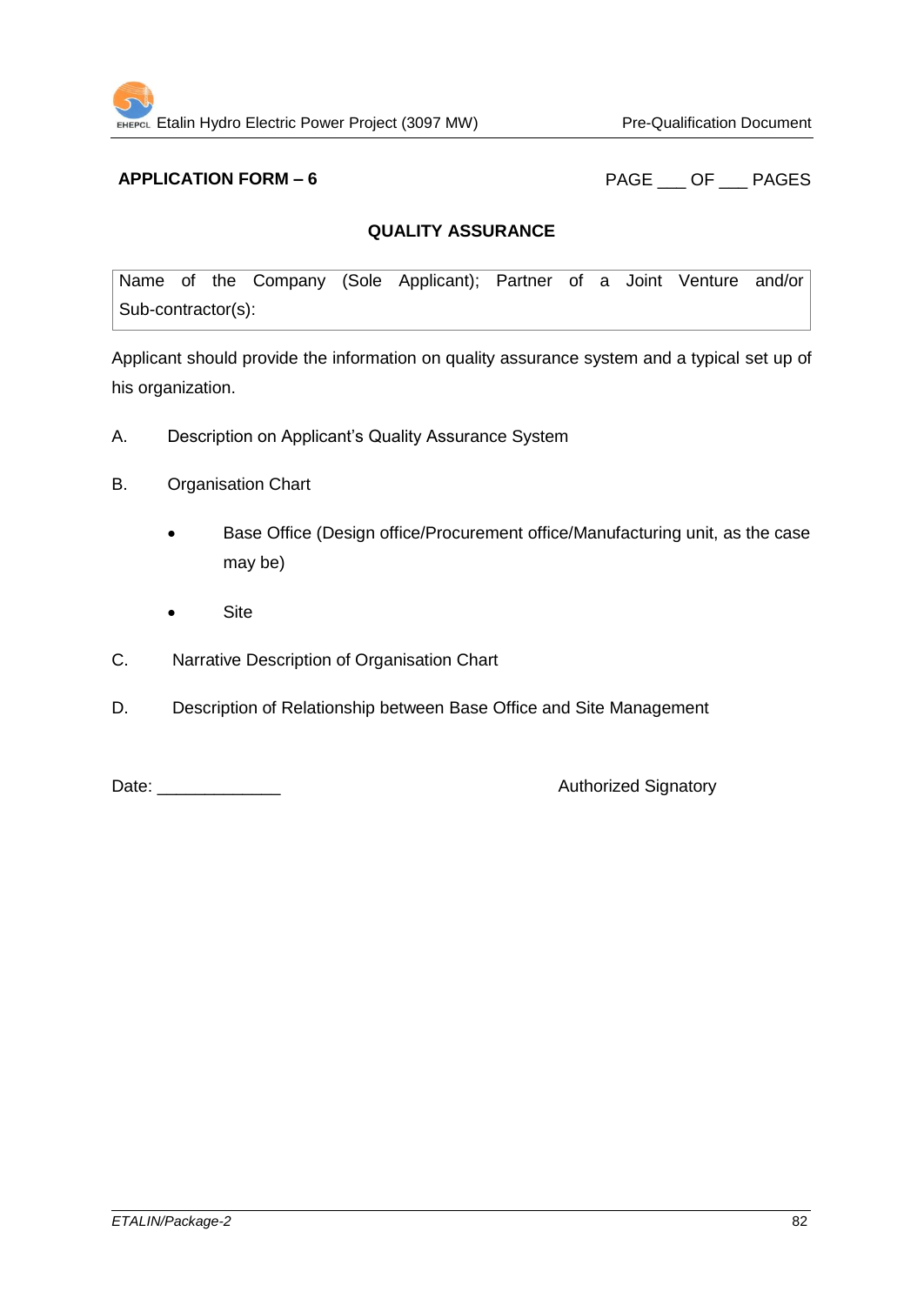**APPLICATION FORM – 6** PAGE ___ OF ___ PAGES

## QUALITY ASSURANCE

| Name of the Company (Sole Applicant); Partner of a Joint Venture and/or Sub-contractor(s): |
|---|

Applicant should provide the information on quality assurance system and a typical set up of his organization.

A. Description on Applicant's Quality Assurance System

B. Organisation Chart

- Base Office (Design office/Procurement office/Manufacturing unit, as the case may be)
- Site

C. Narrative Description of Organisation Chart

D. Description of Relationship between Base Office and Site Management

Date: _____________ Authorized Signatory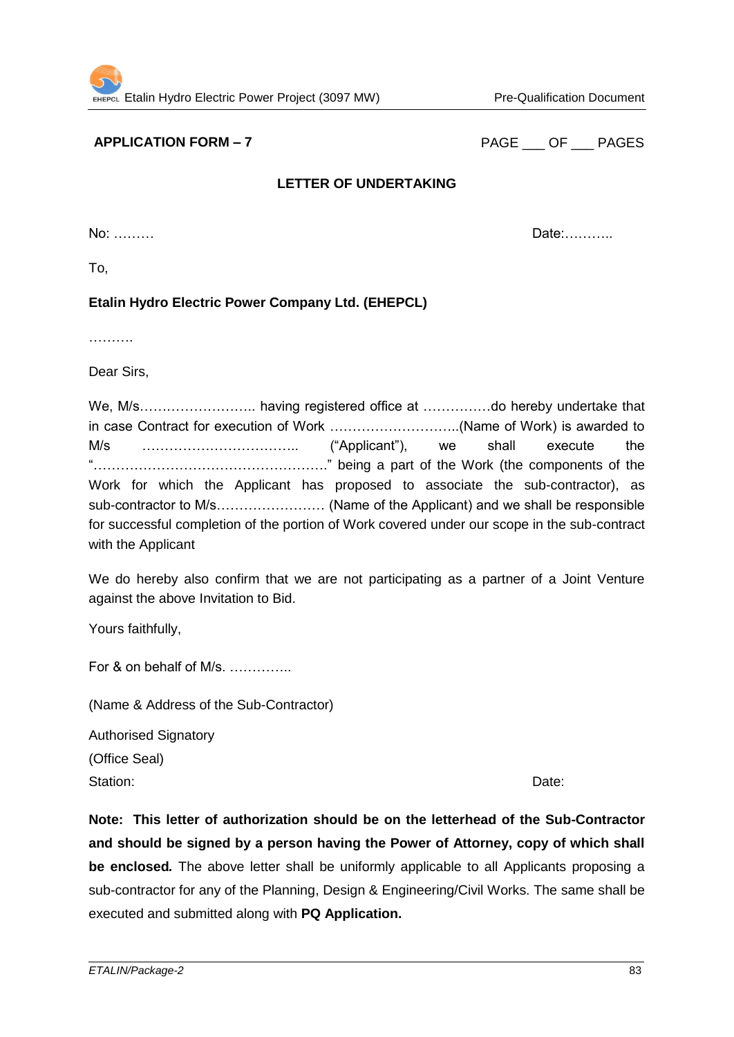**APPLICATION FORM – 7**

PAGE ___ OF ___ PAGES

**LETTER OF UNDERTAKING**

No: ………

Date:………..

To,

**Etalin Hydro Electric Power Company Ltd. (EHEPCL)**

……….

Dear Sirs,

We, M/s…………………….. having registered office at ……………do hereby undertake that in case Contract for execution of Work ………………………..(Name of Work) is awarded to M/s …………………………….. ("Applicant"), we shall execute the "……………………………………………." being a part of the Work (the components of the Work for which the Applicant has proposed to associate the sub-contractor), as sub-contractor to M/s…………………… (Name of the Applicant) and we shall be responsible for successful completion of the portion of Work covered under our scope in the sub-contract with the Applicant

We do hereby also confirm that we are not participating as a partner of a Joint Venture against the above Invitation to Bid.

Yours faithfully,

For & on behalf of M/s. …………..

(Name & Address of the Sub-Contractor)

Authorised Signatory

(Office Seal)

Station:

Date:

**Note: This letter of authorization should be on the letterhead of the Sub-Contractor and should be signed by a person having the Power of Attorney, copy of which shall be enclosed*.*** The above letter shall be uniformly applicable to all Applicants proposing a sub-contractor for any of the Planning, Design & Engineering/Civil Works. The same shall be executed and submitted along with **PQ Application.**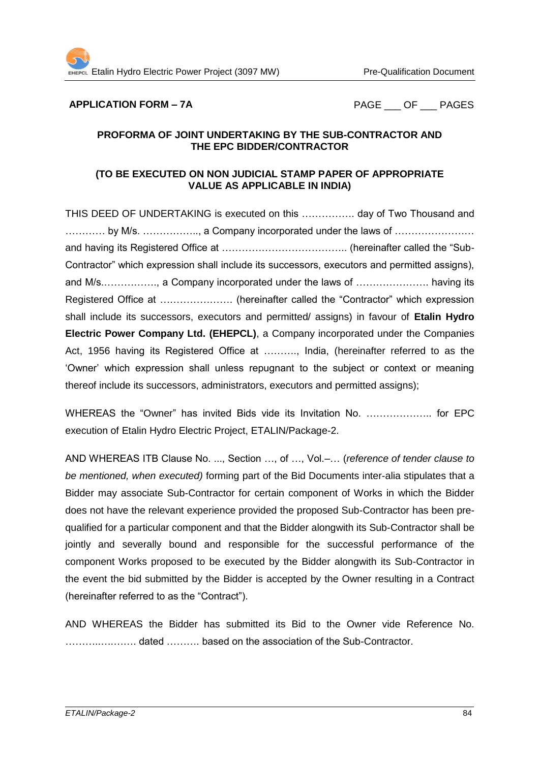**APPLICATION FORM – 7A** PAGE ___ OF ___ PAGES

**PROFORMA OF JOINT UNDERTAKING BY THE SUB-CONTRACTOR AND THE EPC BIDDER/CONTRACTOR**

**(TO BE EXECUTED ON NON JUDICIAL STAMP PAPER OF APPROPRIATE VALUE AS APPLICABLE IN INDIA)**

THIS DEED OF UNDERTAKING is executed on this ……………. day of Two Thousand and ………… by M/s. …………….., a Company incorporated under the laws of …………………… and having its Registered Office at ……………………………….. (hereinafter called the "Sub-Contractor" which expression shall include its successors, executors and permitted assigns), and M/s.…………….., a Company incorporated under the laws of …………………. having its Registered Office at …………………. (hereinafter called the "Contractor" which expression shall include its successors, executors and permitted/ assigns) in favour of **Etalin Hydro Electric Power Company Ltd. (EHEPCL)**, a Company incorporated under the Companies Act, 1956 having its Registered Office at ………., India, (hereinafter referred to as the 'Owner' which expression shall unless repugnant to the subject or context or meaning thereof include its successors, administrators, executors and permitted assigns);

WHEREAS the "Owner" has invited Bids vide its Invitation No. ……………….. for EPC execution of Etalin Hydro Electric Project, ETALIN/Package-2.

AND WHEREAS ITB Clause No. ..., Section …, of …, Vol.–… (*reference of tender clause to be mentioned, when executed)* forming part of the Bid Documents inter-alia stipulates that a Bidder may associate Sub-Contractor for certain component of Works in which the Bidder does not have the relevant experience provided the proposed Sub-Contractor has been pre-qualified for a particular component and that the Bidder alongwith its Sub-Contractor shall be jointly and severally bound and responsible for the successful performance of the component Works proposed to be executed by the Bidder alongwith its Sub-Contractor in the event the bid submitted by the Bidder is accepted by the Owner resulting in a Contract (hereinafter referred to as the "Contract").

AND WHEREAS the Bidder has submitted its Bid to the Owner vide Reference No. ……….………. dated ………. based on the association of the Sub-Contractor.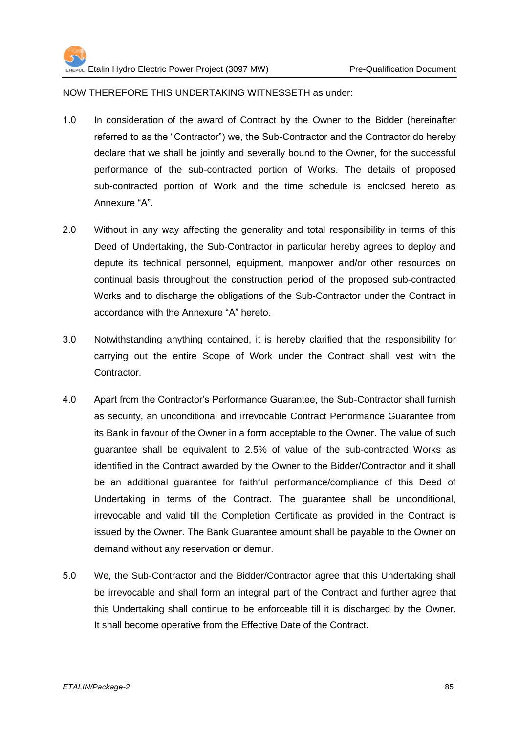NOW THEREFORE THIS UNDERTAKING WITNESSETH as under:

1.0 In consideration of the award of Contract by the Owner to the Bidder (hereinafter referred to as the "Contractor") we, the Sub-Contractor and the Contractor do hereby declare that we shall be jointly and severally bound to the Owner, for the successful performance of the sub-contracted portion of Works. The details of proposed sub-contracted portion of Work and the time schedule is enclosed hereto as Annexure "A".

2.0 Without in any way affecting the generality and total responsibility in terms of this Deed of Undertaking, the Sub-Contractor in particular hereby agrees to deploy and depute its technical personnel, equipment, manpower and/or other resources on continual basis throughout the construction period of the proposed sub-contracted Works and to discharge the obligations of the Sub-Contractor under the Contract in accordance with the Annexure "A" hereto.

3.0 Notwithstanding anything contained, it is hereby clarified that the responsibility for carrying out the entire Scope of Work under the Contract shall vest with the Contractor.

4.0 Apart from the Contractor's Performance Guarantee, the Sub-Contractor shall furnish as security, an unconditional and irrevocable Contract Performance Guarantee from its Bank in favour of the Owner in a form acceptable to the Owner. The value of such guarantee shall be equivalent to 2.5% of value of the sub-contracted Works as identified in the Contract awarded by the Owner to the Bidder/Contractor and it shall be an additional guarantee for faithful performance/compliance of this Deed of Undertaking in terms of the Contract. The guarantee shall be unconditional, irrevocable and valid till the Completion Certificate as provided in the Contract is issued by the Owner. The Bank Guarantee amount shall be payable to the Owner on demand without any reservation or demur.

5.0 We, the Sub-Contractor and the Bidder/Contractor agree that this Undertaking shall be irrevocable and shall form an integral part of the Contract and further agree that this Undertaking shall continue to be enforceable till it is discharged by the Owner. It shall become operative from the Effective Date of the Contract.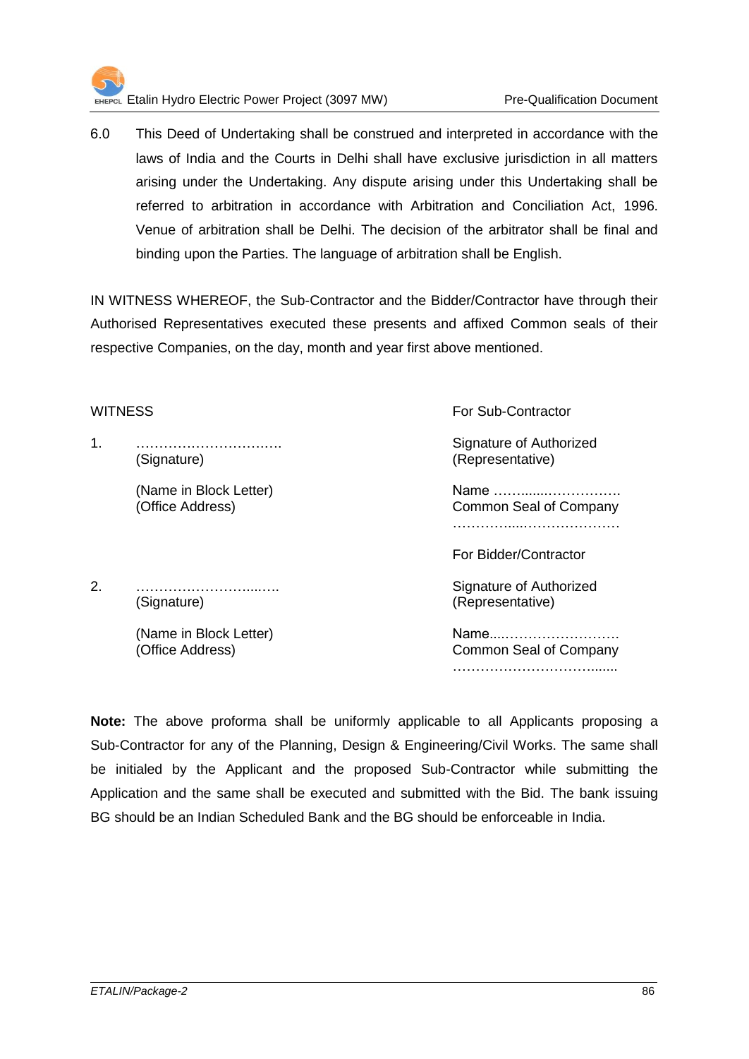6.0 This Deed of Undertaking shall be construed and interpreted in accordance with the laws of India and the Courts in Delhi shall have exclusive jurisdiction in all matters arising under the Undertaking. Any dispute arising under this Undertaking shall be referred to arbitration in accordance with Arbitration and Conciliation Act, 1996. Venue of arbitration shall be Delhi. The decision of the arbitrator shall be final and binding upon the Parties. The language of arbitration shall be English.

IN WITNESS WHEREOF, the Sub-Contractor and the Bidder/Contractor have through their Authorised Representatives executed these presents and affixed Common seals of their respective Companies, on the day, month and year first above mentioned.

| WITNESS | For Sub-Contractor |
|---|---|
| 1. …………………………. (Signature) | Signature of Authorized (Representative) |
| (Name in Block Letter) (Office Address) | Name ……........……………. Common Seal of Company …………....……………… |
| | For Bidder/Contractor |
| 2. ……………………....…. (Signature) | Signature of Authorized (Representative) |
| (Name in Block Letter) (Office Address) | Name....……………………. Common Seal of Company ……………………………...... |

**Note:** The above proforma shall be uniformly applicable to all Applicants proposing a Sub-Contractor for any of the Planning, Design & Engineering/Civil Works. The same shall be initialed by the Applicant and the proposed Sub-Contractor while submitting the Application and the same shall be executed and submitted with the Bid. The bank issuing BG should be an Indian Scheduled Bank and the BG should be enforceable in India.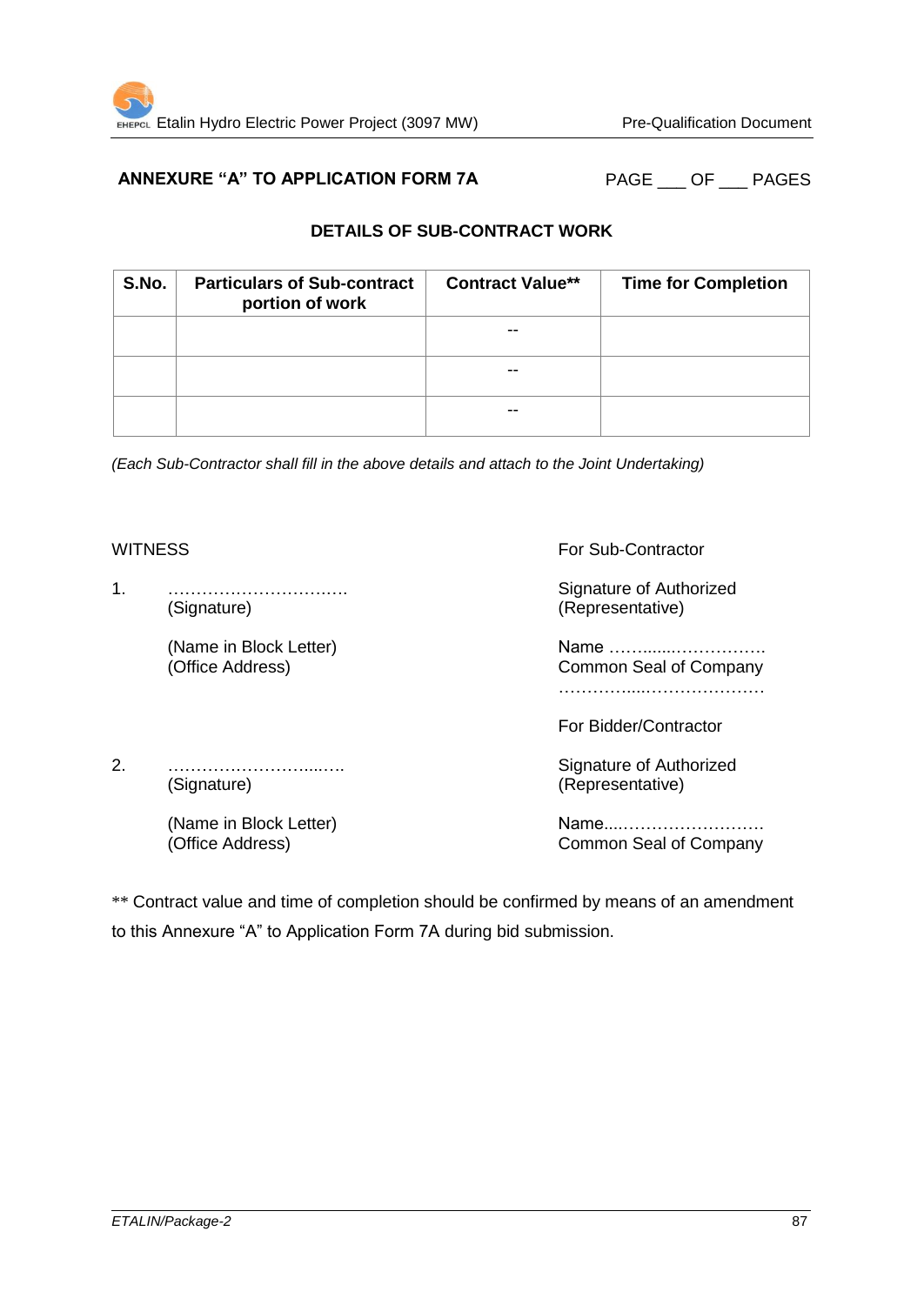**ANNEXURE "A" TO APPLICATION FORM 7A** PAGE ___ OF ___ PAGES

**DETAILS OF SUB-CONTRACT WORK**

| S.No. | Particulars of Sub-contract portion of work | Contract Value** | Time for Completion |
|---|---|---|---|
| | | -- | |
| | | -- | |
| | | -- | |

*(Each Sub-Contractor shall fill in the above details and attach to the Joint Undertaking)*

WITNESS

1. …………………………….
   (Signature)

   (Name in Block Letter)
   (Office Address)

2. ………………………...….
   (Signature)

   (Name in Block Letter)
   (Office Address)

For Sub-Contractor

Signature of Authorized
(Representative)

Name ……........…………….
Common Seal of Company
……………...………………….

For Bidder/Contractor

Signature of Authorized
(Representative)

Name....…………………….
Common Seal of Company

** Contract value and time of completion should be confirmed by means of an amendment to this Annexure "A" to Application Form 7A during bid submission.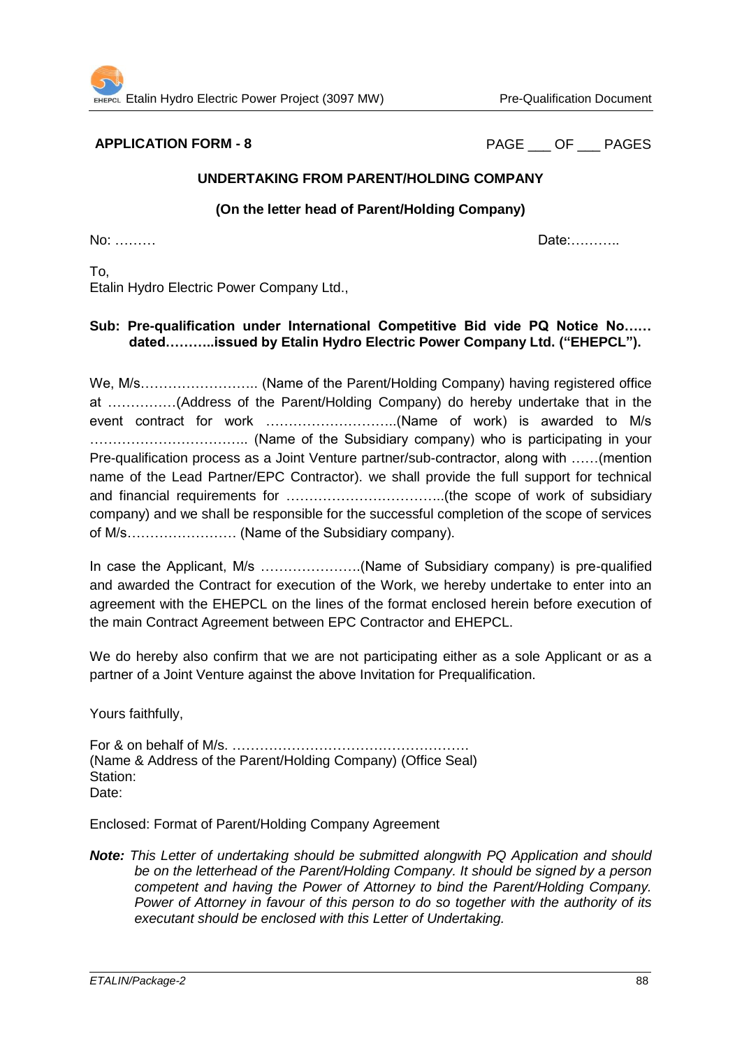**APPLICATION FORM - 8**

PAGE ___ OF ___ PAGES

**UNDERTAKING FROM PARENT/HOLDING COMPANY**

**(On the letter head of Parent/Holding Company)**

No: ………

Date:………..

To,
Etalin Hydro Electric Power Company Ltd.,

**Sub: Pre-qualification under International Competitive Bid vide PQ Notice No…… dated………..issued by Etalin Hydro Electric Power Company Ltd. ("EHEPCL").**

We, M/s…………………….. (Name of the Parent/Holding Company) having registered office at ……………(Address of the Parent/Holding Company) do hereby undertake that in the event contract for work ………………………..(Name of work) is awarded to M/s …………………………….. (Name of the Subsidiary company) who is participating in your Pre-qualification process as a Joint Venture partner/sub-contractor, along with ……(mention name of the Lead Partner/EPC Contractor). we shall provide the full support for technical and financial requirements for ……………………………..(the scope of work of subsidiary company) and we shall be responsible for the successful completion of the scope of services of M/s…………………… (Name of the Subsidiary company).

In case the Applicant, M/s ………………….(Name of Subsidiary company) is pre-qualified and awarded the Contract for execution of the Work, we hereby undertake to enter into an agreement with the EHEPCL on the lines of the format enclosed herein before execution of the main Contract Agreement between EPC Contractor and EHEPCL.

We do hereby also confirm that we are not participating either as a sole Applicant or as a partner of a Joint Venture against the above Invitation for Prequalification.

Yours faithfully,

For & on behalf of M/s. …………………………………………….
(Name & Address of the Parent/Holding Company) (Office Seal)
Station:
Date:

Enclosed: Format of Parent/Holding Company Agreement

***Note:*** *This Letter of undertaking should be submitted alongwith PQ Application and should be on the letterhead of the Parent/Holding Company. It should be signed by a person competent and having the Power of Attorney to bind the Parent/Holding Company. Power of Attorney in favour of this person to do so together with the authority of its executant should be enclosed with this Letter of Undertaking.*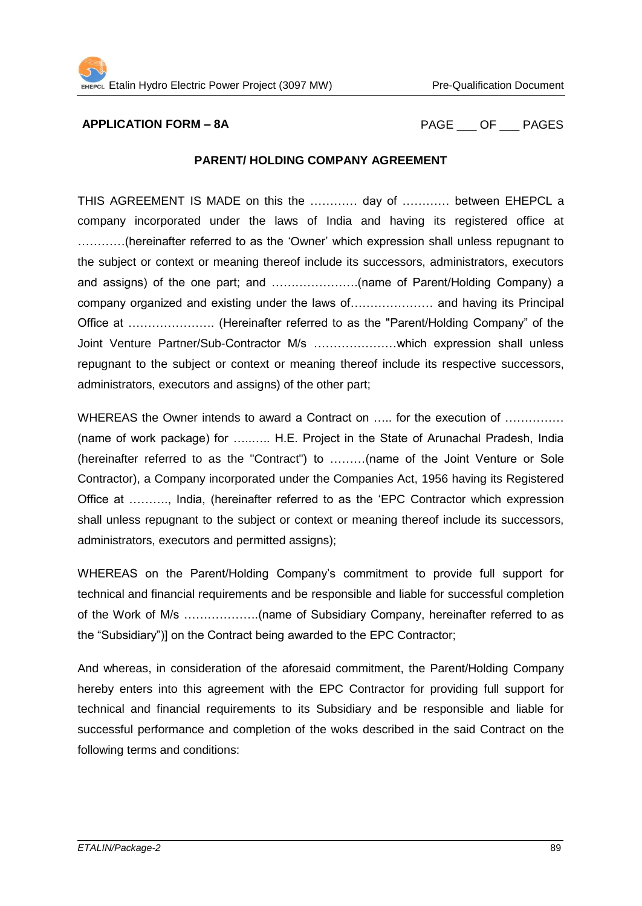**APPLICATION FORM – 8A** PAGE ___ OF ___ PAGES

**PARENT/ HOLDING COMPANY AGREEMENT**

THIS AGREEMENT IS MADE on this the ………… day of ………… between EHEPCL a company incorporated under the laws of India and having its registered office at …………(hereinafter referred to as the 'Owner' which expression shall unless repugnant to the subject or context or meaning thereof include its successors, administrators, executors and assigns) of the one part; and ………………….(name of Parent/Holding Company) a company organized and existing under the laws of………………… and having its Principal Office at …………………. (Hereinafter referred to as the "Parent/Holding Company" of the Joint Venture Partner/Sub-Contractor M/s …………………which expression shall unless repugnant to the subject or context or meaning thereof include its respective successors, administrators, executors and assigns) of the other part;

WHEREAS the Owner intends to award a Contract on ….. for the execution of …………… (name of work package) for …..….. H.E. Project in the State of Arunachal Pradesh, India (hereinafter referred to as the "Contract") to ………(name of the Joint Venture or Sole Contractor), a Company incorporated under the Companies Act, 1956 having its Registered Office at ………., India, (hereinafter referred to as the 'EPC Contractor which expression shall unless repugnant to the subject or context or meaning thereof include its successors, administrators, executors and permitted assigns);

WHEREAS on the Parent/Holding Company's commitment to provide full support for technical and financial requirements and be responsible and liable for successful completion of the Work of M/s ……………….(name of Subsidiary Company, hereinafter referred to as the "Subsidiary")] on the Contract being awarded to the EPC Contractor;

And whereas, in consideration of the aforesaid commitment, the Parent/Holding Company hereby enters into this agreement with the EPC Contractor for providing full support for technical and financial requirements to its Subsidiary and be responsible and liable for successful performance and completion of the woks described in the said Contract on the following terms and conditions: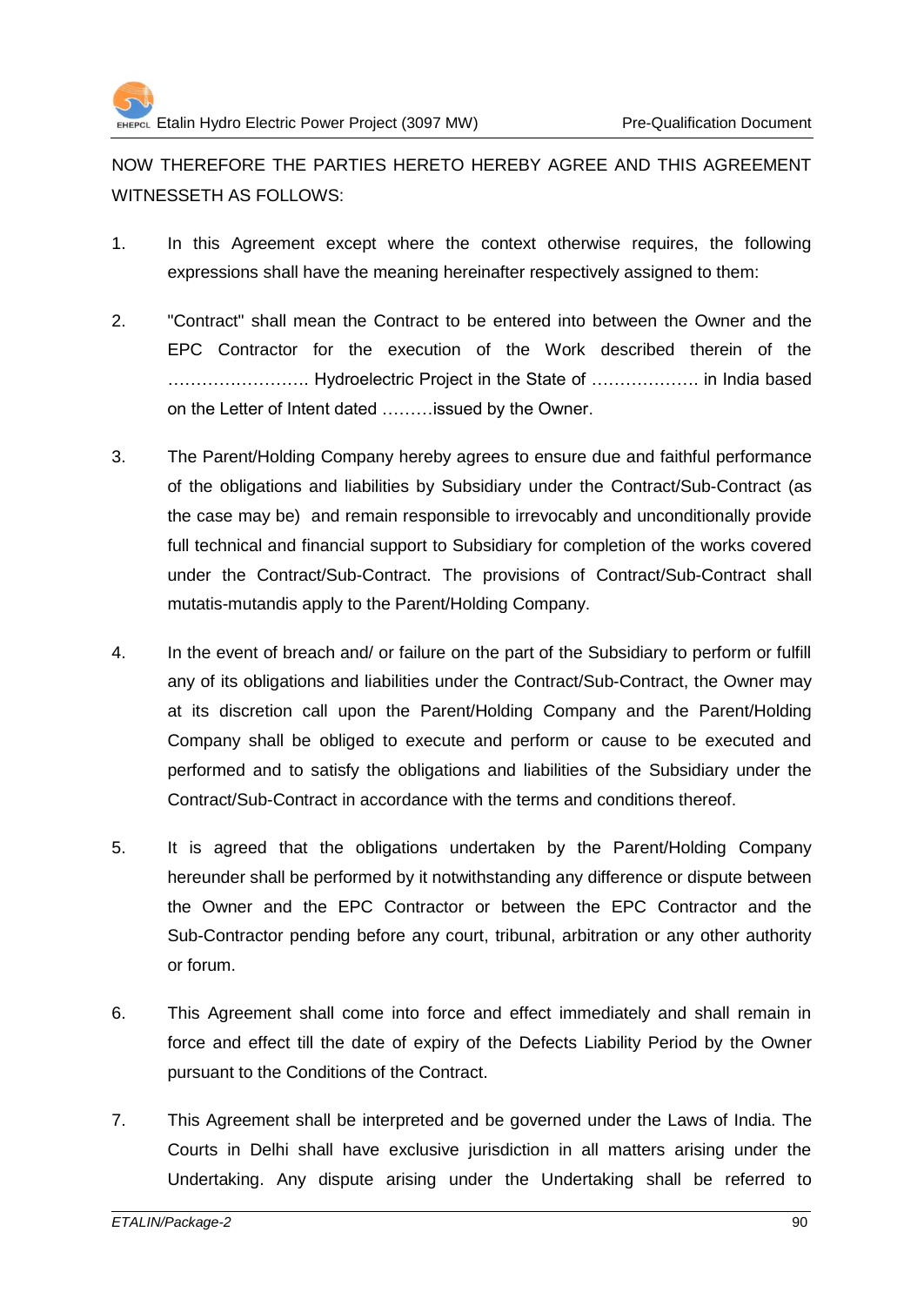NOW THEREFORE THE PARTIES HERETO HEREBY AGREE AND THIS AGREEMENT WITNESSETH AS FOLLOWS:

1. In this Agreement except where the context otherwise requires, the following expressions shall have the meaning hereinafter respectively assigned to them:

2. "Contract" shall mean the Contract to be entered into between the Owner and the EPC Contractor for the execution of the Work described therein of the ……………………. Hydroelectric Project in the State of ………………. in India based on the Letter of Intent dated ………issued by the Owner.

3. The Parent/Holding Company hereby agrees to ensure due and faithful performance of the obligations and liabilities by Subsidiary under the Contract/Sub-Contract (as the case may be) and remain responsible to irrevocably and unconditionally provide full technical and financial support to Subsidiary for completion of the works covered under the Contract/Sub-Contract. The provisions of Contract/Sub-Contract shall mutatis-mutandis apply to the Parent/Holding Company.

4. In the event of breach and/ or failure on the part of the Subsidiary to perform or fulfill any of its obligations and liabilities under the Contract/Sub-Contract, the Owner may at its discretion call upon the Parent/Holding Company and the Parent/Holding Company shall be obliged to execute and perform or cause to be executed and performed and to satisfy the obligations and liabilities of the Subsidiary under the Contract/Sub-Contract in accordance with the terms and conditions thereof.

5. It is agreed that the obligations undertaken by the Parent/Holding Company hereunder shall be performed by it notwithstanding any difference or dispute between the Owner and the EPC Contractor or between the EPC Contractor and the Sub-Contractor pending before any court, tribunal, arbitration or any other authority or forum.

6. This Agreement shall come into force and effect immediately and shall remain in force and effect till the date of expiry of the Defects Liability Period by the Owner pursuant to the Conditions of the Contract.

7. This Agreement shall be interpreted and be governed under the Laws of India. The Courts in Delhi shall have exclusive jurisdiction in all matters arising under the Undertaking. Any dispute arising under the Undertaking shall be referred to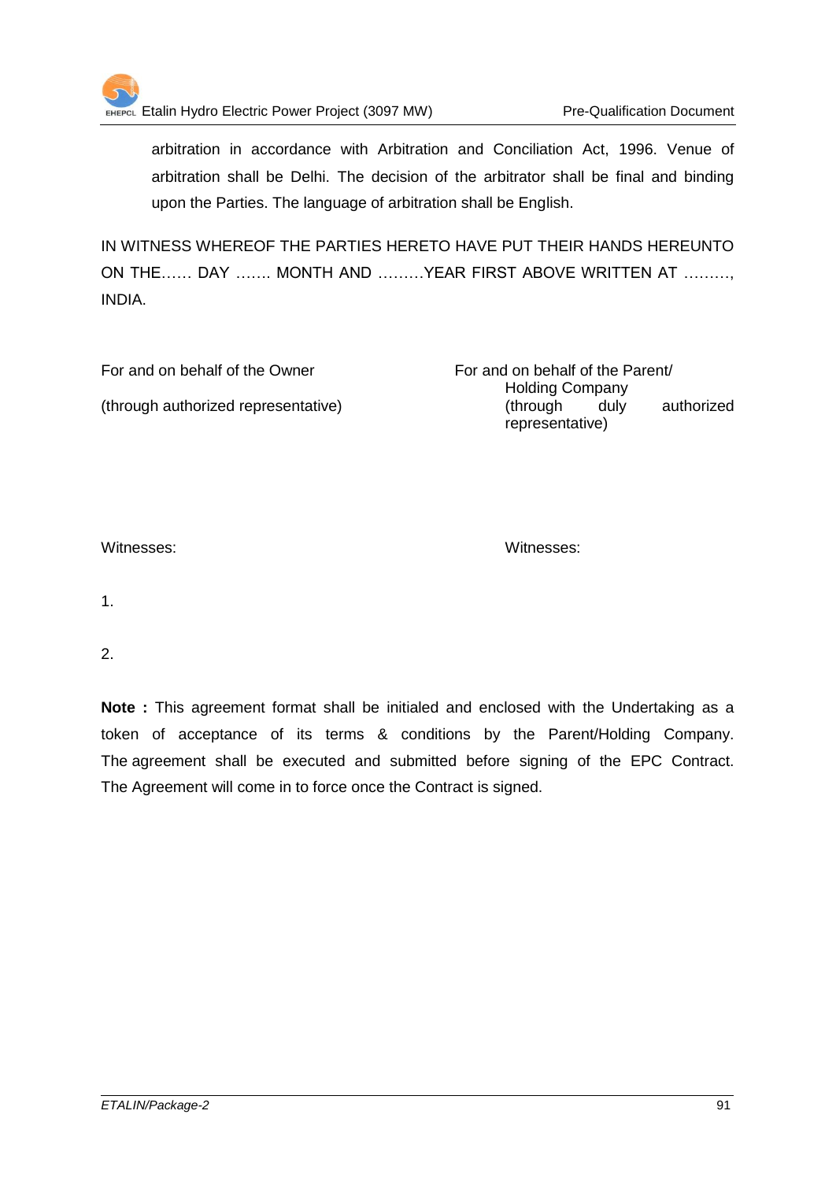arbitration in accordance with Arbitration and Conciliation Act, 1996. Venue of arbitration shall be Delhi. The decision of the arbitrator shall be final and binding upon the Parties. The language of arbitration shall be English.

IN WITNESS WHEREOF THE PARTIES HERETO HAVE PUT THEIR HANDS HEREUNTO ON THE…… DAY ……. MONTH AND ………YEAR FIRST ABOVE WRITTEN AT ………, INDIA.

| For and on behalf of the Owner | For and on behalf of the Parent/ Holding Company |
|---|---|
| (through authorized representative) | (through duly authorized representative) |
| | |
| Witnesses: | Witnesses: |

1.

2.

**Note :** This agreement format shall be initialed and enclosed with the Undertaking as a token of acceptance of its terms & conditions by the Parent/Holding Company. The agreement shall be executed and submitted before signing of the EPC Contract. The Agreement will come in to force once the Contract is signed.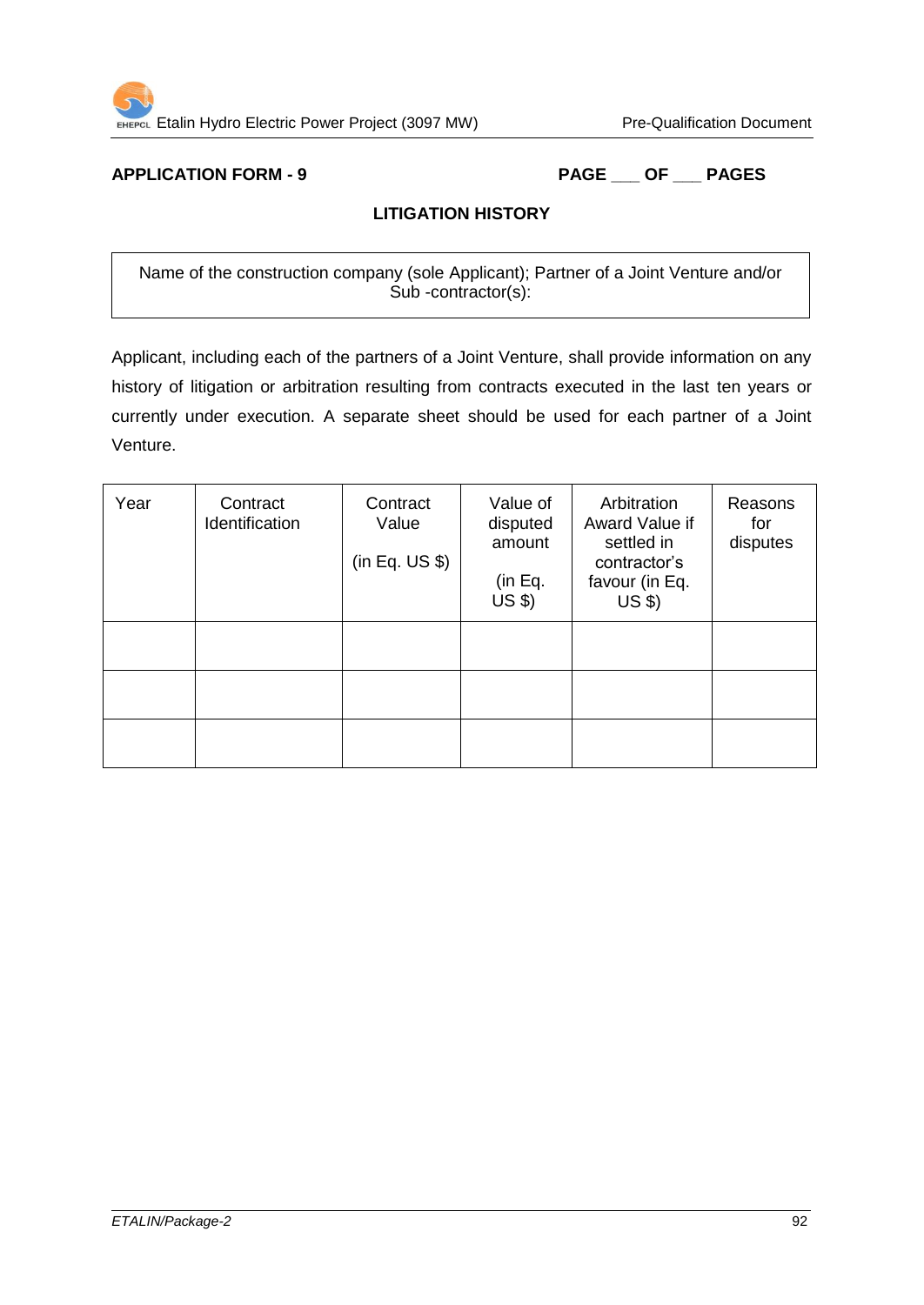**APPLICATION FORM - 9** **PAGE ___ OF ___ PAGES**

## LITIGATION HISTORY

| Name of the construction company (sole Applicant); Partner of a Joint Venture and/or Sub -contractor(s): |
|---|

Applicant, including each of the partners of a Joint Venture, shall provide information on any history of litigation or arbitration resulting from contracts executed in the last ten years or currently under execution. A separate sheet should be used for each partner of a Joint Venture.

| Year | Contract Identification | Contract Value (in Eq. US $) | Value of disputed amount (in Eq. US $) | Arbitration Award Value if settled in contractor's favour (in Eq. US $) | Reasons for disputes |
|---|---|---|---|---|---|
| | | | | | |
| | | | | | |
| | | | | | |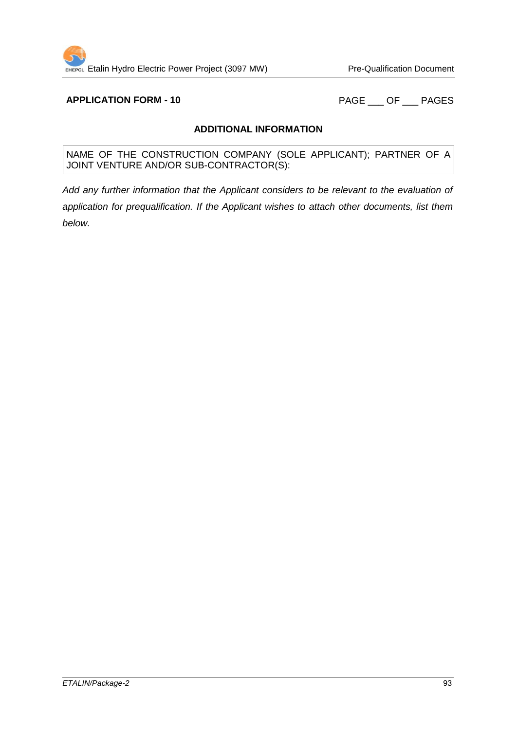**APPLICATION FORM - 10** PAGE ___ OF ___ PAGES

## ADDITIONAL INFORMATION

| NAME OF THE CONSTRUCTION COMPANY (SOLE APPLICANT); PARTNER OF A JOINT VENTURE AND/OR SUB-CONTRACTOR(S): |
|---|

*Add any further information that the Applicant considers to be relevant to the evaluation of application for prequalification. If the Applicant wishes to attach other documents, list them below.*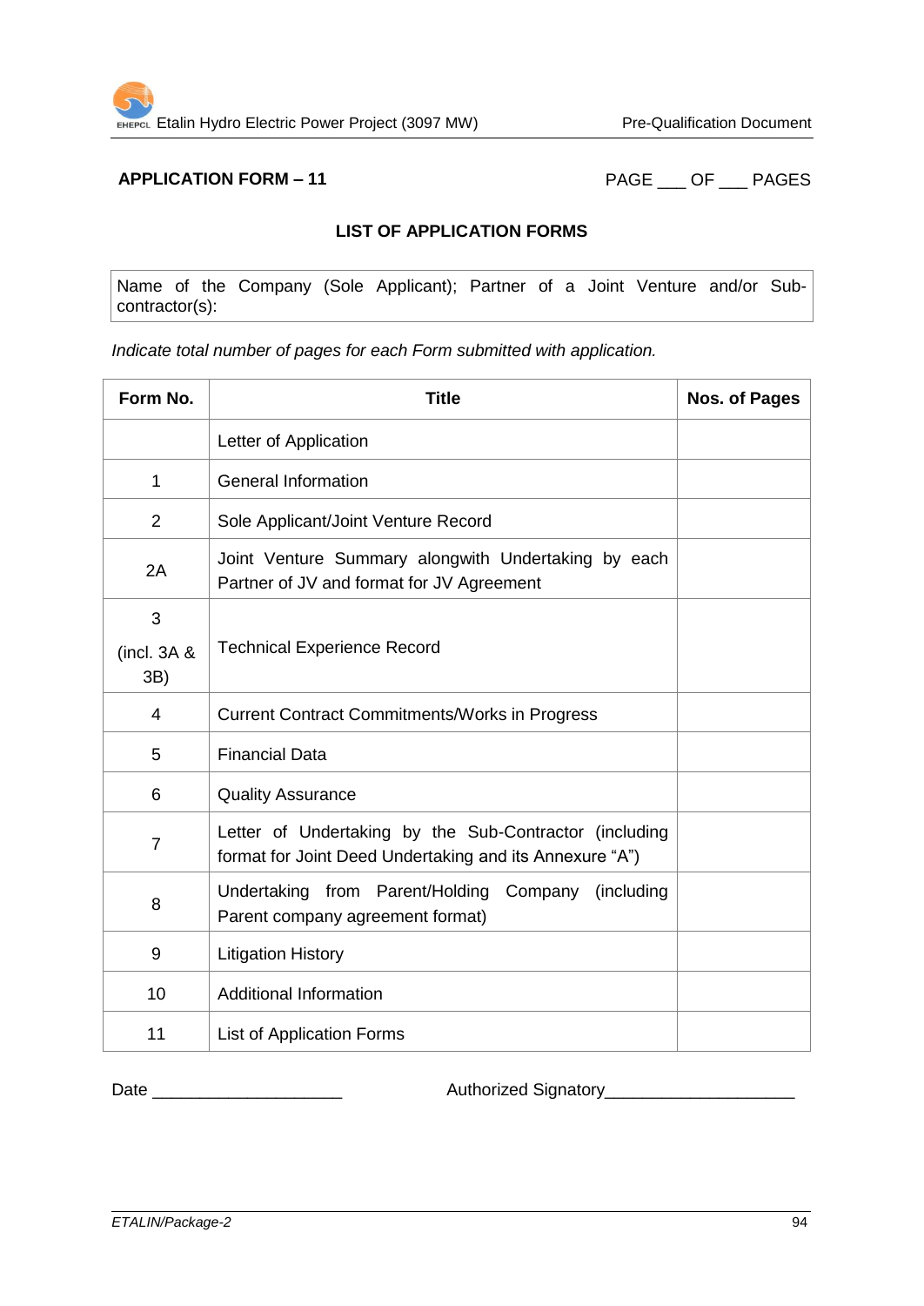**APPLICATION FORM – 11**

PAGE ___ OF ___ PAGES

## LIST OF APPLICATION FORMS

| Name of the Company (Sole Applicant); Partner of a Joint Venture and/or Sub-contractor(s): |
|---|

*Indicate total number of pages for each Form submitted with application.*

| Form No. | Title | Nos. of Pages |
|---|---|---|
| | Letter of Application | |
| 1 | General Information | |
| 2 | Sole Applicant/Joint Venture Record | |
| 2A | Joint Venture Summary alongwith Undertaking by each Partner of JV and format for JV Agreement | |
| 3 (incl. 3A & 3B) | Technical Experience Record | |
| 4 | Current Contract Commitments/Works in Progress | |
| 5 | Financial Data | |
| 6 | Quality Assurance | |
| 7 | Letter of Undertaking by the Sub-Contractor (including format for Joint Deed Undertaking and its Annexure "A") | |
| 8 | Undertaking from Parent/Holding Company (including Parent company agreement format) | |
| 9 | Litigation History | |
| 10 | Additional Information | |
| 11 | List of Application Forms | |

Date ____________________

Authorized Signatory____________________